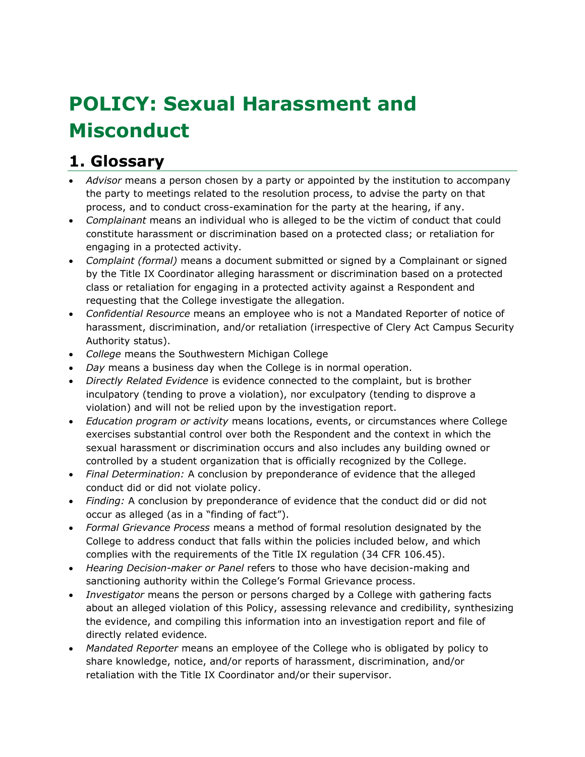# POLICY: Sexual Harassment and Misconduct

## 1. Glossary

- *Advisor* means a person chosen by a party or appointed by the institution to accompany the party to meetings related to the resolution process, to advise the party on that process, and to conduct cross-examination for the party at the hearing, if any.
- *Complainant* means an individual who is alleged to be the victim of conduct that could constitute harassment or discrimination based on a protected class; or retaliation for engaging in a protected activity.
- *Complaint (formal)* means a document submitted or signed by a Complainant or signed by the Title IX Coordinator alleging harassment or discrimination based on a protected class or retaliation for engaging in a protected activity against a Respondent and requesting that the College investigate the allegation.
- *Confidential Resource* means an employee who is not a Mandated Reporter of notice of harassment, discrimination, and/or retaliation (irrespective of Clery Act Campus Security Authority status).
- *College* means the Southwestern Michigan College
- *Day* means a business day when the College is in normal operation.
- *Directly Related Evidence* is evidence connected to the complaint, but is brother inculpatory (tending to prove a violation), nor exculpatory (tending to disprove a violation) and will not be relied upon by the investigation report.
- *Education program or activity* means locations, events, or circumstances where College exercises substantial control over both the Respondent and the context in which the sexual harassment or discrimination occurs and also includes any building owned or controlled by a student organization that is officially recognized by the College.
- *Final Determination:* A conclusion by preponderance of evidence that the alleged conduct did or did not violate policy.
- *Finding:* A conclusion by preponderance of evidence that the conduct did or did not occur as alleged (as in a "finding of fact").
- *Formal Grievance Process* means a method of formal resolution designated by the College to address conduct that falls within the policies included below, and which complies with the requirements of the Title IX regulation (34 CFR 106.45).
- *Hearing Decision-maker or Panel* refers to those who have decision-making and sanctioning authority within the College's Formal Grievance process.
- *Investigator* means the person or persons charged by a College with gathering facts about an alleged violation of this Policy, assessing relevance and credibility, synthesizing the evidence, and compiling this information into an investigation report and file of directly related evidence.
- *Mandated Reporter* means an employee of the College who is obligated by policy to share knowledge, notice, and/or reports of harassment, discrimination, and/or retaliation with the Title IX Coordinator and/or their supervisor.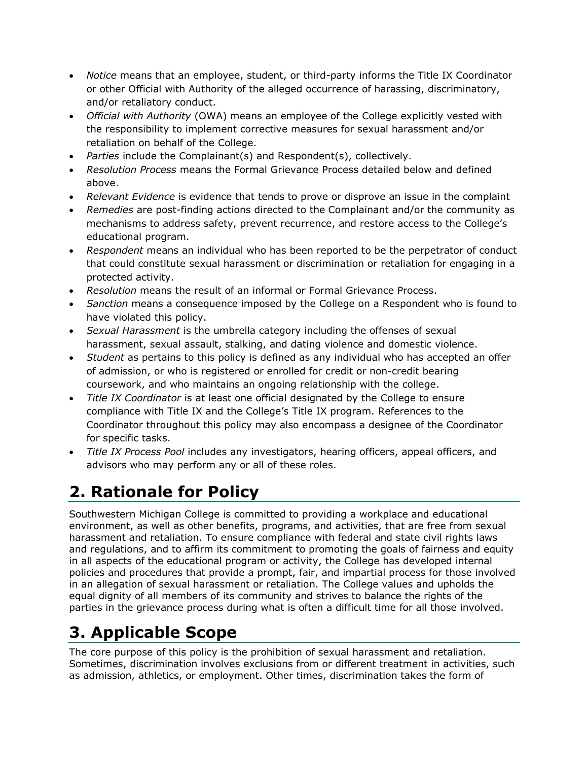- *Notice* means that an employee, student, or third-party informs the Title IX Coordinator or other Official with Authority of the alleged occurrence of harassing, discriminatory, and/or retaliatory conduct.
- *Official with Authority* (OWA) means an employee of the College explicitly vested with the responsibility to implement corrective measures for sexual harassment and/or retaliation on behalf of the College.
- *Parties* include the Complainant(s) and Respondent(s), collectively.
- *Resolution Process* means the Formal Grievance Process detailed below and defined above.
- *Relevant Evidence* is evidence that tends to prove or disprove an issue in the complaint
- *Remedies* are post-finding actions directed to the Complainant and/or the community as mechanisms to address safety, prevent recurrence, and restore access to the College's educational program.
- *Respondent* means an individual who has been reported to be the perpetrator of conduct that could constitute sexual harassment or discrimination or retaliation for engaging in a protected activity.
- *Resolution* means the result of an informal or Formal Grievance Process.
- *Sanction* means a consequence imposed by the College on a Respondent who is found to have violated this policy.
- *Sexual Harassment* is the umbrella category including the offenses of sexual harassment, sexual assault, stalking, and dating violence and domestic violence.
- *Student* as pertains to this policy is defined as any individual who has accepted an offer of admission, or who is registered or enrolled for credit or non-credit bearing coursework, and who maintains an ongoing relationship with the college.
- *Title IX Coordinator* is at least one official designated by the College to ensure compliance with Title IX and the College's Title IX program. References to the Coordinator throughout this policy may also encompass a designee of the Coordinator for specific tasks.
- *Title IX Process Pool* includes any investigators, hearing officers, appeal officers, and advisors who may perform any or all of these roles.

# 2. Rationale for Policy

Southwestern Michigan College is committed to providing a workplace and educational environment, as well as other benefits, programs, and activities, that are free from sexual harassment and retaliation. To ensure compliance with federal and state civil rights laws and regulations, and to affirm its commitment to promoting the goals of fairness and equity in all aspects of the educational program or activity, the College has developed internal policies and procedures that provide a prompt, fair, and impartial process for those involved in an allegation of sexual harassment or retaliation. The College values and upholds the equal dignity of all members of its community and strives to balance the rights of the parties in the grievance process during what is often a difficult time for all those involved.

# 3. Applicable Scope

The core purpose of this policy is the prohibition of sexual harassment and retaliation. Sometimes, discrimination involves exclusions from or different treatment in activities, such as admission, athletics, or employment. Other times, discrimination takes the form of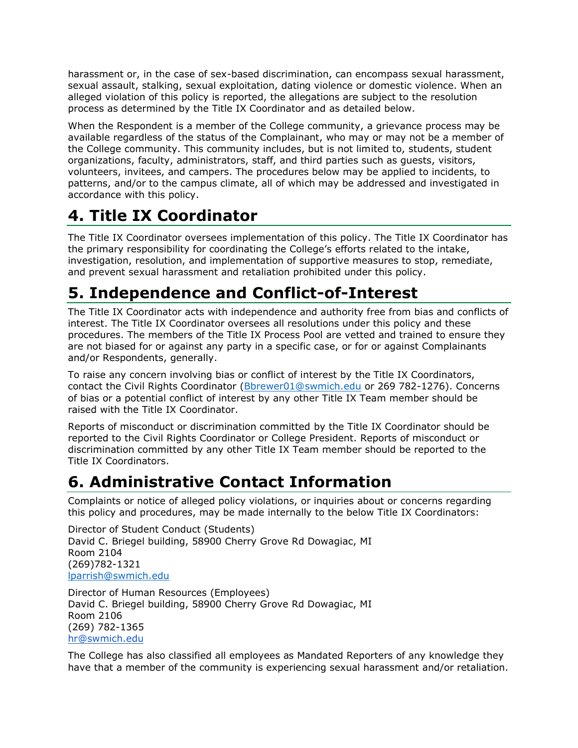harassment or, in the case of sex-based discrimination, can encompass sexual harassment, sexual assault, stalking, sexual exploitation, dating violence or domestic violence. When an alleged violation of this policy is reported, the allegations are subject to the resolution process as determined by the Title IX Coordinator and as detailed below.

When the Respondent is a member of the College community, a grievance process may be available regardless of the status of the Complainant, who may or may not be a member of the College community. This community includes, but is not limited to, students, student organizations, faculty, administrators, staff, and third parties such as guests, visitors, volunteers, invitees, and campers. The procedures below may be applied to incidents, to patterns, and/or to the campus climate, all of which may be addressed and investigated in accordance with this policy.

# 4. Title IX Coordinator

The Title IX Coordinator oversees implementation of this policy. The Title IX Coordinator has the primary responsibility for coordinating the College's efforts related to the intake, investigation, resolution, and implementation of supportive measures to stop, remediate, and prevent sexual harassment and retaliation prohibited under this policy.

# 5. Independence and Conflict-of-Interest

The Title IX Coordinator acts with independence and authority free from bias and conflicts of interest. The Title IX Coordinator oversees all resolutions under this policy and these procedures. The members of the Title IX Process Pool are vetted and trained to ensure they are not biased for or against any party in a specific case, or for or against Complainants and/or Respondents, generally.

To raise any concern involving bias or conflict of interest by the Title IX Coordinators, contact the Civil Rights Coordinator (Bbrewer01@swmich.edu or 269 782-1276). Concerns of bias or a potential conflict of interest by any other Title IX Team member should be raised with the Title IX Coordinator.

Reports of misconduct or discrimination committed by the Title IX Coordinator should be reported to the Civil Rights Coordinator or College President. Reports of misconduct or discrimination committed by any other Title IX Team member should be reported to the Title IX Coordinators.

# 6. Administrative Contact Information

Complaints or notice of alleged policy violations, or inquiries about or concerns regarding this policy and procedures, may be made internally to the below Title IX Coordinators:

Director of Student Conduct (Students)
David C. Briegel building, 58900 Cherry Grove Rd Dowagiac, MI
Room 2104
(269)782-1321
lparrish@swmich.edu

Director of Human Resources (Employees)
David C. Briegel building, 58900 Cherry Grove Rd Dowagiac, MI
Room 2106
(269) 782-1365
hr@swmich.edu

The College has also classified all employees as Mandated Reporters of any knowledge they have that a member of the community is experiencing sexual harassment and/or retaliation.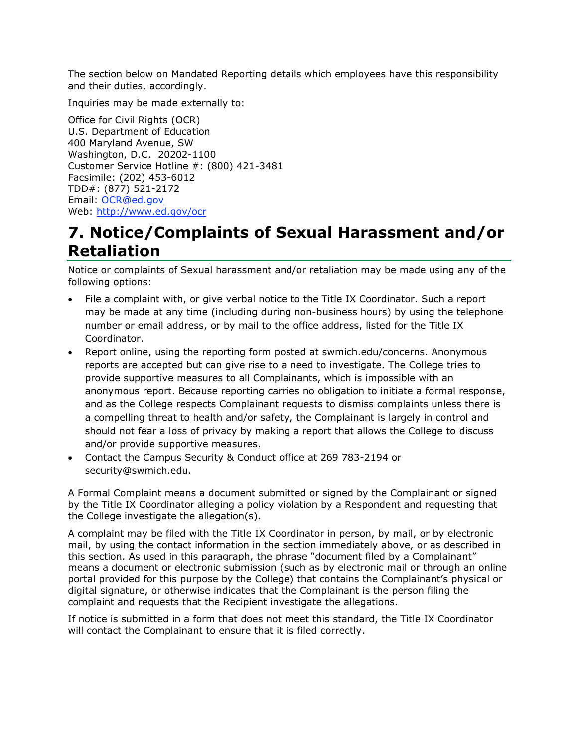The section below on Mandated Reporting details which employees have this responsibility and their duties, accordingly.

Inquiries may be made externally to:

Office for Civil Rights (OCR)
U.S. Department of Education
400 Maryland Avenue, SW
Washington, D.C. 20202-1100
Customer Service Hotline #: (800) 421-3481
Facsimile: (202) 453-6012
TDD#: (877) 521-2172
Email: OCR@ed.gov
Web: http://www.ed.gov/ocr

# 7. Notice/Complaints of Sexual Harassment and/or Retaliation

Notice or complaints of Sexual harassment and/or retaliation may be made using any of the following options:

- File a complaint with, or give verbal notice to the Title IX Coordinator. Such a report may be made at any time (including during non-business hours) by using the telephone number or email address, or by mail to the office address, listed for the Title IX Coordinator.
- Report online, using the reporting form posted at swmich.edu/concerns. Anonymous reports are accepted but can give rise to a need to investigate. The College tries to provide supportive measures to all Complainants, which is impossible with an anonymous report. Because reporting carries no obligation to initiate a formal response, and as the College respects Complainant requests to dismiss complaints unless there is a compelling threat to health and/or safety, the Complainant is largely in control and should not fear a loss of privacy by making a report that allows the College to discuss and/or provide supportive measures.
- Contact the Campus Security & Conduct office at 269 783-2194 or security@swmich.edu.

A Formal Complaint means a document submitted or signed by the Complainant or signed by the Title IX Coordinator alleging a policy violation by a Respondent and requesting that the College investigate the allegation(s).

A complaint may be filed with the Title IX Coordinator in person, by mail, or by electronic mail, by using the contact information in the section immediately above, or as described in this section. As used in this paragraph, the phrase "document filed by a Complainant" means a document or electronic submission (such as by electronic mail or through an online portal provided for this purpose by the College) that contains the Complainant's physical or digital signature, or otherwise indicates that the Complainant is the person filing the complaint and requests that the Recipient investigate the allegations.

If notice is submitted in a form that does not meet this standard, the Title IX Coordinator will contact the Complainant to ensure that it is filed correctly.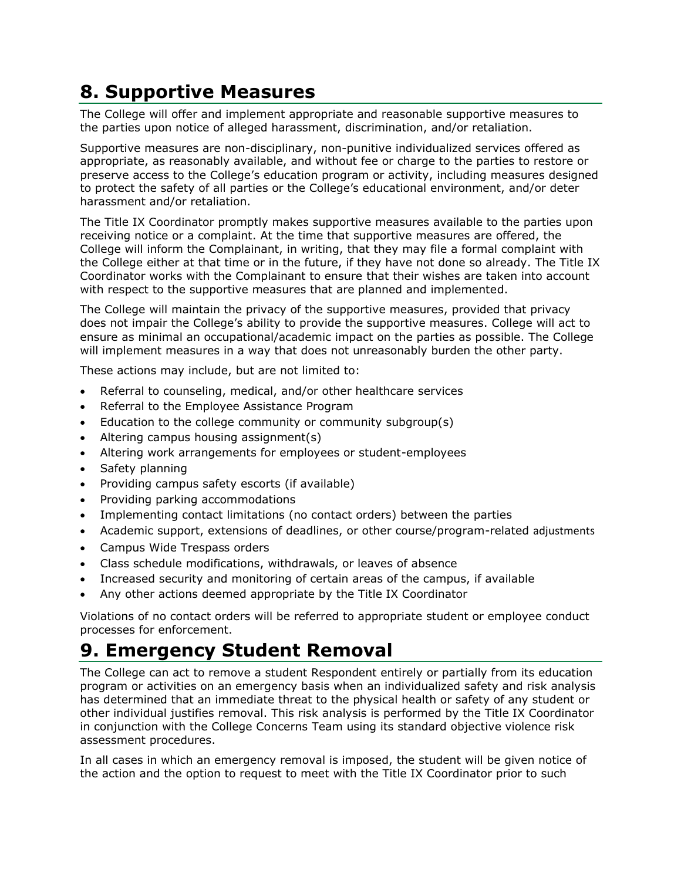## 8. Supportive Measures

The College will offer and implement appropriate and reasonable supportive measures to the parties upon notice of alleged harassment, discrimination, and/or retaliation.

Supportive measures are non-disciplinary, non-punitive individualized services offered as appropriate, as reasonably available, and without fee or charge to the parties to restore or preserve access to the College's education program or activity, including measures designed to protect the safety of all parties or the College's educational environment, and/or deter harassment and/or retaliation.

The Title IX Coordinator promptly makes supportive measures available to the parties upon receiving notice or a complaint. At the time that supportive measures are offered, the College will inform the Complainant, in writing, that they may file a formal complaint with the College either at that time or in the future, if they have not done so already. The Title IX Coordinator works with the Complainant to ensure that their wishes are taken into account with respect to the supportive measures that are planned and implemented.

The College will maintain the privacy of the supportive measures, provided that privacy does not impair the College's ability to provide the supportive measures. College will act to ensure as minimal an occupational/academic impact on the parties as possible. The College will implement measures in a way that does not unreasonably burden the other party.

These actions may include, but are not limited to:

- Referral to counseling, medical, and/or other healthcare services
- Referral to the Employee Assistance Program
- Education to the college community or community subgroup(s)
- Altering campus housing assignment(s)
- Altering work arrangements for employees or student-employees
- Safety planning
- Providing campus safety escorts (if available)
- Providing parking accommodations
- Implementing contact limitations (no contact orders) between the parties
- Academic support, extensions of deadlines, or other course/program-related adjustments
- Campus Wide Trespass orders
- Class schedule modifications, withdrawals, or leaves of absence
- Increased security and monitoring of certain areas of the campus, if available
- Any other actions deemed appropriate by the Title IX Coordinator

Violations of no contact orders will be referred to appropriate student or employee conduct processes for enforcement.

## 9. Emergency Student Removal

The College can act to remove a student Respondent entirely or partially from its education program or activities on an emergency basis when an individualized safety and risk analysis has determined that an immediate threat to the physical health or safety of any student or other individual justifies removal. This risk analysis is performed by the Title IX Coordinator in conjunction with the College Concerns Team using its standard objective violence risk assessment procedures.

In all cases in which an emergency removal is imposed, the student will be given notice of the action and the option to request to meet with the Title IX Coordinator prior to such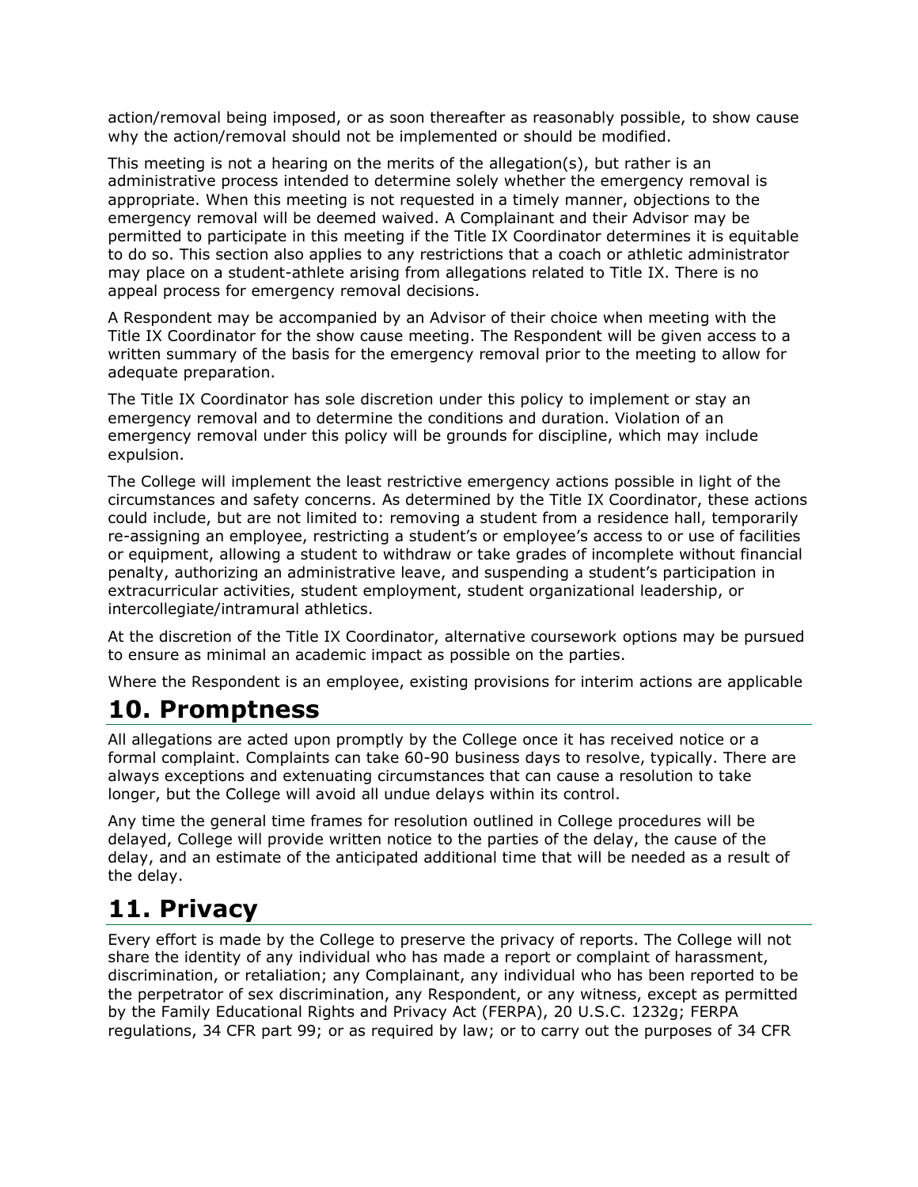action/removal being imposed, or as soon thereafter as reasonably possible, to show cause why the action/removal should not be implemented or should be modified.

This meeting is not a hearing on the merits of the allegation(s), but rather is an administrative process intended to determine solely whether the emergency removal is appropriate. When this meeting is not requested in a timely manner, objections to the emergency removal will be deemed waived. A Complainant and their Advisor may be permitted to participate in this meeting if the Title IX Coordinator determines it is equitable to do so. This section also applies to any restrictions that a coach or athletic administrator may place on a student-athlete arising from allegations related to Title IX. There is no appeal process for emergency removal decisions.

A Respondent may be accompanied by an Advisor of their choice when meeting with the Title IX Coordinator for the show cause meeting. The Respondent will be given access to a written summary of the basis for the emergency removal prior to the meeting to allow for adequate preparation.

The Title IX Coordinator has sole discretion under this policy to implement or stay an emergency removal and to determine the conditions and duration. Violation of an emergency removal under this policy will be grounds for discipline, which may include expulsion.

The College will implement the least restrictive emergency actions possible in light of the circumstances and safety concerns. As determined by the Title IX Coordinator, these actions could include, but are not limited to: removing a student from a residence hall, temporarily re-assigning an employee, restricting a student's or employee's access to or use of facilities or equipment, allowing a student to withdraw or take grades of incomplete without financial penalty, authorizing an administrative leave, and suspending a student's participation in extracurricular activities, student employment, student organizational leadership, or intercollegiate/intramural athletics.

At the discretion of the Title IX Coordinator, alternative coursework options may be pursued to ensure as minimal an academic impact as possible on the parties.

Where the Respondent is an employee, existing provisions for interim actions are applicable

# 10. Promptness

All allegations are acted upon promptly by the College once it has received notice or a formal complaint. Complaints can take 60-90 business days to resolve, typically. There are always exceptions and extenuating circumstances that can cause a resolution to take longer, but the College will avoid all undue delays within its control.

Any time the general time frames for resolution outlined in College procedures will be delayed, College will provide written notice to the parties of the delay, the cause of the delay, and an estimate of the anticipated additional time that will be needed as a result of the delay.

# 11. Privacy

Every effort is made by the College to preserve the privacy of reports. The College will not share the identity of any individual who has made a report or complaint of harassment, discrimination, or retaliation; any Complainant, any individual who has been reported to be the perpetrator of sex discrimination, any Respondent, or any witness, except as permitted by the Family Educational Rights and Privacy Act (FERPA), 20 U.S.C. 1232g; FERPA regulations, 34 CFR part 99; or as required by law; or to carry out the purposes of 34 CFR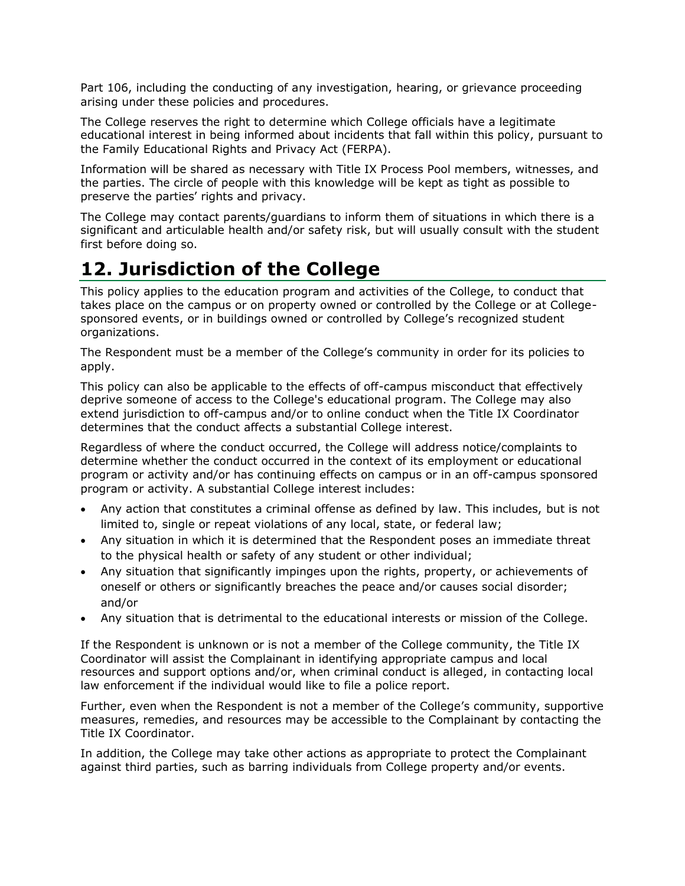Part 106, including the conducting of any investigation, hearing, or grievance proceeding arising under these policies and procedures.

The College reserves the right to determine which College officials have a legitimate educational interest in being informed about incidents that fall within this policy, pursuant to the Family Educational Rights and Privacy Act (FERPA).

Information will be shared as necessary with Title IX Process Pool members, witnesses, and the parties. The circle of people with this knowledge will be kept as tight as possible to preserve the parties' rights and privacy.

The College may contact parents/guardians to inform them of situations in which there is a significant and articulable health and/or safety risk, but will usually consult with the student first before doing so.

# 12. Jurisdiction of the College

This policy applies to the education program and activities of the College, to conduct that takes place on the campus or on property owned or controlled by the College or at College-sponsored events, or in buildings owned or controlled by College's recognized student organizations.

The Respondent must be a member of the College's community in order for its policies to apply.

This policy can also be applicable to the effects of off-campus misconduct that effectively deprive someone of access to the College's educational program. The College may also extend jurisdiction to off-campus and/or to online conduct when the Title IX Coordinator determines that the conduct affects a substantial College interest.

Regardless of where the conduct occurred, the College will address notice/complaints to determine whether the conduct occurred in the context of its employment or educational program or activity and/or has continuing effects on campus or in an off-campus sponsored program or activity. A substantial College interest includes:

- Any action that constitutes a criminal offense as defined by law. This includes, but is not limited to, single or repeat violations of any local, state, or federal law;
- Any situation in which it is determined that the Respondent poses an immediate threat to the physical health or safety of any student or other individual;
- Any situation that significantly impinges upon the rights, property, or achievements of oneself or others or significantly breaches the peace and/or causes social disorder; and/or
- Any situation that is detrimental to the educational interests or mission of the College.

If the Respondent is unknown or is not a member of the College community, the Title IX Coordinator will assist the Complainant in identifying appropriate campus and local resources and support options and/or, when criminal conduct is alleged, in contacting local law enforcement if the individual would like to file a police report.

Further, even when the Respondent is not a member of the College's community, supportive measures, remedies, and resources may be accessible to the Complainant by contacting the Title IX Coordinator.

In addition, the College may take other actions as appropriate to protect the Complainant against third parties, such as barring individuals from College property and/or events.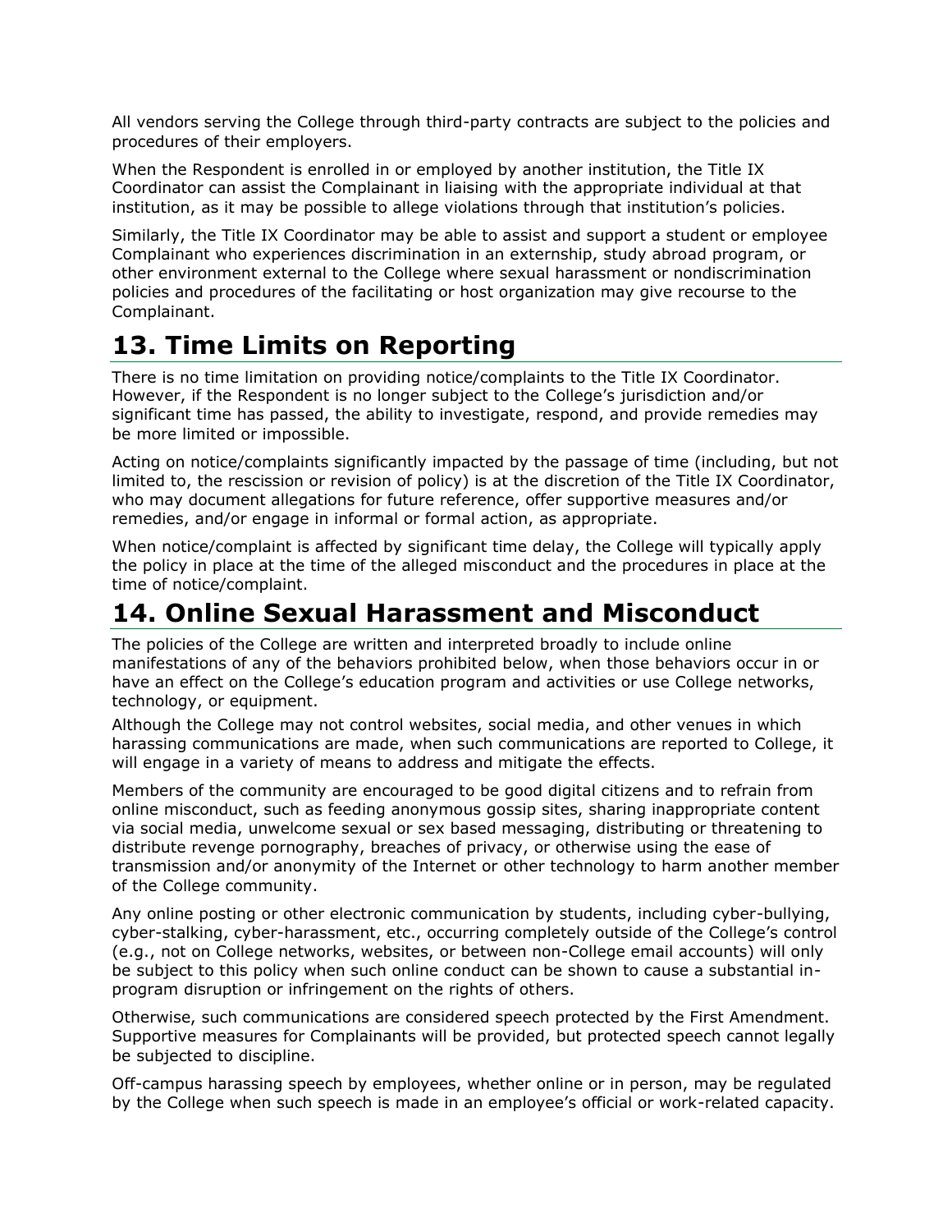All vendors serving the College through third-party contracts are subject to the policies and procedures of their employers.

When the Respondent is enrolled in or employed by another institution, the Title IX Coordinator can assist the Complainant in liaising with the appropriate individual at that institution, as it may be possible to allege violations through that institution's policies.

Similarly, the Title IX Coordinator may be able to assist and support a student or employee Complainant who experiences discrimination in an externship, study abroad program, or other environment external to the College where sexual harassment or nondiscrimination policies and procedures of the facilitating or host organization may give recourse to the Complainant.

# 13. Time Limits on Reporting

There is no time limitation on providing notice/complaints to the Title IX Coordinator. However, if the Respondent is no longer subject to the College's jurisdiction and/or significant time has passed, the ability to investigate, respond, and provide remedies may be more limited or impossible.

Acting on notice/complaints significantly impacted by the passage of time (including, but not limited to, the rescission or revision of policy) is at the discretion of the Title IX Coordinator, who may document allegations for future reference, offer supportive measures and/or remedies, and/or engage in informal or formal action, as appropriate.

When notice/complaint is affected by significant time delay, the College will typically apply the policy in place at the time of the alleged misconduct and the procedures in place at the time of notice/complaint.

# 14. Online Sexual Harassment and Misconduct

The policies of the College are written and interpreted broadly to include online manifestations of any of the behaviors prohibited below, when those behaviors occur in or have an effect on the College's education program and activities or use College networks, technology, or equipment.

Although the College may not control websites, social media, and other venues in which harassing communications are made, when such communications are reported to College, it will engage in a variety of means to address and mitigate the effects.

Members of the community are encouraged to be good digital citizens and to refrain from online misconduct, such as feeding anonymous gossip sites, sharing inappropriate content via social media, unwelcome sexual or sex based messaging, distributing or threatening to distribute revenge pornography, breaches of privacy, or otherwise using the ease of transmission and/or anonymity of the Internet or other technology to harm another member of the College community.

Any online posting or other electronic communication by students, including cyber-bullying, cyber-stalking, cyber-harassment, etc., occurring completely outside of the College's control (e.g., not on College networks, websites, or between non-College email accounts) will only be subject to this policy when such online conduct can be shown to cause a substantial in-program disruption or infringement on the rights of others.

Otherwise, such communications are considered speech protected by the First Amendment. Supportive measures for Complainants will be provided, but protected speech cannot legally be subjected to discipline.

Off-campus harassing speech by employees, whether online or in person, may be regulated by the College when such speech is made in an employee's official or work-related capacity.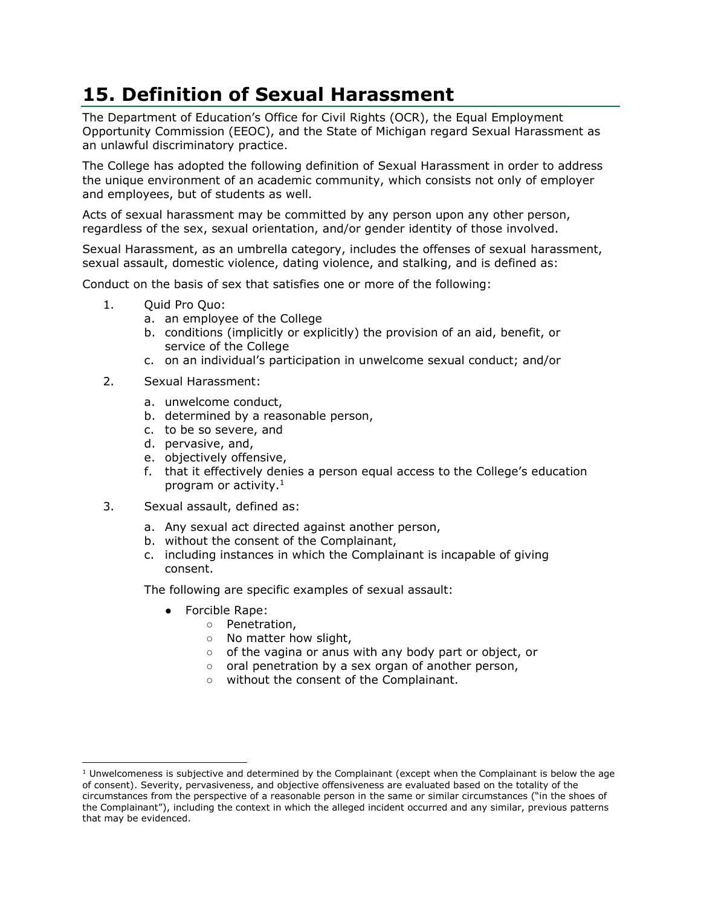# 15. Definition of Sexual Harassment

The Department of Education's Office for Civil Rights (OCR), the Equal Employment Opportunity Commission (EEOC), and the State of Michigan regard Sexual Harassment as an unlawful discriminatory practice.

The College has adopted the following definition of Sexual Harassment in order to address the unique environment of an academic community, which consists not only of employer and employees, but of students as well.

Acts of sexual harassment may be committed by any person upon any other person, regardless of the sex, sexual orientation, and/or gender identity of those involved.

Sexual Harassment, as an umbrella category, includes the offenses of sexual harassment, sexual assault, domestic violence, dating violence, and stalking, and is defined as:

Conduct on the basis of sex that satisfies one or more of the following:

1. Quid Pro Quo:
   a. an employee of the College
   b. conditions (implicitly or explicitly) the provision of an aid, benefit, or service of the College
   c. on an individual's participation in unwelcome sexual conduct; and/or

2. Sexual Harassment:
   a. unwelcome conduct,
   b. determined by a reasonable person,
   c. to be so severe, and
   d. pervasive, and,
   e. objectively offensive,
   f. that it effectively denies a person equal access to the College's education program or activity.[1]

3. Sexual assault, defined as:
   a. Any sexual act directed against another person,
   b. without the consent of the Complainant,
   c. including instances in which the Complainant is incapable of giving consent.

   The following are specific examples of sexual assault:

   - Forcible Rape:
     - Penetration,
     - No matter how slight,
     - of the vagina or anus with any body part or object, or
     - oral penetration by a sex organ of another person,
     - without the consent of the Complainant.

[1] Unwelcomeness is subjective and determined by the Complainant (except when the Complainant is below the age of consent). Severity, pervasiveness, and objective offensiveness are evaluated based on the totality of the circumstances from the perspective of a reasonable person in the same or similar circumstances ("in the shoes of the Complainant"), including the context in which the alleged incident occurred and any similar, previous patterns that may be evidenced.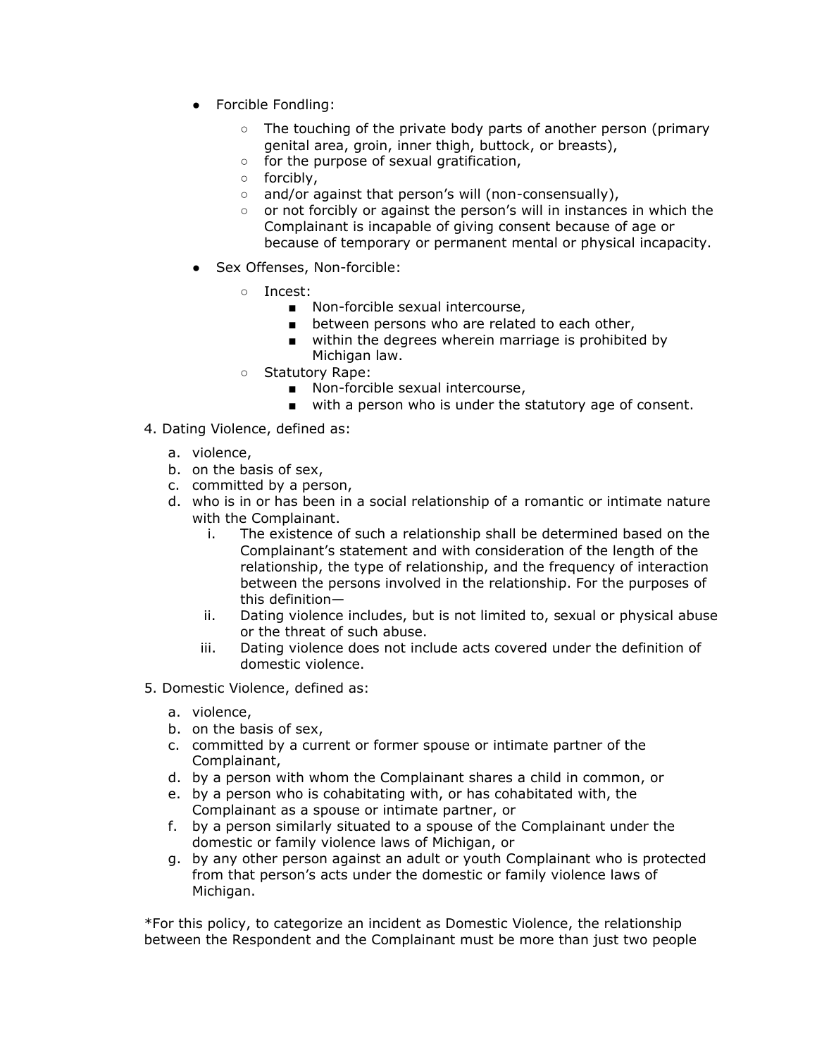- Forcible Fondling:
  - The touching of the private body parts of another person (primary genital area, groin, inner thigh, buttock, or breasts),
  - for the purpose of sexual gratification,
  - forcibly,
  - and/or against that person's will (non-consensually),
  - or not forcibly or against the person's will in instances in which the Complainant is incapable of giving consent because of age or because of temporary or permanent mental or physical incapacity.
- Sex Offenses, Non-forcible:
  - Incest:
    - Non-forcible sexual intercourse,
    - between persons who are related to each other,
    - within the degrees wherein marriage is prohibited by Michigan law.
  - Statutory Rape:
    - Non-forcible sexual intercourse,
    - with a person who is under the statutory age of consent.

4. Dating Violence, defined as:
   a. violence,
   b. on the basis of sex,
   c. committed by a person,
   d. who is in or has been in a social relationship of a romantic or intimate nature with the Complainant.
      i. The existence of such a relationship shall be determined based on the Complainant's statement and with consideration of the length of the relationship, the type of relationship, and the frequency of interaction between the persons involved in the relationship. For the purposes of this definition—
      ii. Dating violence includes, but is not limited to, sexual or physical abuse or the threat of such abuse.
      iii. Dating violence does not include acts covered under the definition of domestic violence.

5. Domestic Violence, defined as:
   a. violence,
   b. on the basis of sex,
   c. committed by a current or former spouse or intimate partner of the Complainant,
   d. by a person with whom the Complainant shares a child in common, or
   e. by a person who is cohabitating with, or has cohabitated with, the Complainant as a spouse or intimate partner, or
   f. by a person similarly situated to a spouse of the Complainant under the domestic or family violence laws of Michigan, or
   g. by any other person against an adult or youth Complainant who is protected from that person's acts under the domestic or family violence laws of Michigan.

*For this policy, to categorize an incident as Domestic Violence, the relationship between the Respondent and the Complainant must be more than just two people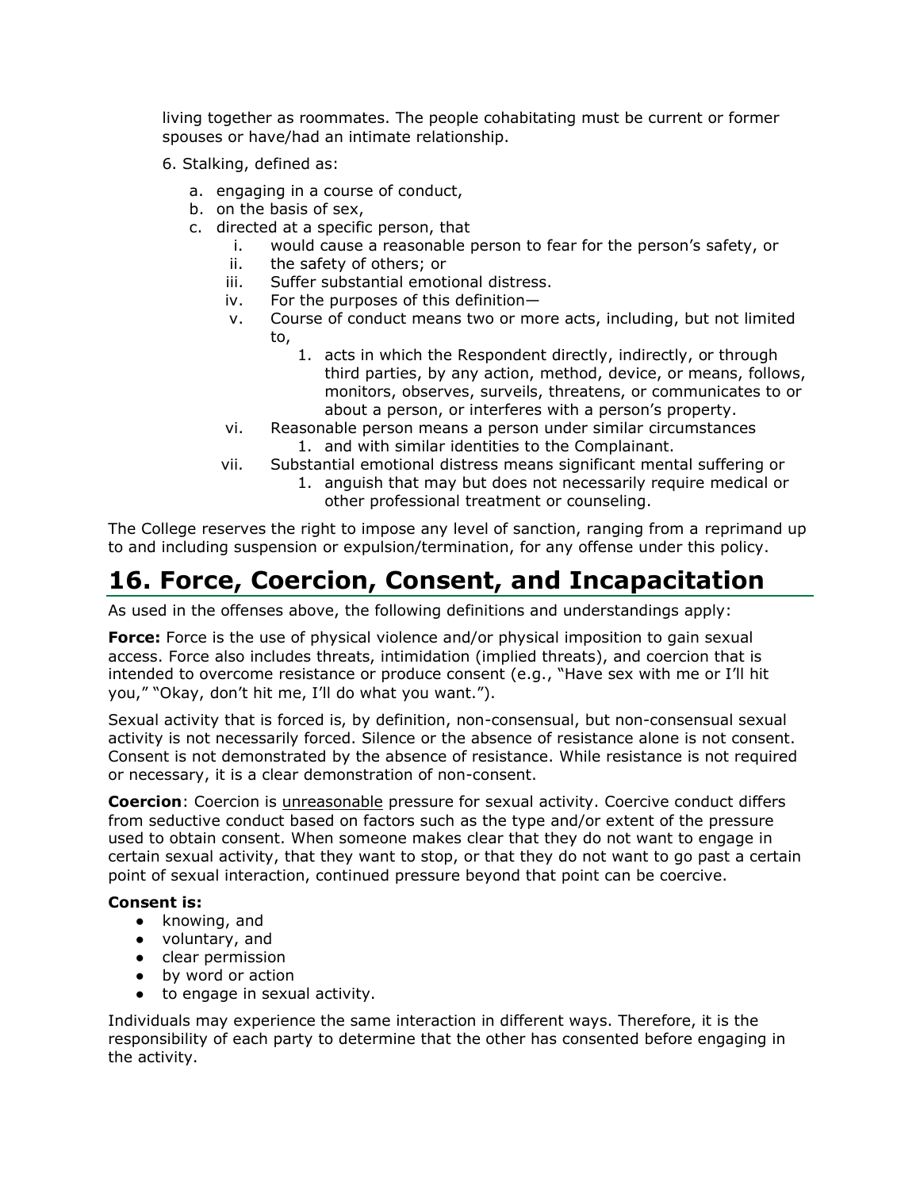living together as roommates. The people cohabitating must be current or former spouses or have/had an intimate relationship.

6. Stalking, defined as:

   a. engaging in a course of conduct,
   b. on the basis of sex,
   c. directed at a specific person, that
      i. would cause a reasonable person to fear for the person's safety, or
      ii. the safety of others; or
      iii. Suffer substantial emotional distress.
      iv. For the purposes of this definition—
      v. Course of conduct means two or more acts, including, but not limited to,
         1. acts in which the Respondent directly, indirectly, or through third parties, by any action, method, device, or means, follows, monitors, observes, surveils, threatens, or communicates to or about a person, or interferes with a person's property.
      vi. Reasonable person means a person under similar circumstances
         1. and with similar identities to the Complainant.
      vii. Substantial emotional distress means significant mental suffering or
         1. anguish that may but does not necessarily require medical or other professional treatment or counseling.

The College reserves the right to impose any level of sanction, ranging from a reprimand up to and including suspension or expulsion/termination, for any offense under this policy.

# 16. Force, Coercion, Consent, and Incapacitation

As used in the offenses above, the following definitions and understandings apply:

**Force:** Force is the use of physical violence and/or physical imposition to gain sexual access. Force also includes threats, intimidation (implied threats), and coercion that is intended to overcome resistance or produce consent (e.g., "Have sex with me or I'll hit you," "Okay, don't hit me, I'll do what you want.").

Sexual activity that is forced is, by definition, non-consensual, but non-consensual sexual activity is not necessarily forced. Silence or the absence of resistance alone is not consent. Consent is not demonstrated by the absence of resistance. While resistance is not required or necessary, it is a clear demonstration of non-consent.

**Coercion**: Coercion is unreasonable pressure for sexual activity. Coercive conduct differs from seductive conduct based on factors such as the type and/or extent of the pressure used to obtain consent. When someone makes clear that they do not want to engage in certain sexual activity, that they want to stop, or that they do not want to go past a certain point of sexual interaction, continued pressure beyond that point can be coercive.

**Consent is:**

- knowing, and
- voluntary, and
- clear permission
- by word or action
- to engage in sexual activity.

Individuals may experience the same interaction in different ways. Therefore, it is the responsibility of each party to determine that the other has consented before engaging in the activity.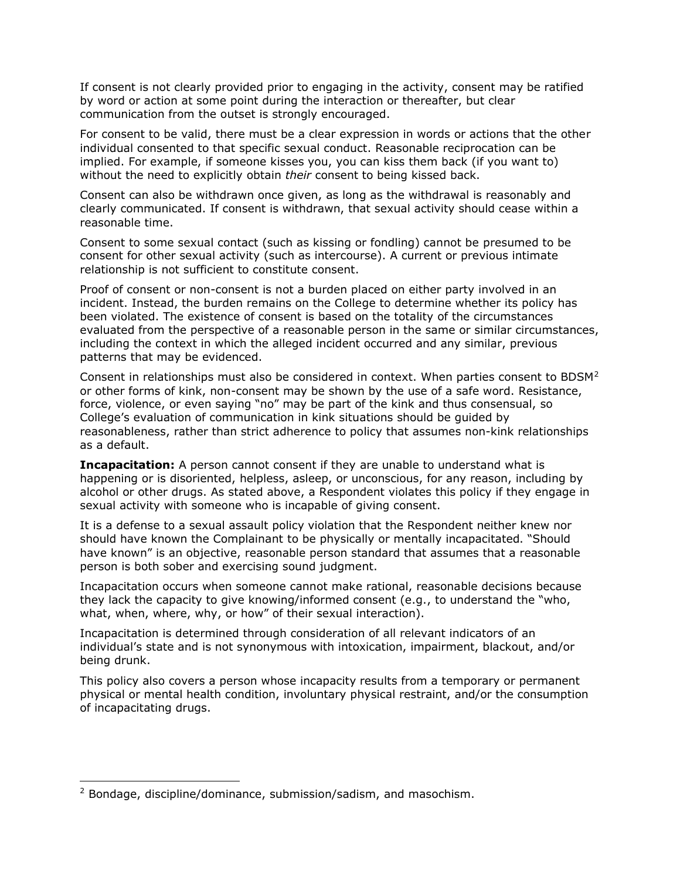If consent is not clearly provided prior to engaging in the activity, consent may be ratified by word or action at some point during the interaction or thereafter, but clear communication from the outset is strongly encouraged.

For consent to be valid, there must be a clear expression in words or actions that the other individual consented to that specific sexual conduct. Reasonable reciprocation can be implied. For example, if someone kisses you, you can kiss them back (if you want to) without the need to explicitly obtain *their* consent to being kissed back.

Consent can also be withdrawn once given, as long as the withdrawal is reasonably and clearly communicated. If consent is withdrawn, that sexual activity should cease within a reasonable time.

Consent to some sexual contact (such as kissing or fondling) cannot be presumed to be consent for other sexual activity (such as intercourse). A current or previous intimate relationship is not sufficient to constitute consent.

Proof of consent or non-consent is not a burden placed on either party involved in an incident. Instead, the burden remains on the College to determine whether its policy has been violated. The existence of consent is based on the totality of the circumstances evaluated from the perspective of a reasonable person in the same or similar circumstances, including the context in which the alleged incident occurred and any similar, previous patterns that may be evidenced.

Consent in relationships must also be considered in context. When parties consent to BDSM[2] or other forms of kink, non-consent may be shown by the use of a safe word. Resistance, force, violence, or even saying "no" may be part of the kink and thus consensual, so College's evaluation of communication in kink situations should be guided by reasonableness, rather than strict adherence to policy that assumes non-kink relationships as a default.

**Incapacitation:** A person cannot consent if they are unable to understand what is happening or is disoriented, helpless, asleep, or unconscious, for any reason, including by alcohol or other drugs. As stated above, a Respondent violates this policy if they engage in sexual activity with someone who is incapable of giving consent.

It is a defense to a sexual assault policy violation that the Respondent neither knew nor should have known the Complainant to be physically or mentally incapacitated. "Should have known" is an objective, reasonable person standard that assumes that a reasonable person is both sober and exercising sound judgment.

Incapacitation occurs when someone cannot make rational, reasonable decisions because they lack the capacity to give knowing/informed consent (e.g., to understand the "who, what, when, where, why, or how" of their sexual interaction).

Incapacitation is determined through consideration of all relevant indicators of an individual's state and is not synonymous with intoxication, impairment, blackout, and/or being drunk.

This policy also covers a person whose incapacity results from a temporary or permanent physical or mental health condition, involuntary physical restraint, and/or the consumption of incapacitating drugs.

---

[2] Bondage, discipline/dominance, submission/sadism, and masochism.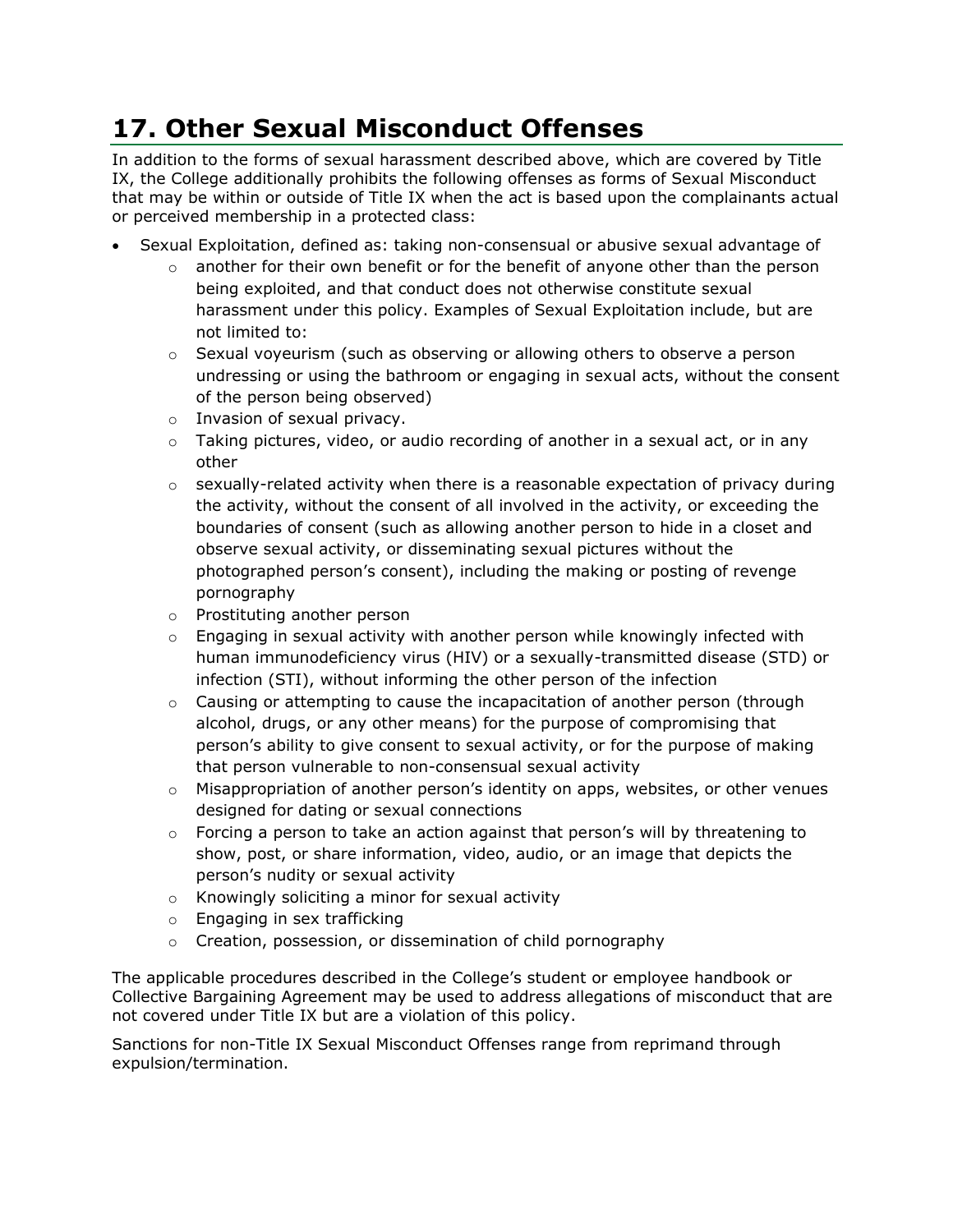# 17. Other Sexual Misconduct Offenses

In addition to the forms of sexual harassment described above, which are covered by Title IX, the College additionally prohibits the following offenses as forms of Sexual Misconduct that may be within or outside of Title IX when the act is based upon the complainants actual or perceived membership in a protected class:

- Sexual Exploitation, defined as: taking non-consensual or abusive sexual advantage of
    - another for their own benefit or for the benefit of anyone other than the person being exploited, and that conduct does not otherwise constitute sexual harassment under this policy. Examples of Sexual Exploitation include, but are not limited to:
    - Sexual voyeurism (such as observing or allowing others to observe a person undressing or using the bathroom or engaging in sexual acts, without the consent of the person being observed)
    - Invasion of sexual privacy.
    - Taking pictures, video, or audio recording of another in a sexual act, or in any other
    - sexually-related activity when there is a reasonable expectation of privacy during the activity, without the consent of all involved in the activity, or exceeding the boundaries of consent (such as allowing another person to hide in a closet and observe sexual activity, or disseminating sexual pictures without the photographed person's consent), including the making or posting of revenge pornography
    - Prostituting another person
    - Engaging in sexual activity with another person while knowingly infected with human immunodeficiency virus (HIV) or a sexually-transmitted disease (STD) or infection (STI), without informing the other person of the infection
    - Causing or attempting to cause the incapacitation of another person (through alcohol, drugs, or any other means) for the purpose of compromising that person's ability to give consent to sexual activity, or for the purpose of making that person vulnerable to non-consensual sexual activity
    - Misappropriation of another person's identity on apps, websites, or other venues designed for dating or sexual connections
    - Forcing a person to take an action against that person's will by threatening to show, post, or share information, video, audio, or an image that depicts the person's nudity or sexual activity
    - Knowingly soliciting a minor for sexual activity
    - Engaging in sex trafficking
    - Creation, possession, or dissemination of child pornography

The applicable procedures described in the College's student or employee handbook or Collective Bargaining Agreement may be used to address allegations of misconduct that are not covered under Title IX but are a violation of this policy.

Sanctions for non-Title IX Sexual Misconduct Offenses range from reprimand through expulsion/termination.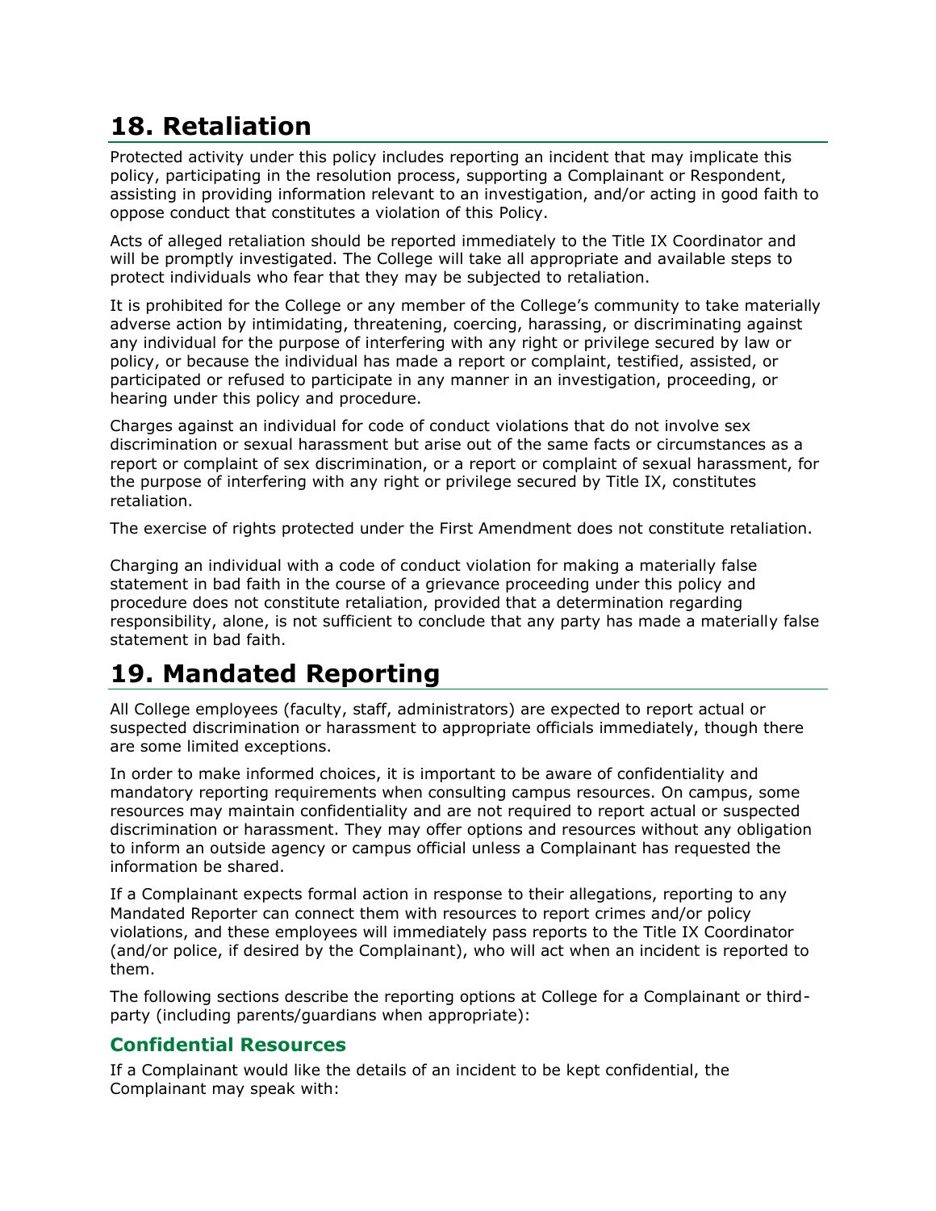## 18. Retaliation

Protected activity under this policy includes reporting an incident that may implicate this policy, participating in the resolution process, supporting a Complainant or Respondent, assisting in providing information relevant to an investigation, and/or acting in good faith to oppose conduct that constitutes a violation of this Policy.

Acts of alleged retaliation should be reported immediately to the Title IX Coordinator and will be promptly investigated. The College will take all appropriate and available steps to protect individuals who fear that they may be subjected to retaliation.

It is prohibited for the College or any member of the College's community to take materially adverse action by intimidating, threatening, coercing, harassing, or discriminating against any individual for the purpose of interfering with any right or privilege secured by law or policy, or because the individual has made a report or complaint, testified, assisted, or participated or refused to participate in any manner in an investigation, proceeding, or hearing under this policy and procedure.

Charges against an individual for code of conduct violations that do not involve sex discrimination or sexual harassment but arise out of the same facts or circumstances as a report or complaint of sex discrimination, or a report or complaint of sexual harassment, for the purpose of interfering with any right or privilege secured by Title IX, constitutes retaliation.

The exercise of rights protected under the First Amendment does not constitute retaliation.

Charging an individual with a code of conduct violation for making a materially false statement in bad faith in the course of a grievance proceeding under this policy and procedure does not constitute retaliation, provided that a determination regarding responsibility, alone, is not sufficient to conclude that any party has made a materially false statement in bad faith.

## 19. Mandated Reporting

All College employees (faculty, staff, administrators) are expected to report actual or suspected discrimination or harassment to appropriate officials immediately, though there are some limited exceptions.

In order to make informed choices, it is important to be aware of confidentiality and mandatory reporting requirements when consulting campus resources. On campus, some resources may maintain confidentiality and are not required to report actual or suspected discrimination or harassment. They may offer options and resources without any obligation to inform an outside agency or campus official unless a Complainant has requested the information be shared.

If a Complainant expects formal action in response to their allegations, reporting to any Mandated Reporter can connect them with resources to report crimes and/or policy violations, and these employees will immediately pass reports to the Title IX Coordinator (and/or police, if desired by the Complainant), who will act when an incident is reported to them.

The following sections describe the reporting options at College for a Complainant or third-party (including parents/guardians when appropriate):

### Confidential Resources

If a Complainant would like the details of an incident to be kept confidential, the Complainant may speak with: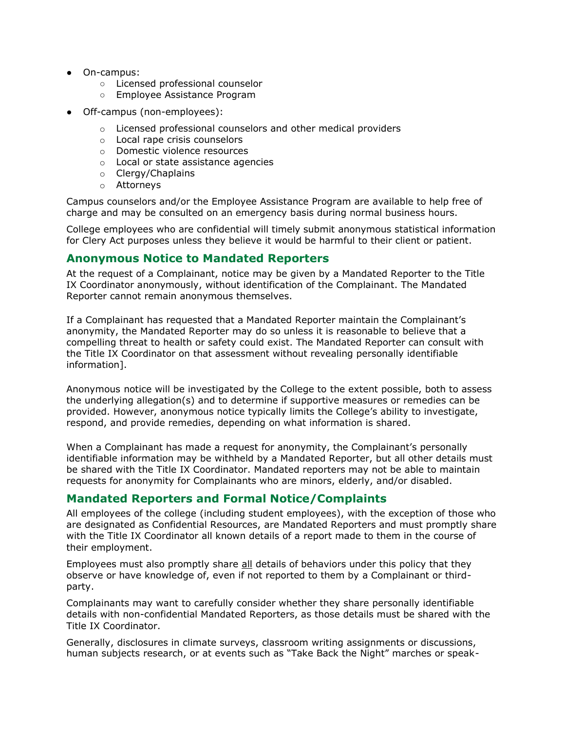- On-campus:
  - Licensed professional counselor
  - Employee Assistance Program
- Off-campus (non-employees):
  - Licensed professional counselors and other medical providers
  - Local rape crisis counselors
  - Domestic violence resources
  - Local or state assistance agencies
  - Clergy/Chaplains
  - Attorneys

Campus counselors and/or the Employee Assistance Program are available to help free of charge and may be consulted on an emergency basis during normal business hours.

College employees who are confidential will timely submit anonymous statistical information for Clery Act purposes unless they believe it would be harmful to their client or patient.

## Anonymous Notice to Mandated Reporters

At the request of a Complainant, notice may be given by a Mandated Reporter to the Title IX Coordinator anonymously, without identification of the Complainant. The Mandated Reporter cannot remain anonymous themselves.

If a Complainant has requested that a Mandated Reporter maintain the Complainant's anonymity, the Mandated Reporter may do so unless it is reasonable to believe that a compelling threat to health or safety could exist. The Mandated Reporter can consult with the Title IX Coordinator on that assessment without revealing personally identifiable information].

Anonymous notice will be investigated by the College to the extent possible, both to assess the underlying allegation(s) and to determine if supportive measures or remedies can be provided. However, anonymous notice typically limits the College's ability to investigate, respond, and provide remedies, depending on what information is shared.

When a Complainant has made a request for anonymity, the Complainant's personally identifiable information may be withheld by a Mandated Reporter, but all other details must be shared with the Title IX Coordinator. Mandated reporters may not be able to maintain requests for anonymity for Complainants who are minors, elderly, and/or disabled.

## Mandated Reporters and Formal Notice/Complaints

All employees of the college (including student employees), with the exception of those who are designated as Confidential Resources, are Mandated Reporters and must promptly share with the Title IX Coordinator all known details of a report made to them in the course of their employment.

Employees must also promptly share all details of behaviors under this policy that they observe or have knowledge of, even if not reported to them by a Complainant or third-party.

Complainants may want to carefully consider whether they share personally identifiable details with non-confidential Mandated Reporters, as those details must be shared with the Title IX Coordinator.

Generally, disclosures in climate surveys, classroom writing assignments or discussions, human subjects research, or at events such as "Take Back the Night" marches or speak-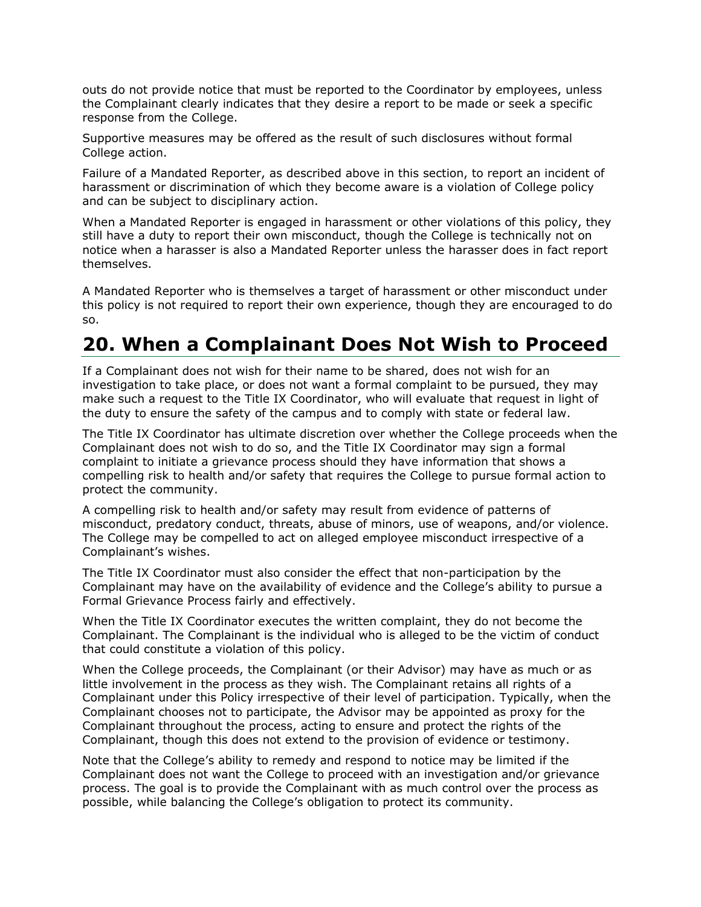outs do not provide notice that must be reported to the Coordinator by employees, unless the Complainant clearly indicates that they desire a report to be made or seek a specific response from the College.

Supportive measures may be offered as the result of such disclosures without formal College action.

Failure of a Mandated Reporter, as described above in this section, to report an incident of harassment or discrimination of which they become aware is a violation of College policy and can be subject to disciplinary action.

When a Mandated Reporter is engaged in harassment or other violations of this policy, they still have a duty to report their own misconduct, though the College is technically not on notice when a harasser is also a Mandated Reporter unless the harasser does in fact report themselves.

A Mandated Reporter who is themselves a target of harassment or other misconduct under this policy is not required to report their own experience, though they are encouraged to do so.

# 20. When a Complainant Does Not Wish to Proceed

If a Complainant does not wish for their name to be shared, does not wish for an investigation to take place, or does not want a formal complaint to be pursued, they may make such a request to the Title IX Coordinator, who will evaluate that request in light of the duty to ensure the safety of the campus and to comply with state or federal law.

The Title IX Coordinator has ultimate discretion over whether the College proceeds when the Complainant does not wish to do so, and the Title IX Coordinator may sign a formal complaint to initiate a grievance process should they have information that shows a compelling risk to health and/or safety that requires the College to pursue formal action to protect the community.

A compelling risk to health and/or safety may result from evidence of patterns of misconduct, predatory conduct, threats, abuse of minors, use of weapons, and/or violence. The College may be compelled to act on alleged employee misconduct irrespective of a Complainant's wishes.

The Title IX Coordinator must also consider the effect that non-participation by the Complainant may have on the availability of evidence and the College's ability to pursue a Formal Grievance Process fairly and effectively.

When the Title IX Coordinator executes the written complaint, they do not become the Complainant. The Complainant is the individual who is alleged to be the victim of conduct that could constitute a violation of this policy.

When the College proceeds, the Complainant (or their Advisor) may have as much or as little involvement in the process as they wish. The Complainant retains all rights of a Complainant under this Policy irrespective of their level of participation. Typically, when the Complainant chooses not to participate, the Advisor may be appointed as proxy for the Complainant throughout the process, acting to ensure and protect the rights of the Complainant, though this does not extend to the provision of evidence or testimony.

Note that the College's ability to remedy and respond to notice may be limited if the Complainant does not want the College to proceed with an investigation and/or grievance process. The goal is to provide the Complainant with as much control over the process as possible, while balancing the College's obligation to protect its community.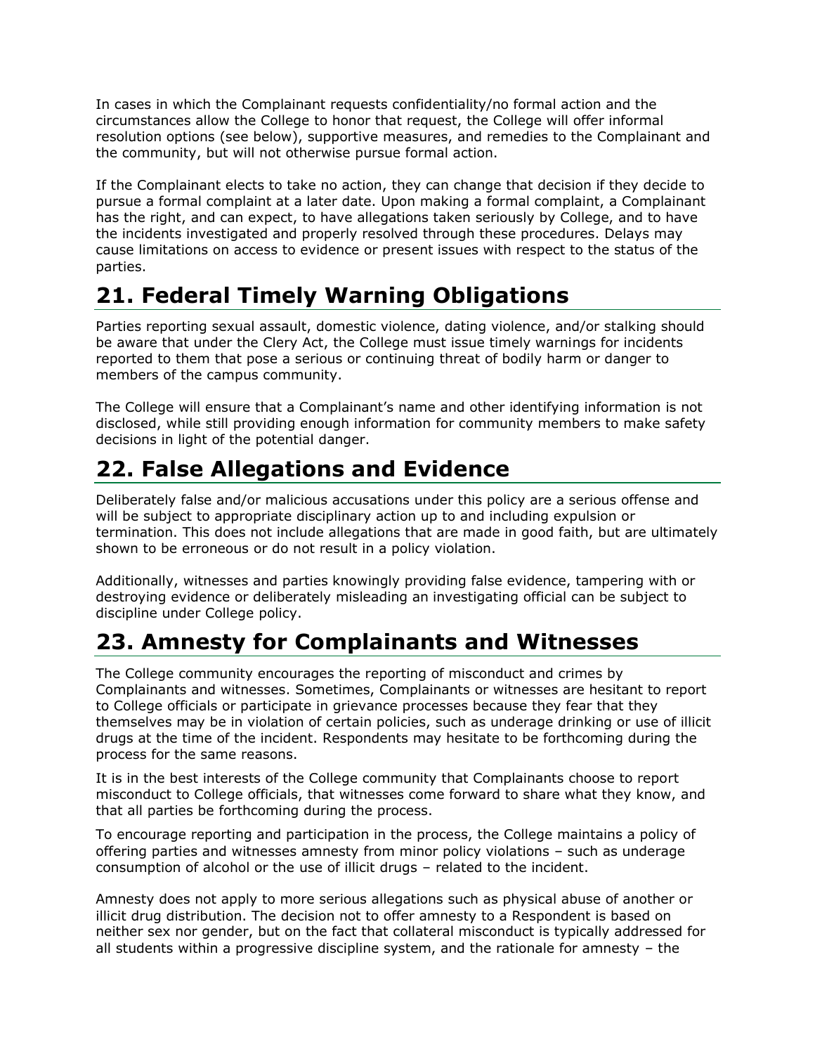In cases in which the Complainant requests confidentiality/no formal action and the circumstances allow the College to honor that request, the College will offer informal resolution options (see below), supportive measures, and remedies to the Complainant and the community, but will not otherwise pursue formal action.

If the Complainant elects to take no action, they can change that decision if they decide to pursue a formal complaint at a later date. Upon making a formal complaint, a Complainant has the right, and can expect, to have allegations taken seriously by College, and to have the incidents investigated and properly resolved through these procedures. Delays may cause limitations on access to evidence or present issues with respect to the status of the parties.

## 21. Federal Timely Warning Obligations

Parties reporting sexual assault, domestic violence, dating violence, and/or stalking should be aware that under the Clery Act, the College must issue timely warnings for incidents reported to them that pose a serious or continuing threat of bodily harm or danger to members of the campus community.

The College will ensure that a Complainant's name and other identifying information is not disclosed, while still providing enough information for community members to make safety decisions in light of the potential danger.

## 22. False Allegations and Evidence

Deliberately false and/or malicious accusations under this policy are a serious offense and will be subject to appropriate disciplinary action up to and including expulsion or termination. This does not include allegations that are made in good faith, but are ultimately shown to be erroneous or do not result in a policy violation.

Additionally, witnesses and parties knowingly providing false evidence, tampering with or destroying evidence or deliberately misleading an investigating official can be subject to discipline under College policy.

## 23. Amnesty for Complainants and Witnesses

The College community encourages the reporting of misconduct and crimes by Complainants and witnesses. Sometimes, Complainants or witnesses are hesitant to report to College officials or participate in grievance processes because they fear that they themselves may be in violation of certain policies, such as underage drinking or use of illicit drugs at the time of the incident. Respondents may hesitate to be forthcoming during the process for the same reasons.

It is in the best interests of the College community that Complainants choose to report misconduct to College officials, that witnesses come forward to share what they know, and that all parties be forthcoming during the process.

To encourage reporting and participation in the process, the College maintains a policy of offering parties and witnesses amnesty from minor policy violations – such as underage consumption of alcohol or the use of illicit drugs – related to the incident.

Amnesty does not apply to more serious allegations such as physical abuse of another or illicit drug distribution. The decision not to offer amnesty to a Respondent is based on neither sex nor gender, but on the fact that collateral misconduct is typically addressed for all students within a progressive discipline system, and the rationale for amnesty – the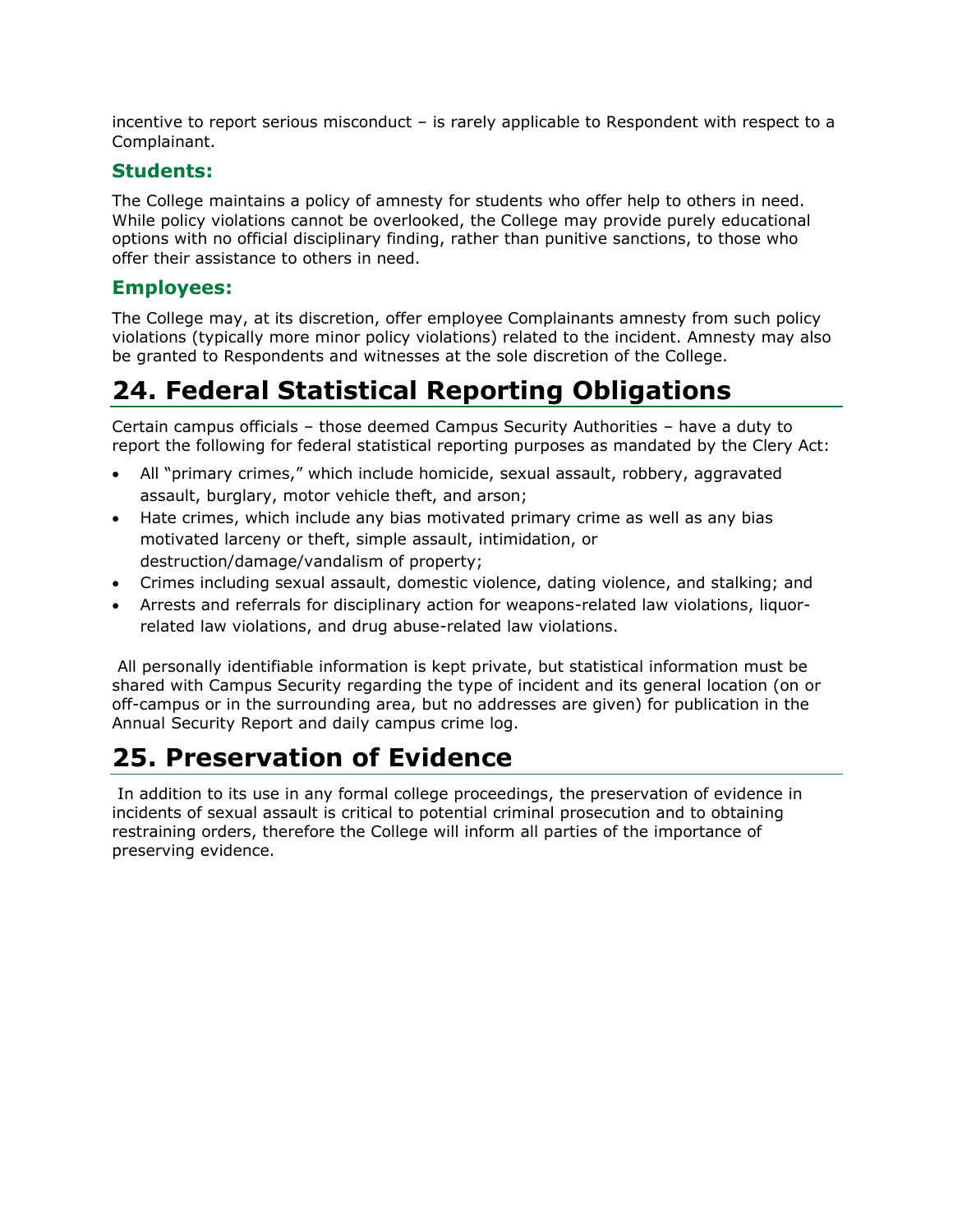incentive to report serious misconduct – is rarely applicable to Respondent with respect to a Complainant.

### Students:

The College maintains a policy of amnesty for students who offer help to others in need. While policy violations cannot be overlooked, the College may provide purely educational options with no official disciplinary finding, rather than punitive sanctions, to those who offer their assistance to others in need.

### Employees:

The College may, at its discretion, offer employee Complainants amnesty from such policy violations (typically more minor policy violations) related to the incident. Amnesty may also be granted to Respondents and witnesses at the sole discretion of the College.

# 24. Federal Statistical Reporting Obligations

Certain campus officials – those deemed Campus Security Authorities – have a duty to report the following for federal statistical reporting purposes as mandated by the Clery Act:

- All "primary crimes," which include homicide, sexual assault, robbery, aggravated assault, burglary, motor vehicle theft, and arson;
- Hate crimes, which include any bias motivated primary crime as well as any bias motivated larceny or theft, simple assault, intimidation, or destruction/damage/vandalism of property;
- Crimes including sexual assault, domestic violence, dating violence, and stalking; and
- Arrests and referrals for disciplinary action for weapons-related law violations, liquor-related law violations, and drug abuse-related law violations.

All personally identifiable information is kept private, but statistical information must be shared with Campus Security regarding the type of incident and its general location (on or off-campus or in the surrounding area, but no addresses are given) for publication in the Annual Security Report and daily campus crime log.

# 25. Preservation of Evidence

In addition to its use in any formal college proceedings, the preservation of evidence in incidents of sexual assault is critical to potential criminal prosecution and to obtaining restraining orders, therefore the College will inform all parties of the importance of preserving evidence.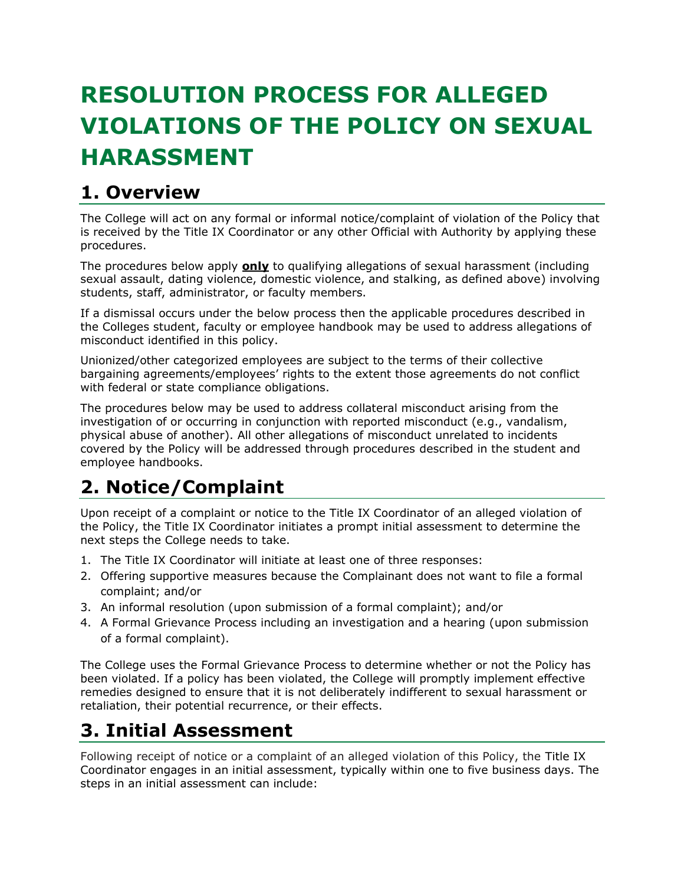# RESOLUTION PROCESS FOR ALLEGED VIOLATIONS OF THE POLICY ON SEXUAL HARASSMENT

## 1. Overview

The College will act on any formal or informal notice/complaint of violation of the Policy that is received by the Title IX Coordinator or any other Official with Authority by applying these procedures.

The procedures below apply **only** to qualifying allegations of sexual harassment (including sexual assault, dating violence, domestic violence, and stalking, as defined above) involving students, staff, administrator, or faculty members.

If a dismissal occurs under the below process then the applicable procedures described in the Colleges student, faculty or employee handbook may be used to address allegations of misconduct identified in this policy.

Unionized/other categorized employees are subject to the terms of their collective bargaining agreements/employees' rights to the extent those agreements do not conflict with federal or state compliance obligations.

The procedures below may be used to address collateral misconduct arising from the investigation of or occurring in conjunction with reported misconduct (e.g., vandalism, physical abuse of another). All other allegations of misconduct unrelated to incidents covered by the Policy will be addressed through procedures described in the student and employee handbooks.

## 2. Notice/Complaint

Upon receipt of a complaint or notice to the Title IX Coordinator of an alleged violation of the Policy, the Title IX Coordinator initiates a prompt initial assessment to determine the next steps the College needs to take.

1. The Title IX Coordinator will initiate at least one of three responses:
2. Offering supportive measures because the Complainant does not want to file a formal complaint; and/or
3. An informal resolution (upon submission of a formal complaint); and/or
4. A Formal Grievance Process including an investigation and a hearing (upon submission of a formal complaint).

The College uses the Formal Grievance Process to determine whether or not the Policy has been violated. If a policy has been violated, the College will promptly implement effective remedies designed to ensure that it is not deliberately indifferent to sexual harassment or retaliation, their potential recurrence, or their effects.

## 3. Initial Assessment

Following receipt of notice or a complaint of an alleged violation of this Policy, the Title IX Coordinator engages in an initial assessment, typically within one to five business days. The steps in an initial assessment can include: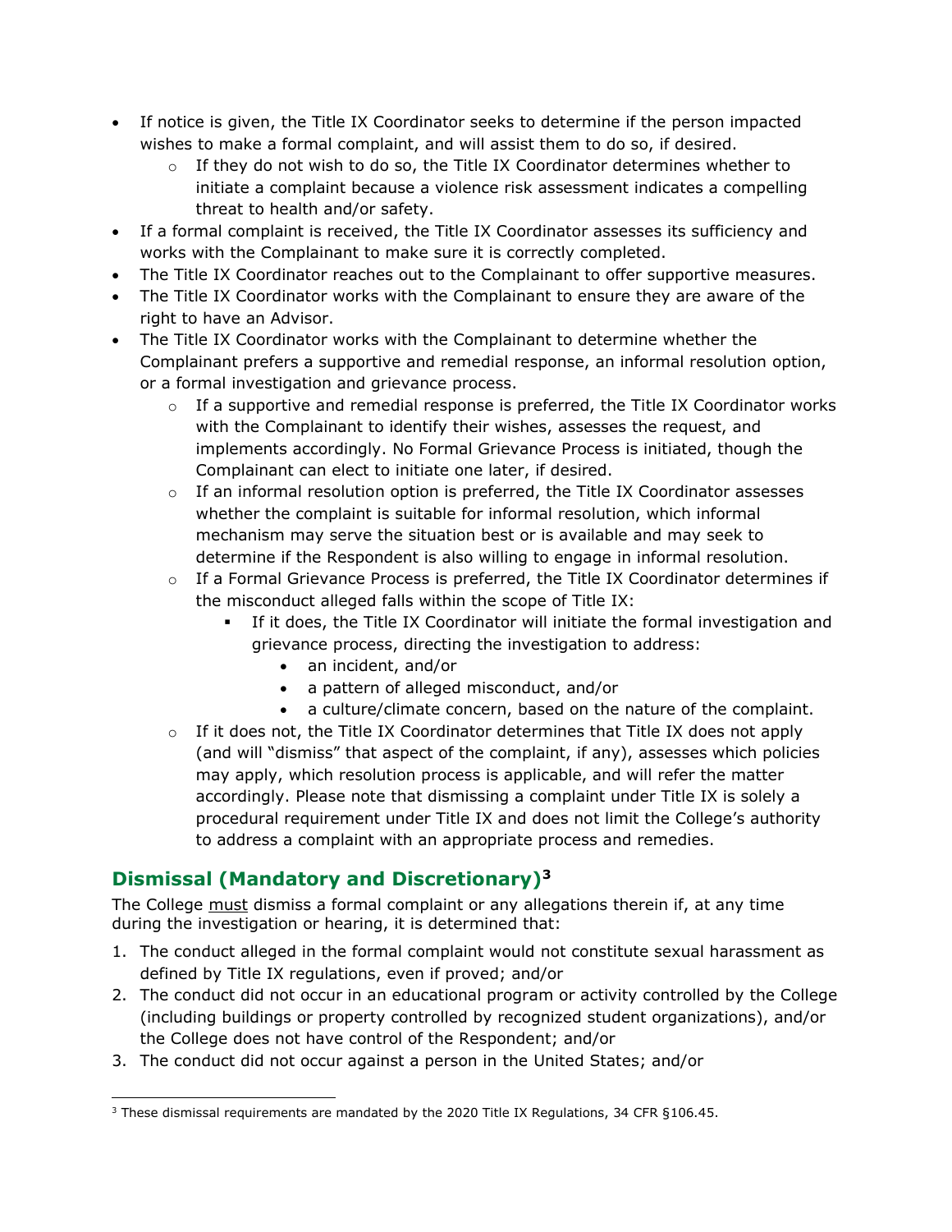- If notice is given, the Title IX Coordinator seeks to determine if the person impacted wishes to make a formal complaint, and will assist them to do so, if desired.
    - If they do not wish to do so, the Title IX Coordinator determines whether to initiate a complaint because a violence risk assessment indicates a compelling threat to health and/or safety.
- If a formal complaint is received, the Title IX Coordinator assesses its sufficiency and works with the Complainant to make sure it is correctly completed.
- The Title IX Coordinator reaches out to the Complainant to offer supportive measures.
- The Title IX Coordinator works with the Complainant to ensure they are aware of the right to have an Advisor.
- The Title IX Coordinator works with the Complainant to determine whether the Complainant prefers a supportive and remedial response, an informal resolution option, or a formal investigation and grievance process.
    - If a supportive and remedial response is preferred, the Title IX Coordinator works with the Complainant to identify their wishes, assesses the request, and implements accordingly. No Formal Grievance Process is initiated, though the Complainant can elect to initiate one later, if desired.
    - If an informal resolution option is preferred, the Title IX Coordinator assesses whether the complaint is suitable for informal resolution, which informal mechanism may serve the situation best or is available and may seek to determine if the Respondent is also willing to engage in informal resolution.
    - If a Formal Grievance Process is preferred, the Title IX Coordinator determines if the misconduct alleged falls within the scope of Title IX:
        - If it does, the Title IX Coordinator will initiate the formal investigation and grievance process, directing the investigation to address:
            - an incident, and/or
            - a pattern of alleged misconduct, and/or
            - a culture/climate concern, based on the nature of the complaint.
    - If it does not, the Title IX Coordinator determines that Title IX does not apply (and will "dismiss" that aspect of the complaint, if any), assesses which policies may apply, which resolution process is applicable, and will refer the matter accordingly. Please note that dismissing a complaint under Title IX is solely a procedural requirement under Title IX and does not limit the College's authority to address a complaint with an appropriate process and remedies.

## Dismissal (Mandatory and Discretionary)[3]

The College must dismiss a formal complaint or any allegations therein if, at any time during the investigation or hearing, it is determined that:

1. The conduct alleged in the formal complaint would not constitute sexual harassment as defined by Title IX regulations, even if proved; and/or
2. The conduct did not occur in an educational program or activity controlled by the College (including buildings or property controlled by recognized student organizations), and/or the College does not have control of the Respondent; and/or
3. The conduct did not occur against a person in the United States; and/or

[3] These dismissal requirements are mandated by the 2020 Title IX Regulations, 34 CFR §106.45.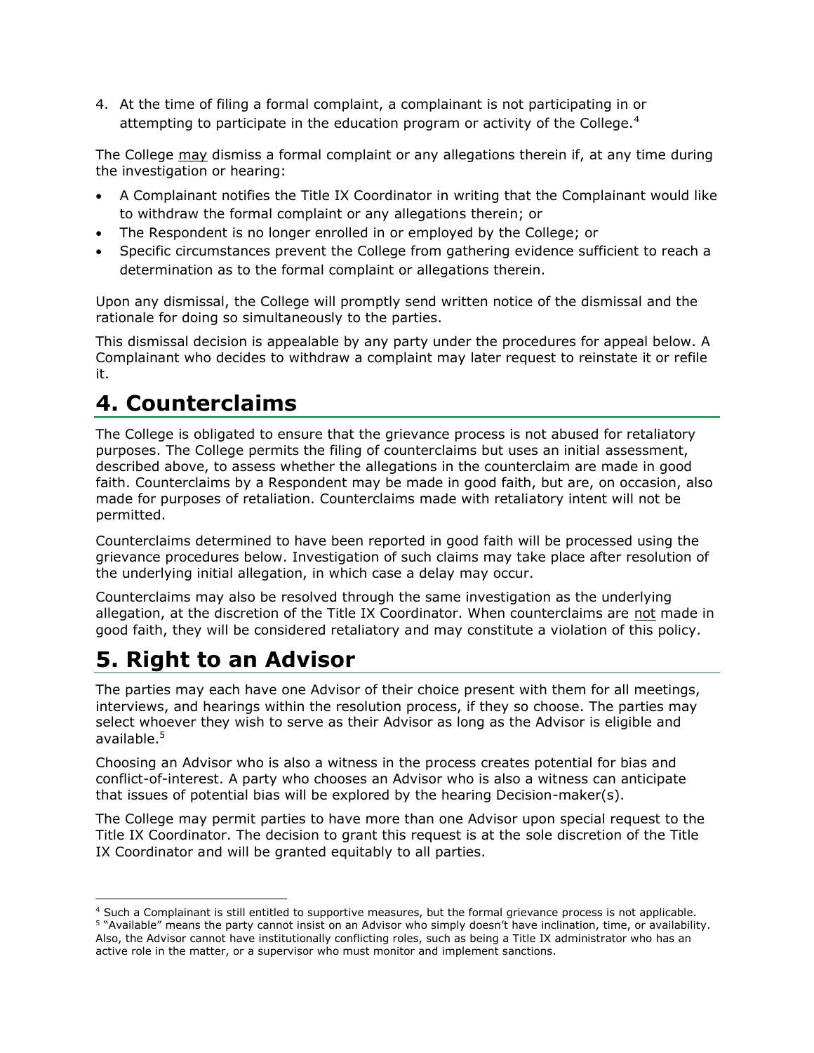4. At the time of filing a formal complaint, a complainant is not participating in or attempting to participate in the education program or activity of the College.[4]

The College may dismiss a formal complaint or any allegations therein if, at any time during the investigation or hearing:

- A Complainant notifies the Title IX Coordinator in writing that the Complainant would like to withdraw the formal complaint or any allegations therein; or
- The Respondent is no longer enrolled in or employed by the College; or
- Specific circumstances prevent the College from gathering evidence sufficient to reach a determination as to the formal complaint or allegations therein.

Upon any dismissal, the College will promptly send written notice of the dismissal and the rationale for doing so simultaneously to the parties.

This dismissal decision is appealable by any party under the procedures for appeal below. A Complainant who decides to withdraw a complaint may later request to reinstate it or refile it.

# 4. Counterclaims

The College is obligated to ensure that the grievance process is not abused for retaliatory purposes. The College permits the filing of counterclaims but uses an initial assessment, described above, to assess whether the allegations in the counterclaim are made in good faith. Counterclaims by a Respondent may be made in good faith, but are, on occasion, also made for purposes of retaliation. Counterclaims made with retaliatory intent will not be permitted.

Counterclaims determined to have been reported in good faith will be processed using the grievance procedures below. Investigation of such claims may take place after resolution of the underlying initial allegation, in which case a delay may occur.

Counterclaims may also be resolved through the same investigation as the underlying allegation, at the discretion of the Title IX Coordinator. When counterclaims are not made in good faith, they will be considered retaliatory and may constitute a violation of this policy.

# 5. Right to an Advisor

The parties may each have one Advisor of their choice present with them for all meetings, interviews, and hearings within the resolution process, if they so choose. The parties may select whoever they wish to serve as their Advisor as long as the Advisor is eligible and available.[5]

Choosing an Advisor who is also a witness in the process creates potential for bias and conflict-of-interest. A party who chooses an Advisor who is also a witness can anticipate that issues of potential bias will be explored by the hearing Decision-maker(s).

The College may permit parties to have more than one Advisor upon special request to the Title IX Coordinator. The decision to grant this request is at the sole discretion of the Title IX Coordinator and will be granted equitably to all parties.

---

[4] Such a Complainant is still entitled to supportive measures, but the formal grievance process is not applicable.

[5] "Available" means the party cannot insist on an Advisor who simply doesn't have inclination, time, or availability. Also, the Advisor cannot have institutionally conflicting roles, such as being a Title IX administrator who has an active role in the matter, or a supervisor who must monitor and implement sanctions.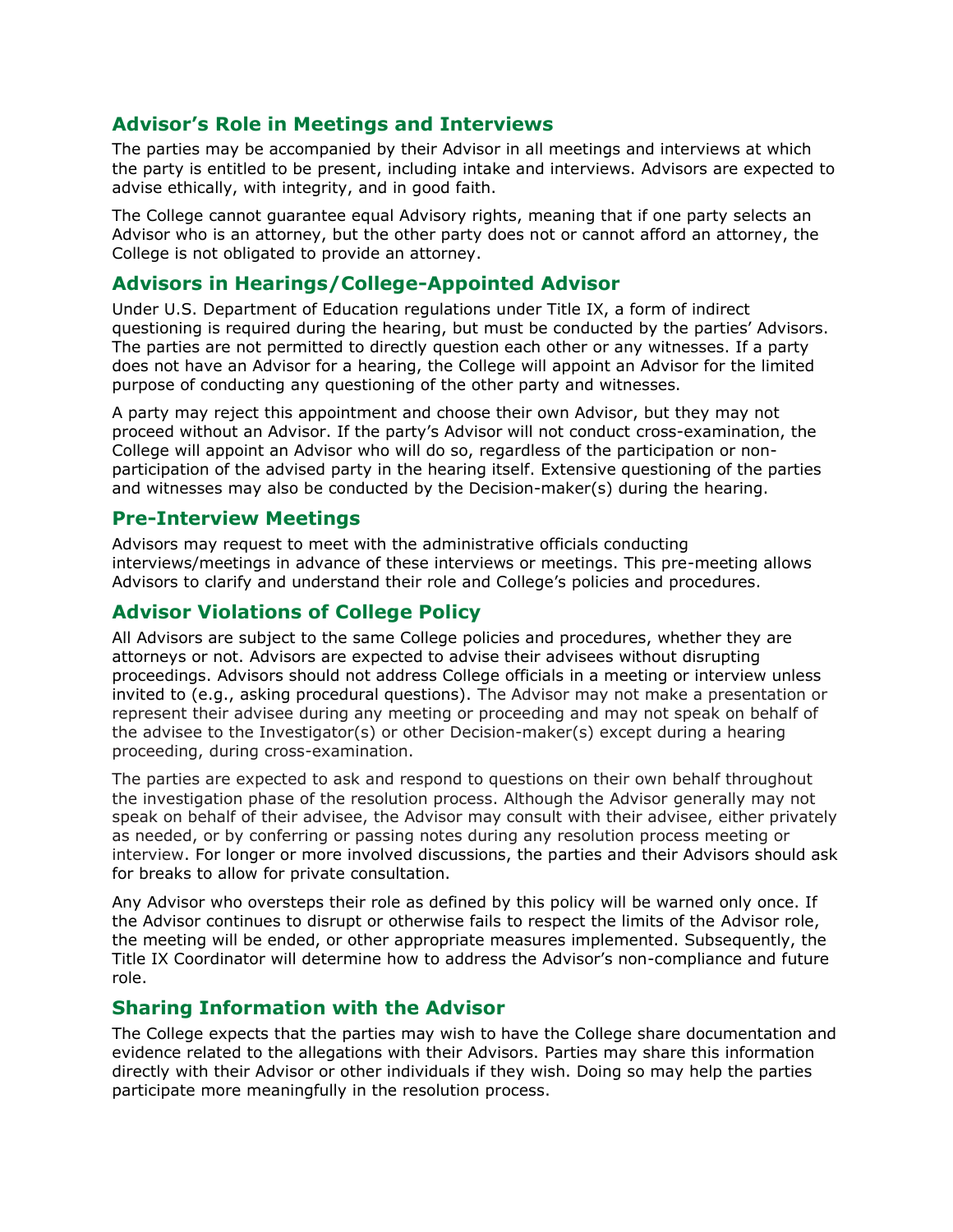## Advisor's Role in Meetings and Interviews

The parties may be accompanied by their Advisor in all meetings and interviews at which the party is entitled to be present, including intake and interviews. Advisors are expected to advise ethically, with integrity, and in good faith.

The College cannot guarantee equal Advisory rights, meaning that if one party selects an Advisor who is an attorney, but the other party does not or cannot afford an attorney, the College is not obligated to provide an attorney.

## Advisors in Hearings/College-Appointed Advisor

Under U.S. Department of Education regulations under Title IX, a form of indirect questioning is required during the hearing, but must be conducted by the parties' Advisors. The parties are not permitted to directly question each other or any witnesses. If a party does not have an Advisor for a hearing, the College will appoint an Advisor for the limited purpose of conducting any questioning of the other party and witnesses.

A party may reject this appointment and choose their own Advisor, but they may not proceed without an Advisor. If the party's Advisor will not conduct cross-examination, the College will appoint an Advisor who will do so, regardless of the participation or non-participation of the advised party in the hearing itself. Extensive questioning of the parties and witnesses may also be conducted by the Decision-maker(s) during the hearing.

## Pre-Interview Meetings

Advisors may request to meet with the administrative officials conducting interviews/meetings in advance of these interviews or meetings. This pre-meeting allows Advisors to clarify and understand their role and College's policies and procedures.

## Advisor Violations of College Policy

All Advisors are subject to the same College policies and procedures, whether they are attorneys or not. Advisors are expected to advise their advisees without disrupting proceedings. Advisors should not address College officials in a meeting or interview unless invited to (e.g., asking procedural questions). The Advisor may not make a presentation or represent their advisee during any meeting or proceeding and may not speak on behalf of the advisee to the Investigator(s) or other Decision-maker(s) except during a hearing proceeding, during cross-examination.

The parties are expected to ask and respond to questions on their own behalf throughout the investigation phase of the resolution process. Although the Advisor generally may not speak on behalf of their advisee, the Advisor may consult with their advisee, either privately as needed, or by conferring or passing notes during any resolution process meeting or interview. For longer or more involved discussions, the parties and their Advisors should ask for breaks to allow for private consultation.

Any Advisor who oversteps their role as defined by this policy will be warned only once. If the Advisor continues to disrupt or otherwise fails to respect the limits of the Advisor role, the meeting will be ended, or other appropriate measures implemented. Subsequently, the Title IX Coordinator will determine how to address the Advisor's non-compliance and future role.

## Sharing Information with the Advisor

The College expects that the parties may wish to have the College share documentation and evidence related to the allegations with their Advisors. Parties may share this information directly with their Advisor or other individuals if they wish. Doing so may help the parties participate more meaningfully in the resolution process.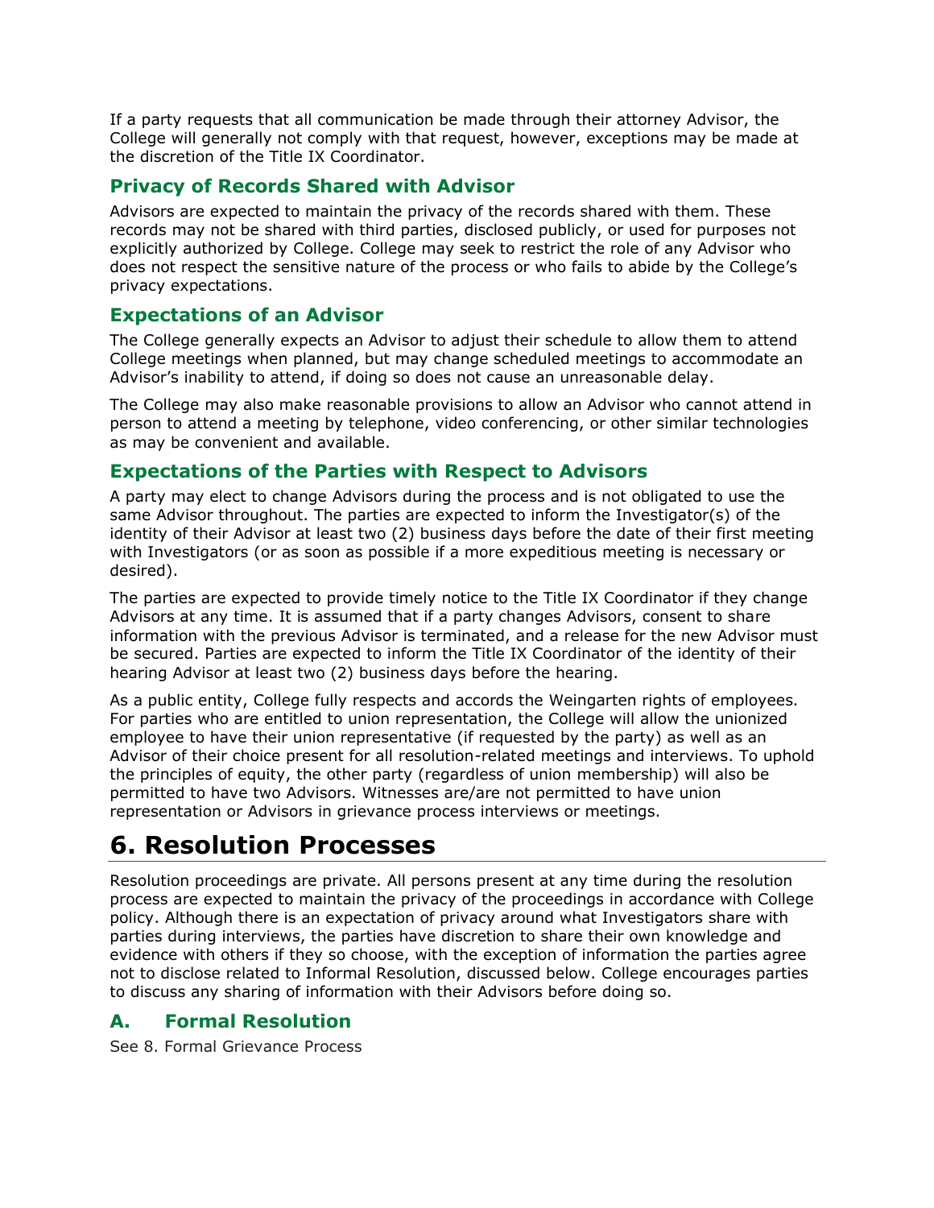If a party requests that all communication be made through their attorney Advisor, the College will generally not comply with that request, however, exceptions may be made at the discretion of the Title IX Coordinator.

### Privacy of Records Shared with Advisor

Advisors are expected to maintain the privacy of the records shared with them. These records may not be shared with third parties, disclosed publicly, or used for purposes not explicitly authorized by College. College may seek to restrict the role of any Advisor who does not respect the sensitive nature of the process or who fails to abide by the College's privacy expectations.

### Expectations of an Advisor

The College generally expects an Advisor to adjust their schedule to allow them to attend College meetings when planned, but may change scheduled meetings to accommodate an Advisor's inability to attend, if doing so does not cause an unreasonable delay.

The College may also make reasonable provisions to allow an Advisor who cannot attend in person to attend a meeting by telephone, video conferencing, or other similar technologies as may be convenient and available.

### Expectations of the Parties with Respect to Advisors

A party may elect to change Advisors during the process and is not obligated to use the same Advisor throughout. The parties are expected to inform the Investigator(s) of the identity of their Advisor at least two (2) business days before the date of their first meeting with Investigators (or as soon as possible if a more expeditious meeting is necessary or desired).

The parties are expected to provide timely notice to the Title IX Coordinator if they change Advisors at any time. It is assumed that if a party changes Advisors, consent to share information with the previous Advisor is terminated, and a release for the new Advisor must be secured. Parties are expected to inform the Title IX Coordinator of the identity of their hearing Advisor at least two (2) business days before the hearing.

As a public entity, College fully respects and accords the Weingarten rights of employees. For parties who are entitled to union representation, the College will allow the unionized employee to have their union representative (if requested by the party) as well as an Advisor of their choice present for all resolution-related meetings and interviews. To uphold the principles of equity, the other party (regardless of union membership) will also be permitted to have two Advisors. Witnesses are/are not permitted to have union representation or Advisors in grievance process interviews or meetings.

# 6. Resolution Processes

Resolution proceedings are private. All persons present at any time during the resolution process are expected to maintain the privacy of the proceedings in accordance with College policy. Although there is an expectation of privacy around what Investigators share with parties during interviews, the parties have discretion to share their own knowledge and evidence with others if they so choose, with the exception of information the parties agree not to disclose related to Informal Resolution, discussed below. College encourages parties to discuss any sharing of information with their Advisors before doing so.

### A. Formal Resolution

See 8. Formal Grievance Process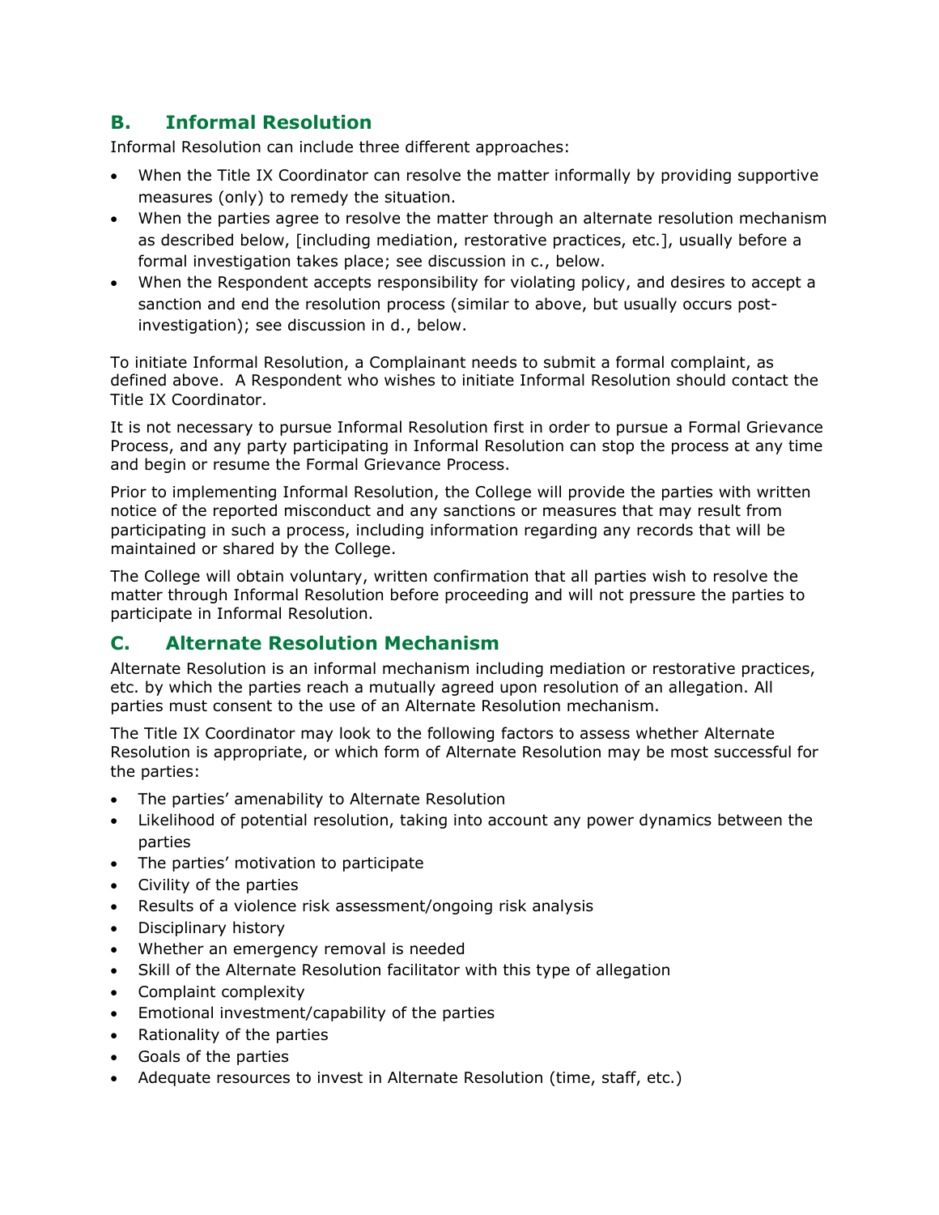## B. Informal Resolution

Informal Resolution can include three different approaches:

- When the Title IX Coordinator can resolve the matter informally by providing supportive measures (only) to remedy the situation.
- When the parties agree to resolve the matter through an alternate resolution mechanism as described below, [including mediation, restorative practices, etc.], usually before a formal investigation takes place; see discussion in c., below.
- When the Respondent accepts responsibility for violating policy, and desires to accept a sanction and end the resolution process (similar to above, but usually occurs post-investigation); see discussion in d., below.

To initiate Informal Resolution, a Complainant needs to submit a formal complaint, as defined above. A Respondent who wishes to initiate Informal Resolution should contact the Title IX Coordinator.

It is not necessary to pursue Informal Resolution first in order to pursue a Formal Grievance Process, and any party participating in Informal Resolution can stop the process at any time and begin or resume the Formal Grievance Process.

Prior to implementing Informal Resolution, the College will provide the parties with written notice of the reported misconduct and any sanctions or measures that may result from participating in such a process, including information regarding any records that will be maintained or shared by the College.

The College will obtain voluntary, written confirmation that all parties wish to resolve the matter through Informal Resolution before proceeding and will not pressure the parties to participate in Informal Resolution.

## C. Alternate Resolution Mechanism

Alternate Resolution is an informal mechanism including mediation or restorative practices, etc. by which the parties reach a mutually agreed upon resolution of an allegation. All parties must consent to the use of an Alternate Resolution mechanism.

The Title IX Coordinator may look to the following factors to assess whether Alternate Resolution is appropriate, or which form of Alternate Resolution may be most successful for the parties:

- The parties' amenability to Alternate Resolution
- Likelihood of potential resolution, taking into account any power dynamics between the parties
- The parties' motivation to participate
- Civility of the parties
- Results of a violence risk assessment/ongoing risk analysis
- Disciplinary history
- Whether an emergency removal is needed
- Skill of the Alternate Resolution facilitator with this type of allegation
- Complaint complexity
- Emotional investment/capability of the parties
- Rationality of the parties
- Goals of the parties
- Adequate resources to invest in Alternate Resolution (time, staff, etc.)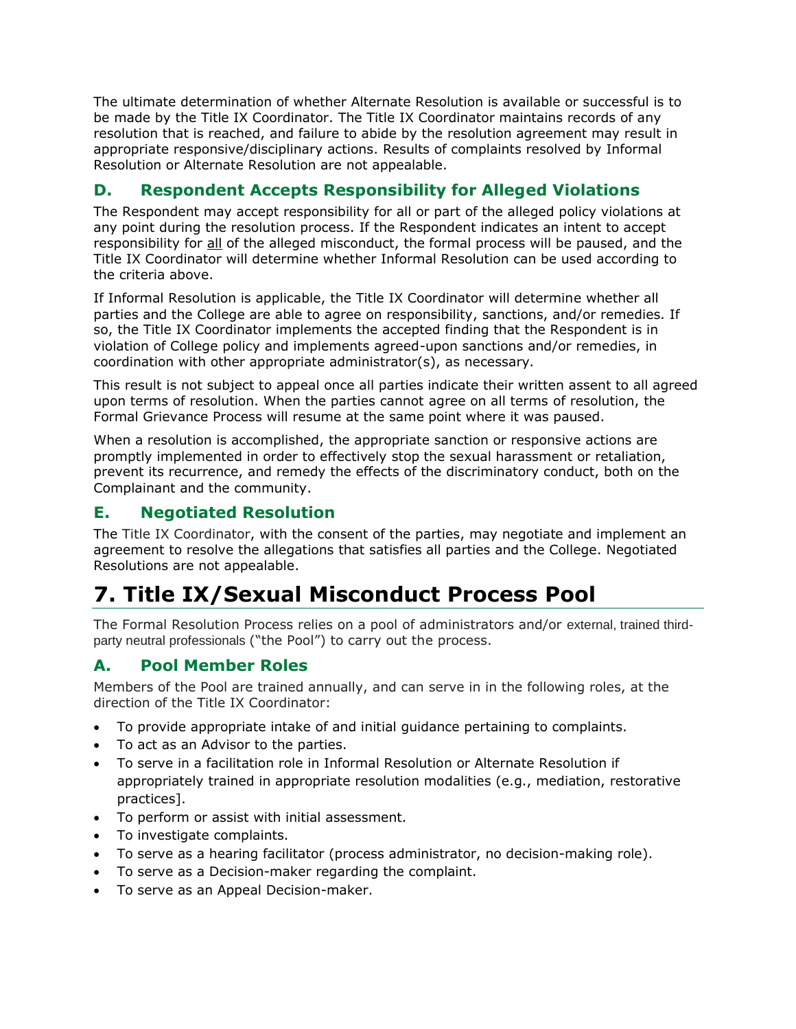The ultimate determination of whether Alternate Resolution is available or successful is to be made by the Title IX Coordinator. The Title IX Coordinator maintains records of any resolution that is reached, and failure to abide by the resolution agreement may result in appropriate responsive/disciplinary actions. Results of complaints resolved by Informal Resolution or Alternate Resolution are not appealable.

### D. Respondent Accepts Responsibility for Alleged Violations

The Respondent may accept responsibility for all or part of the alleged policy violations at any point during the resolution process. If the Respondent indicates an intent to accept responsibility for <u>all</u> of the alleged misconduct, the formal process will be paused, and the Title IX Coordinator will determine whether Informal Resolution can be used according to the criteria above.

If Informal Resolution is applicable, the Title IX Coordinator will determine whether all parties and the College are able to agree on responsibility, sanctions, and/or remedies. If so, the Title IX Coordinator implements the accepted finding that the Respondent is in violation of College policy and implements agreed-upon sanctions and/or remedies, in coordination with other appropriate administrator(s), as necessary.

This result is not subject to appeal once all parties indicate their written assent to all agreed upon terms of resolution. When the parties cannot agree on all terms of resolution, the Formal Grievance Process will resume at the same point where it was paused.

When a resolution is accomplished, the appropriate sanction or responsive actions are promptly implemented in order to effectively stop the sexual harassment or retaliation, prevent its recurrence, and remedy the effects of the discriminatory conduct, both on the Complainant and the community.

### E. Negotiated Resolution

The Title IX Coordinator, with the consent of the parties, may negotiate and implement an agreement to resolve the allegations that satisfies all parties and the College. Negotiated Resolutions are not appealable.

# 7. Title IX/Sexual Misconduct Process Pool

The Formal Resolution Process relies on a pool of administrators and/or external, trained third-party neutral professionals ("the Pool") to carry out the process.

### A. Pool Member Roles

Members of the Pool are trained annually, and can serve in in the following roles, at the direction of the Title IX Coordinator:

- To provide appropriate intake of and initial guidance pertaining to complaints.
- To act as an Advisor to the parties.
- To serve in a facilitation role in Informal Resolution or Alternate Resolution if appropriately trained in appropriate resolution modalities (e.g., mediation, restorative practices].
- To perform or assist with initial assessment.
- To investigate complaints.
- To serve as a hearing facilitator (process administrator, no decision-making role).
- To serve as a Decision-maker regarding the complaint.
- To serve as an Appeal Decision-maker.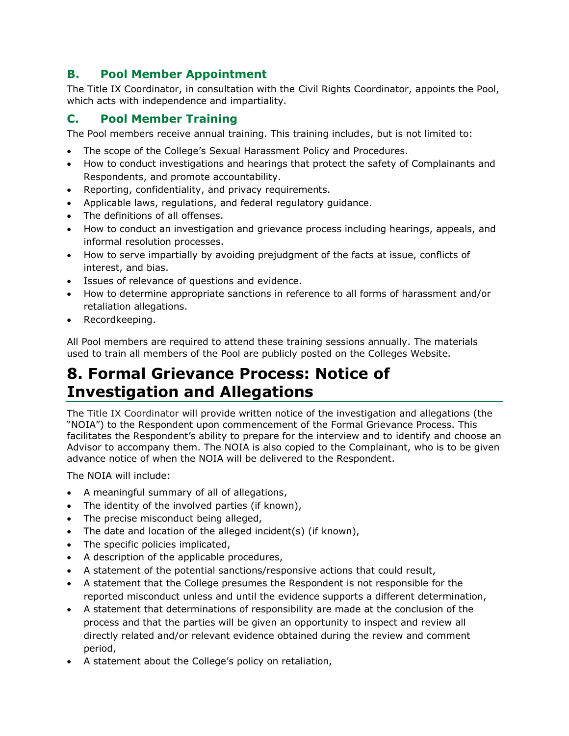### B. Pool Member Appointment

The Title IX Coordinator, in consultation with the Civil Rights Coordinator, appoints the Pool, which acts with independence and impartiality.

### C. Pool Member Training

The Pool members receive annual training. This training includes, but is not limited to:

- The scope of the College's Sexual Harassment Policy and Procedures.
- How to conduct investigations and hearings that protect the safety of Complainants and Respondents, and promote accountability.
- Reporting, confidentiality, and privacy requirements.
- Applicable laws, regulations, and federal regulatory guidance.
- The definitions of all offenses.
- How to conduct an investigation and grievance process including hearings, appeals, and informal resolution processes.
- How to serve impartially by avoiding prejudgment of the facts at issue, conflicts of interest, and bias.
- Issues of relevance of questions and evidence.
- How to determine appropriate sanctions in reference to all forms of harassment and/or retaliation allegations.
- Recordkeeping.

All Pool members are required to attend these training sessions annually. The materials used to train all members of the Pool are publicly posted on the Colleges Website.

# 8. Formal Grievance Process: Notice of Investigation and Allegations

The Title IX Coordinator will provide written notice of the investigation and allegations (the "NOIA") to the Respondent upon commencement of the Formal Grievance Process. This facilitates the Respondent's ability to prepare for the interview and to identify and choose an Advisor to accompany them. The NOIA is also copied to the Complainant, who is to be given advance notice of when the NOIA will be delivered to the Respondent.

The NOIA will include:

- A meaningful summary of all of allegations,
- The identity of the involved parties (if known),
- The precise misconduct being alleged,
- The date and location of the alleged incident(s) (if known),
- The specific policies implicated,
- A description of the applicable procedures,
- A statement of the potential sanctions/responsive actions that could result,
- A statement that the College presumes the Respondent is not responsible for the reported misconduct unless and until the evidence supports a different determination,
- A statement that determinations of responsibility are made at the conclusion of the process and that the parties will be given an opportunity to inspect and review all directly related and/or relevant evidence obtained during the review and comment period,
- A statement about the College's policy on retaliation,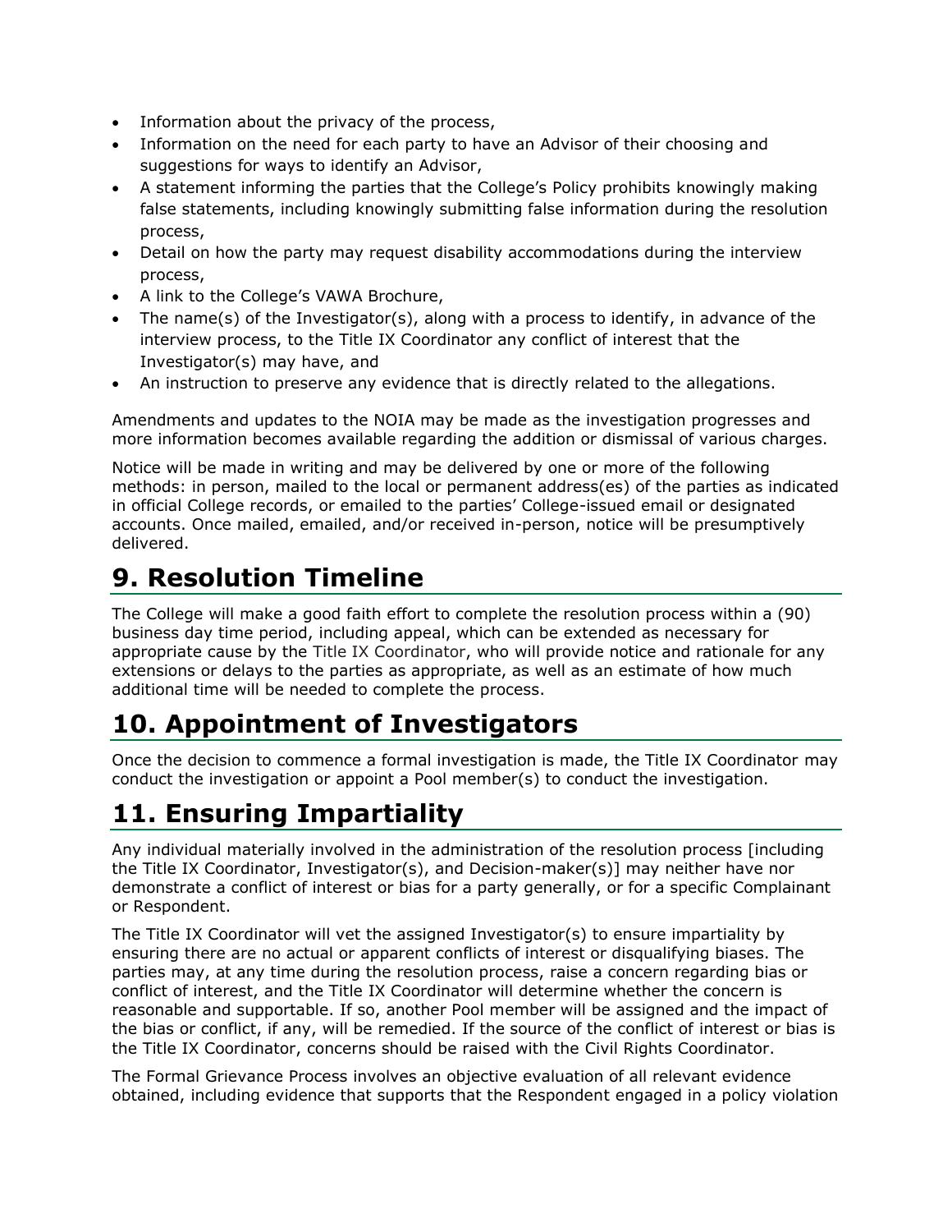- Information about the privacy of the process,
- Information on the need for each party to have an Advisor of their choosing and suggestions for ways to identify an Advisor,
- A statement informing the parties that the College's Policy prohibits knowingly making false statements, including knowingly submitting false information during the resolution process,
- Detail on how the party may request disability accommodations during the interview process,
- A link to the College's VAWA Brochure,
- The name(s) of the Investigator(s), along with a process to identify, in advance of the interview process, to the Title IX Coordinator any conflict of interest that the Investigator(s) may have, and
- An instruction to preserve any evidence that is directly related to the allegations.

Amendments and updates to the NOIA may be made as the investigation progresses and more information becomes available regarding the addition or dismissal of various charges.

Notice will be made in writing and may be delivered by one or more of the following methods: in person, mailed to the local or permanent address(es) of the parties as indicated in official College records, or emailed to the parties' College-issued email or designated accounts. Once mailed, emailed, and/or received in-person, notice will be presumptively delivered.

# 9. Resolution Timeline

The College will make a good faith effort to complete the resolution process within a (90) business day time period, including appeal, which can be extended as necessary for appropriate cause by the Title IX Coordinator, who will provide notice and rationale for any extensions or delays to the parties as appropriate, as well as an estimate of how much additional time will be needed to complete the process.

# 10. Appointment of Investigators

Once the decision to commence a formal investigation is made, the Title IX Coordinator may conduct the investigation or appoint a Pool member(s) to conduct the investigation.

# 11. Ensuring Impartiality

Any individual materially involved in the administration of the resolution process [including the Title IX Coordinator, Investigator(s), and Decision-maker(s)] may neither have nor demonstrate a conflict of interest or bias for a party generally, or for a specific Complainant or Respondent.

The Title IX Coordinator will vet the assigned Investigator(s) to ensure impartiality by ensuring there are no actual or apparent conflicts of interest or disqualifying biases. The parties may, at any time during the resolution process, raise a concern regarding bias or conflict of interest, and the Title IX Coordinator will determine whether the concern is reasonable and supportable. If so, another Pool member will be assigned and the impact of the bias or conflict, if any, will be remedied. If the source of the conflict of interest or bias is the Title IX Coordinator, concerns should be raised with the Civil Rights Coordinator.

The Formal Grievance Process involves an objective evaluation of all relevant evidence obtained, including evidence that supports that the Respondent engaged in a policy violation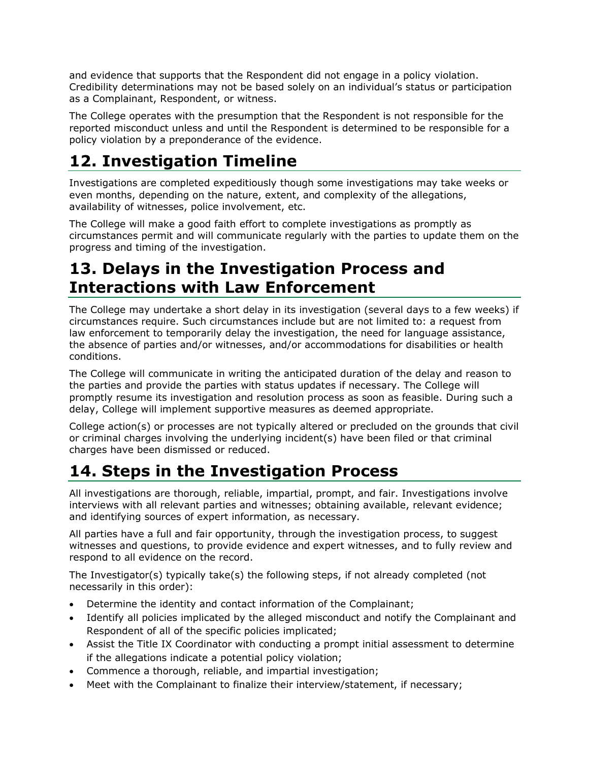and evidence that supports that the Respondent did not engage in a policy violation. Credibility determinations may not be based solely on an individual's status or participation as a Complainant, Respondent, or witness.

The College operates with the presumption that the Respondent is not responsible for the reported misconduct unless and until the Respondent is determined to be responsible for a policy violation by a preponderance of the evidence.

# 12. Investigation Timeline

Investigations are completed expeditiously though some investigations may take weeks or even months, depending on the nature, extent, and complexity of the allegations, availability of witnesses, police involvement, etc.

The College will make a good faith effort to complete investigations as promptly as circumstances permit and will communicate regularly with the parties to update them on the progress and timing of the investigation.

# 13. Delays in the Investigation Process and Interactions with Law Enforcement

The College may undertake a short delay in its investigation (several days to a few weeks) if circumstances require. Such circumstances include but are not limited to: a request from law enforcement to temporarily delay the investigation, the need for language assistance, the absence of parties and/or witnesses, and/or accommodations for disabilities or health conditions.

The College will communicate in writing the anticipated duration of the delay and reason to the parties and provide the parties with status updates if necessary. The College will promptly resume its investigation and resolution process as soon as feasible. During such a delay, College will implement supportive measures as deemed appropriate.

College action(s) or processes are not typically altered or precluded on the grounds that civil or criminal charges involving the underlying incident(s) have been filed or that criminal charges have been dismissed or reduced.

# 14. Steps in the Investigation Process

All investigations are thorough, reliable, impartial, prompt, and fair. Investigations involve interviews with all relevant parties and witnesses; obtaining available, relevant evidence; and identifying sources of expert information, as necessary.

All parties have a full and fair opportunity, through the investigation process, to suggest witnesses and questions, to provide evidence and expert witnesses, and to fully review and respond to all evidence on the record.

The Investigator(s) typically take(s) the following steps, if not already completed (not necessarily in this order):

- Determine the identity and contact information of the Complainant;
- Identify all policies implicated by the alleged misconduct and notify the Complainant and Respondent of all of the specific policies implicated;
- Assist the Title IX Coordinator with conducting a prompt initial assessment to determine if the allegations indicate a potential policy violation;
- Commence a thorough, reliable, and impartial investigation;
- Meet with the Complainant to finalize their interview/statement, if necessary;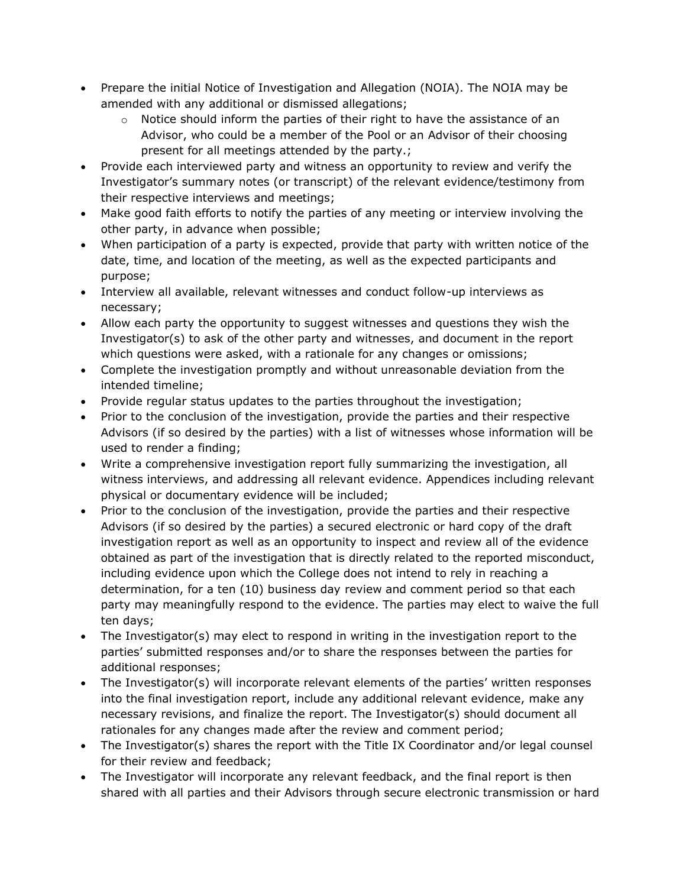- Prepare the initial Notice of Investigation and Allegation (NOIA). The NOIA may be amended with any additional or dismissed allegations;
    - Notice should inform the parties of their right to have the assistance of an Advisor, who could be a member of the Pool or an Advisor of their choosing present for all meetings attended by the party.;
- Provide each interviewed party and witness an opportunity to review and verify the Investigator's summary notes (or transcript) of the relevant evidence/testimony from their respective interviews and meetings;
- Make good faith efforts to notify the parties of any meeting or interview involving the other party, in advance when possible;
- When participation of a party is expected, provide that party with written notice of the date, time, and location of the meeting, as well as the expected participants and purpose;
- Interview all available, relevant witnesses and conduct follow-up interviews as necessary;
- Allow each party the opportunity to suggest witnesses and questions they wish the Investigator(s) to ask of the other party and witnesses, and document in the report which questions were asked, with a rationale for any changes or omissions;
- Complete the investigation promptly and without unreasonable deviation from the intended timeline;
- Provide regular status updates to the parties throughout the investigation;
- Prior to the conclusion of the investigation, provide the parties and their respective Advisors (if so desired by the parties) with a list of witnesses whose information will be used to render a finding;
- Write a comprehensive investigation report fully summarizing the investigation, all witness interviews, and addressing all relevant evidence. Appendices including relevant physical or documentary evidence will be included;
- Prior to the conclusion of the investigation, provide the parties and their respective Advisors (if so desired by the parties) a secured electronic or hard copy of the draft investigation report as well as an opportunity to inspect and review all of the evidence obtained as part of the investigation that is directly related to the reported misconduct, including evidence upon which the College does not intend to rely in reaching a determination, for a ten (10) business day review and comment period so that each party may meaningfully respond to the evidence. The parties may elect to waive the full ten days;
- The Investigator(s) may elect to respond in writing in the investigation report to the parties' submitted responses and/or to share the responses between the parties for additional responses;
- The Investigator(s) will incorporate relevant elements of the parties' written responses into the final investigation report, include any additional relevant evidence, make any necessary revisions, and finalize the report. The Investigator(s) should document all rationales for any changes made after the review and comment period;
- The Investigator(s) shares the report with the Title IX Coordinator and/or legal counsel for their review and feedback;
- The Investigator will incorporate any relevant feedback, and the final report is then shared with all parties and their Advisors through secure electronic transmission or hard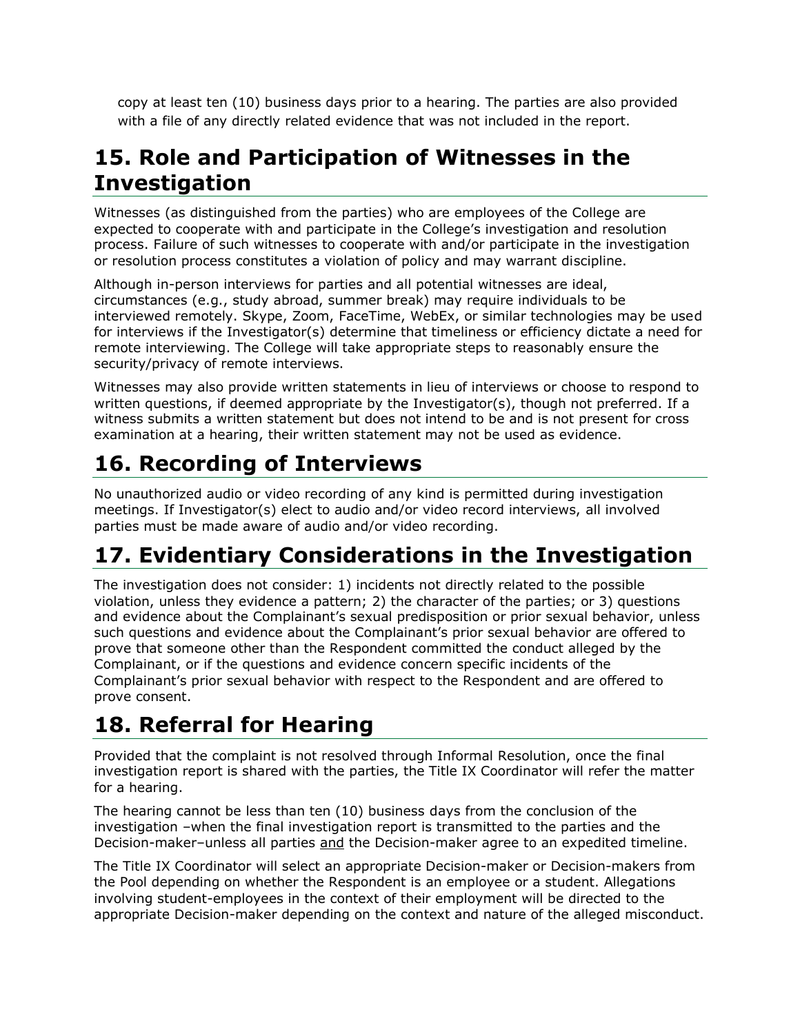copy at least ten (10) business days prior to a hearing. The parties are also provided with a file of any directly related evidence that was not included in the report.

# 15. Role and Participation of Witnesses in the Investigation

Witnesses (as distinguished from the parties) who are employees of the College are expected to cooperate with and participate in the College's investigation and resolution process. Failure of such witnesses to cooperate with and/or participate in the investigation or resolution process constitutes a violation of policy and may warrant discipline.

Although in-person interviews for parties and all potential witnesses are ideal, circumstances (e.g., study abroad, summer break) may require individuals to be interviewed remotely. Skype, Zoom, FaceTime, WebEx, or similar technologies may be used for interviews if the Investigator(s) determine that timeliness or efficiency dictate a need for remote interviewing. The College will take appropriate steps to reasonably ensure the security/privacy of remote interviews.

Witnesses may also provide written statements in lieu of interviews or choose to respond to written questions, if deemed appropriate by the Investigator(s), though not preferred. If a witness submits a written statement but does not intend to be and is not present for cross examination at a hearing, their written statement may not be used as evidence.

# 16. Recording of Interviews

No unauthorized audio or video recording of any kind is permitted during investigation meetings. If Investigator(s) elect to audio and/or video record interviews, all involved parties must be made aware of audio and/or video recording.

# 17. Evidentiary Considerations in the Investigation

The investigation does not consider: 1) incidents not directly related to the possible violation, unless they evidence a pattern; 2) the character of the parties; or 3) questions and evidence about the Complainant's sexual predisposition or prior sexual behavior, unless such questions and evidence about the Complainant's prior sexual behavior are offered to prove that someone other than the Respondent committed the conduct alleged by the Complainant, or if the questions and evidence concern specific incidents of the Complainant's prior sexual behavior with respect to the Respondent and are offered to prove consent.

# 18. Referral for Hearing

Provided that the complaint is not resolved through Informal Resolution, once the final investigation report is shared with the parties, the Title IX Coordinator will refer the matter for a hearing.

The hearing cannot be less than ten (10) business days from the conclusion of the investigation –when the final investigation report is transmitted to the parties and the Decision-maker–unless all parties and the Decision-maker agree to an expedited timeline.

The Title IX Coordinator will select an appropriate Decision-maker or Decision-makers from the Pool depending on whether the Respondent is an employee or a student. Allegations involving student-employees in the context of their employment will be directed to the appropriate Decision-maker depending on the context and nature of the alleged misconduct.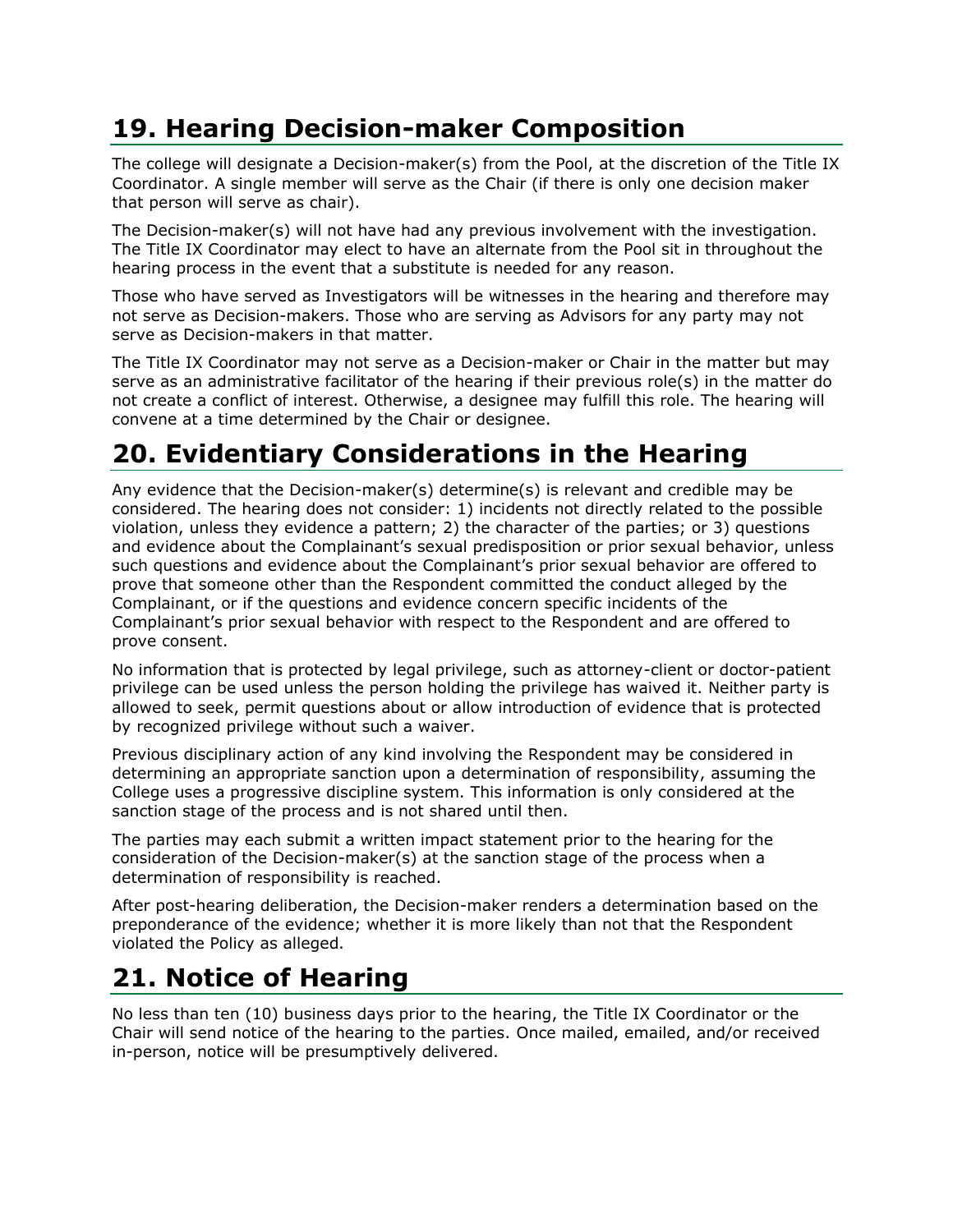## 19. Hearing Decision-maker Composition

The college will designate a Decision-maker(s) from the Pool, at the discretion of the Title IX Coordinator. A single member will serve as the Chair (if there is only one decision maker that person will serve as chair).

The Decision-maker(s) will not have had any previous involvement with the investigation. The Title IX Coordinator may elect to have an alternate from the Pool sit in throughout the hearing process in the event that a substitute is needed for any reason.

Those who have served as Investigators will be witnesses in the hearing and therefore may not serve as Decision-makers. Those who are serving as Advisors for any party may not serve as Decision-makers in that matter.

The Title IX Coordinator may not serve as a Decision-maker or Chair in the matter but may serve as an administrative facilitator of the hearing if their previous role(s) in the matter do not create a conflict of interest. Otherwise, a designee may fulfill this role. The hearing will convene at a time determined by the Chair or designee.

## 20. Evidentiary Considerations in the Hearing

Any evidence that the Decision-maker(s) determine(s) is relevant and credible may be considered. The hearing does not consider: 1) incidents not directly related to the possible violation, unless they evidence a pattern; 2) the character of the parties; or 3) questions and evidence about the Complainant's sexual predisposition or prior sexual behavior, unless such questions and evidence about the Complainant's prior sexual behavior are offered to prove that someone other than the Respondent committed the conduct alleged by the Complainant, or if the questions and evidence concern specific incidents of the Complainant's prior sexual behavior with respect to the Respondent and are offered to prove consent.

No information that is protected by legal privilege, such as attorney-client or doctor-patient privilege can be used unless the person holding the privilege has waived it. Neither party is allowed to seek, permit questions about or allow introduction of evidence that is protected by recognized privilege without such a waiver.

Previous disciplinary action of any kind involving the Respondent may be considered in determining an appropriate sanction upon a determination of responsibility, assuming the College uses a progressive discipline system. This information is only considered at the sanction stage of the process and is not shared until then.

The parties may each submit a written impact statement prior to the hearing for the consideration of the Decision-maker(s) at the sanction stage of the process when a determination of responsibility is reached.

After post-hearing deliberation, the Decision-maker renders a determination based on the preponderance of the evidence; whether it is more likely than not that the Respondent violated the Policy as alleged.

## 21. Notice of Hearing

No less than ten (10) business days prior to the hearing, the Title IX Coordinator or the Chair will send notice of the hearing to the parties. Once mailed, emailed, and/or received in-person, notice will be presumptively delivered.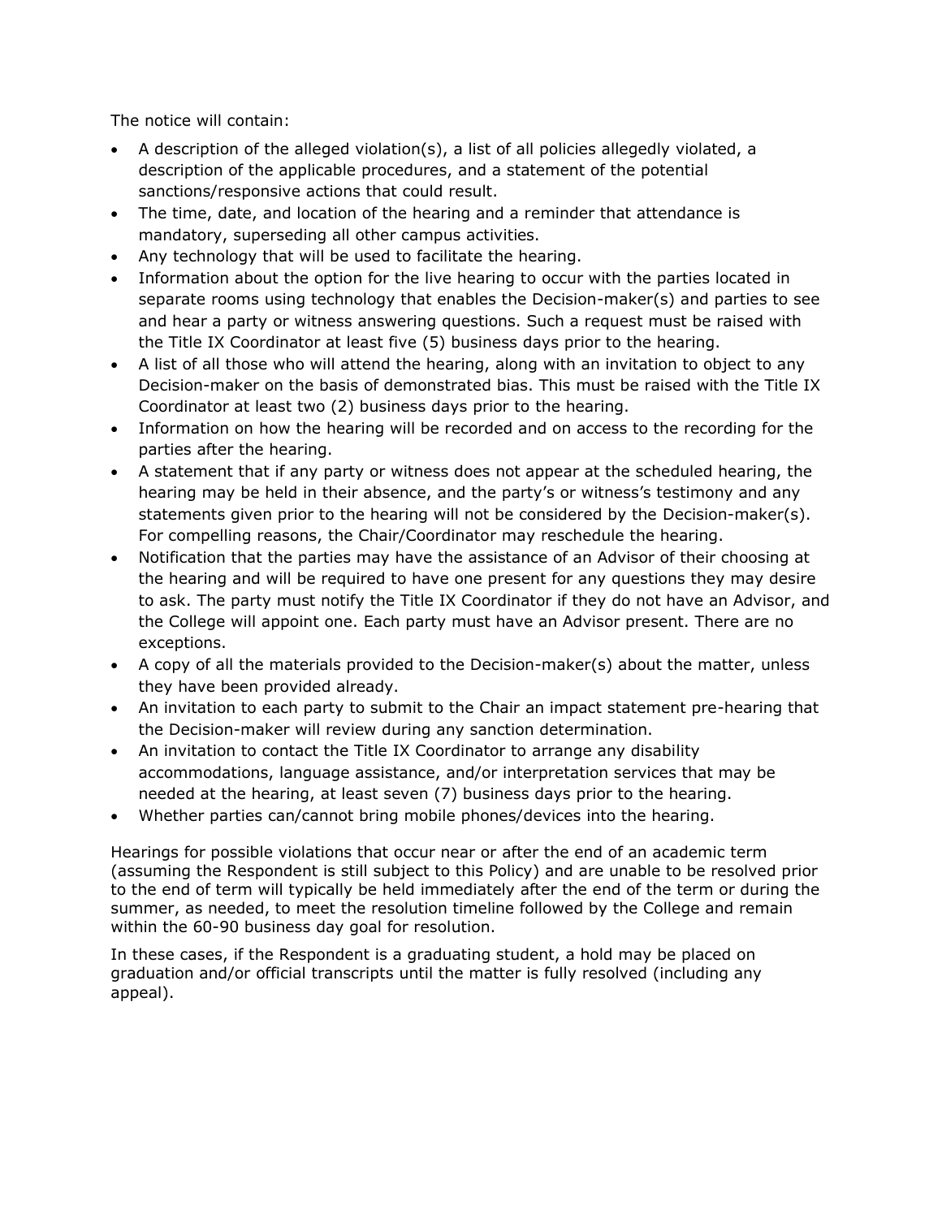The notice will contain:

- A description of the alleged violation(s), a list of all policies allegedly violated, a description of the applicable procedures, and a statement of the potential sanctions/responsive actions that could result.
- The time, date, and location of the hearing and a reminder that attendance is mandatory, superseding all other campus activities.
- Any technology that will be used to facilitate the hearing.
- Information about the option for the live hearing to occur with the parties located in separate rooms using technology that enables the Decision-maker(s) and parties to see and hear a party or witness answering questions. Such a request must be raised with the Title IX Coordinator at least five (5) business days prior to the hearing.
- A list of all those who will attend the hearing, along with an invitation to object to any Decision-maker on the basis of demonstrated bias. This must be raised with the Title IX Coordinator at least two (2) business days prior to the hearing.
- Information on how the hearing will be recorded and on access to the recording for the parties after the hearing.
- A statement that if any party or witness does not appear at the scheduled hearing, the hearing may be held in their absence, and the party's or witness's testimony and any statements given prior to the hearing will not be considered by the Decision-maker(s). For compelling reasons, the Chair/Coordinator may reschedule the hearing.
- Notification that the parties may have the assistance of an Advisor of their choosing at the hearing and will be required to have one present for any questions they may desire to ask. The party must notify the Title IX Coordinator if they do not have an Advisor, and the College will appoint one. Each party must have an Advisor present. There are no exceptions.
- A copy of all the materials provided to the Decision-maker(s) about the matter, unless they have been provided already.
- An invitation to each party to submit to the Chair an impact statement pre-hearing that the Decision-maker will review during any sanction determination.
- An invitation to contact the Title IX Coordinator to arrange any disability accommodations, language assistance, and/or interpretation services that may be needed at the hearing, at least seven (7) business days prior to the hearing.
- Whether parties can/cannot bring mobile phones/devices into the hearing.

Hearings for possible violations that occur near or after the end of an academic term (assuming the Respondent is still subject to this Policy) and are unable to be resolved prior to the end of term will typically be held immediately after the end of the term or during the summer, as needed, to meet the resolution timeline followed by the College and remain within the 60-90 business day goal for resolution.

In these cases, if the Respondent is a graduating student, a hold may be placed on graduation and/or official transcripts until the matter is fully resolved (including any appeal).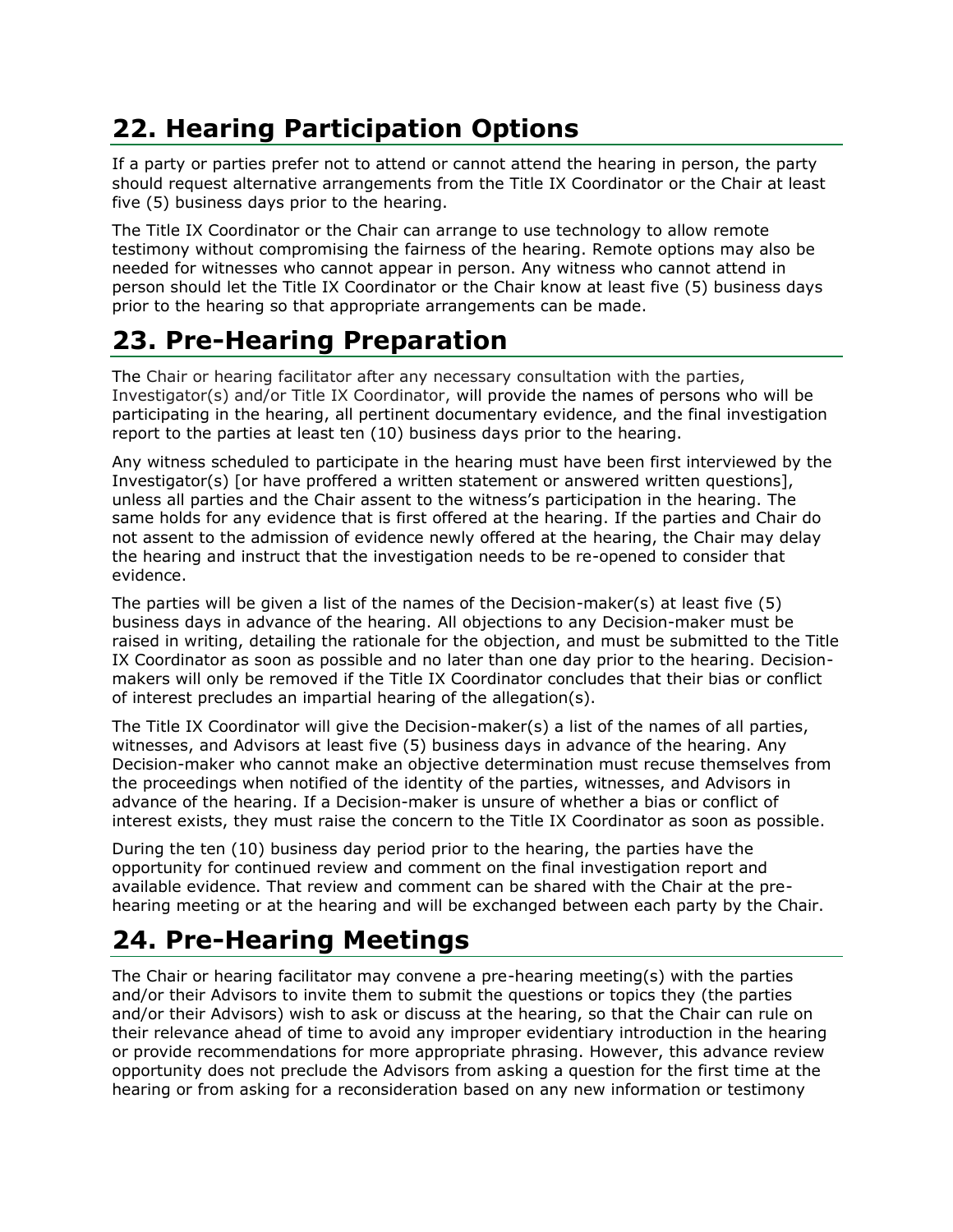## 22. Hearing Participation Options

If a party or parties prefer not to attend or cannot attend the hearing in person, the party should request alternative arrangements from the Title IX Coordinator or the Chair at least five (5) business days prior to the hearing.

The Title IX Coordinator or the Chair can arrange to use technology to allow remote testimony without compromising the fairness of the hearing. Remote options may also be needed for witnesses who cannot appear in person. Any witness who cannot attend in person should let the Title IX Coordinator or the Chair know at least five (5) business days prior to the hearing so that appropriate arrangements can be made.

## 23. Pre-Hearing Preparation

The Chair or hearing facilitator after any necessary consultation with the parties, Investigator(s) and/or Title IX Coordinator, will provide the names of persons who will be participating in the hearing, all pertinent documentary evidence, and the final investigation report to the parties at least ten (10) business days prior to the hearing.

Any witness scheduled to participate in the hearing must have been first interviewed by the Investigator(s) [or have proffered a written statement or answered written questions], unless all parties and the Chair assent to the witness's participation in the hearing. The same holds for any evidence that is first offered at the hearing. If the parties and Chair do not assent to the admission of evidence newly offered at the hearing, the Chair may delay the hearing and instruct that the investigation needs to be re-opened to consider that evidence.

The parties will be given a list of the names of the Decision-maker(s) at least five (5) business days in advance of the hearing. All objections to any Decision-maker must be raised in writing, detailing the rationale for the objection, and must be submitted to the Title IX Coordinator as soon as possible and no later than one day prior to the hearing. Decision-makers will only be removed if the Title IX Coordinator concludes that their bias or conflict of interest precludes an impartial hearing of the allegation(s).

The Title IX Coordinator will give the Decision-maker(s) a list of the names of all parties, witnesses, and Advisors at least five (5) business days in advance of the hearing. Any Decision-maker who cannot make an objective determination must recuse themselves from the proceedings when notified of the identity of the parties, witnesses, and Advisors in advance of the hearing. If a Decision-maker is unsure of whether a bias or conflict of interest exists, they must raise the concern to the Title IX Coordinator as soon as possible.

During the ten (10) business day period prior to the hearing, the parties have the opportunity for continued review and comment on the final investigation report and available evidence. That review and comment can be shared with the Chair at the pre-hearing meeting or at the hearing and will be exchanged between each party by the Chair.

## 24. Pre-Hearing Meetings

The Chair or hearing facilitator may convene a pre-hearing meeting(s) with the parties and/or their Advisors to invite them to submit the questions or topics they (the parties and/or their Advisors) wish to ask or discuss at the hearing, so that the Chair can rule on their relevance ahead of time to avoid any improper evidentiary introduction in the hearing or provide recommendations for more appropriate phrasing. However, this advance review opportunity does not preclude the Advisors from asking a question for the first time at the hearing or from asking for a reconsideration based on any new information or testimony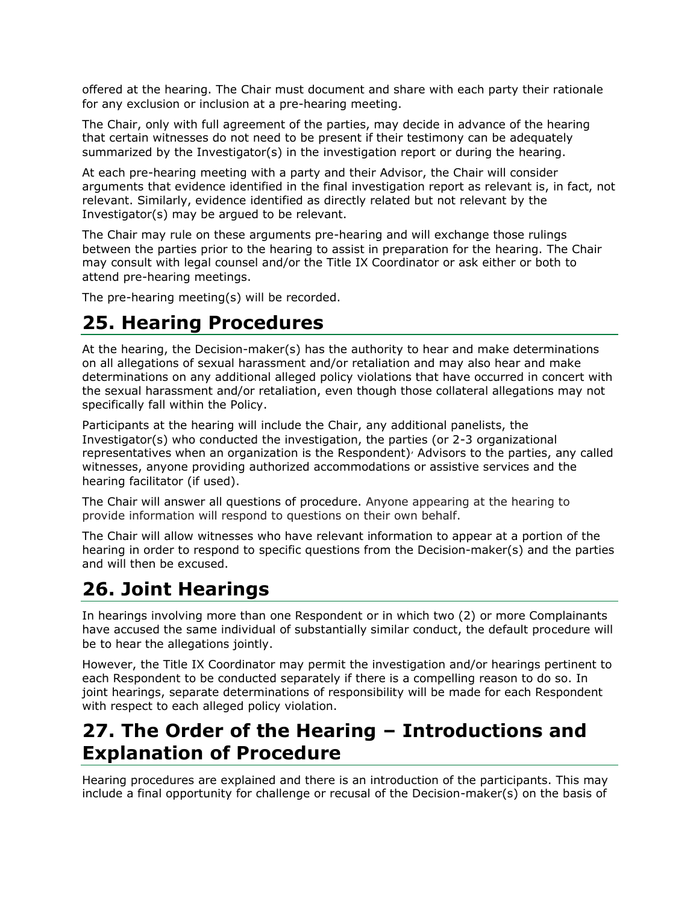offered at the hearing. The Chair must document and share with each party their rationale for any exclusion or inclusion at a pre-hearing meeting.

The Chair, only with full agreement of the parties, may decide in advance of the hearing that certain witnesses do not need to be present if their testimony can be adequately summarized by the Investigator(s) in the investigation report or during the hearing.

At each pre-hearing meeting with a party and their Advisor, the Chair will consider arguments that evidence identified in the final investigation report as relevant is, in fact, not relevant. Similarly, evidence identified as directly related but not relevant by the Investigator(s) may be argued to be relevant.

The Chair may rule on these arguments pre-hearing and will exchange those rulings between the parties prior to the hearing to assist in preparation for the hearing. The Chair may consult with legal counsel and/or the Title IX Coordinator or ask either or both to attend pre-hearing meetings.

The pre-hearing meeting(s) will be recorded.

# 25. Hearing Procedures

At the hearing, the Decision-maker(s) has the authority to hear and make determinations on all allegations of sexual harassment and/or retaliation and may also hear and make determinations on any additional alleged policy violations that have occurred in concert with the sexual harassment and/or retaliation, even though those collateral allegations may not specifically fall within the Policy.

Participants at the hearing will include the Chair, any additional panelists, the Investigator(s) who conducted the investigation, the parties (or 2-3 organizational representatives when an organization is the Respondent), Advisors to the parties, any called witnesses, anyone providing authorized accommodations or assistive services and the hearing facilitator (if used).

The Chair will answer all questions of procedure. Anyone appearing at the hearing to provide information will respond to questions on their own behalf.

The Chair will allow witnesses who have relevant information to appear at a portion of the hearing in order to respond to specific questions from the Decision-maker(s) and the parties and will then be excused.

# 26. Joint Hearings

In hearings involving more than one Respondent or in which two (2) or more Complainants have accused the same individual of substantially similar conduct, the default procedure will be to hear the allegations jointly.

However, the Title IX Coordinator may permit the investigation and/or hearings pertinent to each Respondent to be conducted separately if there is a compelling reason to do so. In joint hearings, separate determinations of responsibility will be made for each Respondent with respect to each alleged policy violation.

# 27. The Order of the Hearing – Introductions and Explanation of Procedure

Hearing procedures are explained and there is an introduction of the participants. This may include a final opportunity for challenge or recusal of the Decision-maker(s) on the basis of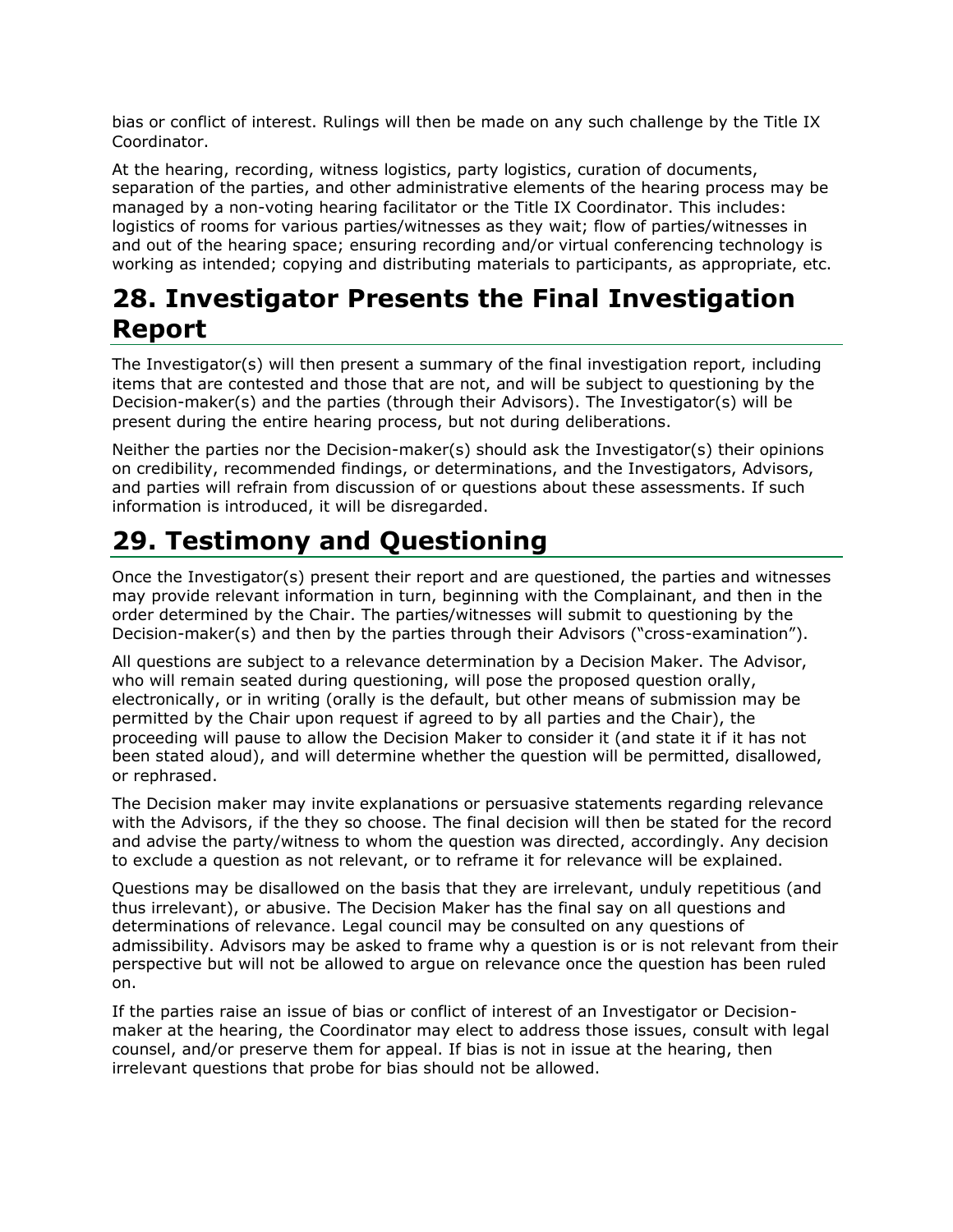bias or conflict of interest. Rulings will then be made on any such challenge by the Title IX Coordinator.

At the hearing, recording, witness logistics, party logistics, curation of documents, separation of the parties, and other administrative elements of the hearing process may be managed by a non-voting hearing facilitator or the Title IX Coordinator. This includes: logistics of rooms for various parties/witnesses as they wait; flow of parties/witnesses in and out of the hearing space; ensuring recording and/or virtual conferencing technology is working as intended; copying and distributing materials to participants, as appropriate, etc.

# 28. Investigator Presents the Final Investigation Report

The Investigator(s) will then present a summary of the final investigation report, including items that are contested and those that are not, and will be subject to questioning by the Decision-maker(s) and the parties (through their Advisors). The Investigator(s) will be present during the entire hearing process, but not during deliberations.

Neither the parties nor the Decision-maker(s) should ask the Investigator(s) their opinions on credibility, recommended findings, or determinations, and the Investigators, Advisors, and parties will refrain from discussion of or questions about these assessments. If such information is introduced, it will be disregarded.

# 29. Testimony and Questioning

Once the Investigator(s) present their report and are questioned, the parties and witnesses may provide relevant information in turn, beginning with the Complainant, and then in the order determined by the Chair. The parties/witnesses will submit to questioning by the Decision-maker(s) and then by the parties through their Advisors ("cross-examination").

All questions are subject to a relevance determination by a Decision Maker. The Advisor, who will remain seated during questioning, will pose the proposed question orally, electronically, or in writing (orally is the default, but other means of submission may be permitted by the Chair upon request if agreed to by all parties and the Chair), the proceeding will pause to allow the Decision Maker to consider it (and state it if it has not been stated aloud), and will determine whether the question will be permitted, disallowed, or rephrased.

The Decision maker may invite explanations or persuasive statements regarding relevance with the Advisors, if the they so choose. The final decision will then be stated for the record and advise the party/witness to whom the question was directed, accordingly. Any decision to exclude a question as not relevant, or to reframe it for relevance will be explained.

Questions may be disallowed on the basis that they are irrelevant, unduly repetitious (and thus irrelevant), or abusive. The Decision Maker has the final say on all questions and determinations of relevance. Legal council may be consulted on any questions of admissibility. Advisors may be asked to frame why a question is or is not relevant from their perspective but will not be allowed to argue on relevance once the question has been ruled on.

If the parties raise an issue of bias or conflict of interest of an Investigator or Decision-maker at the hearing, the Coordinator may elect to address those issues, consult with legal counsel, and/or preserve them for appeal. If bias is not in issue at the hearing, then irrelevant questions that probe for bias should not be allowed.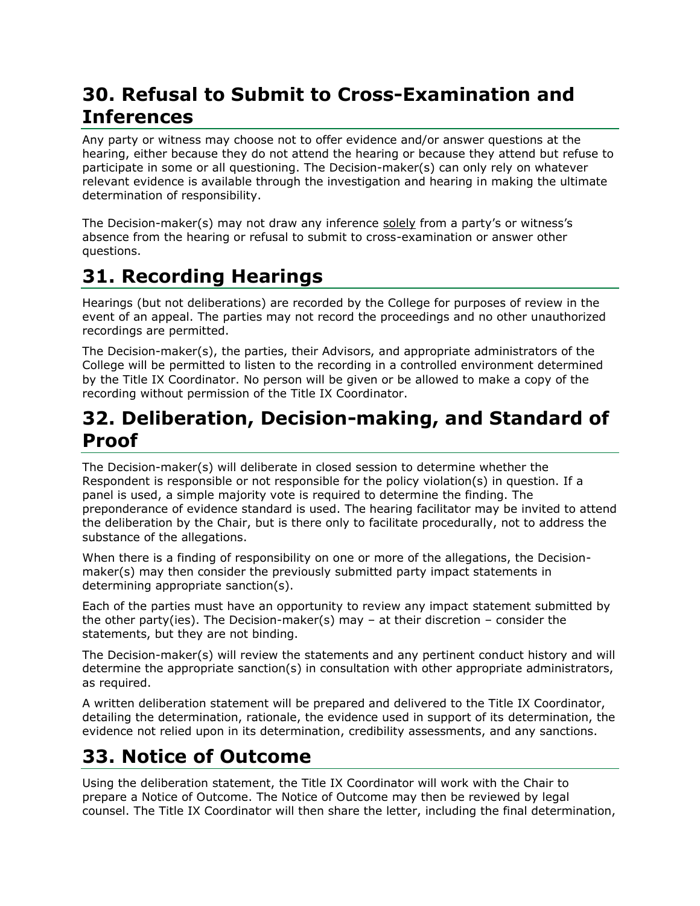## 30. Refusal to Submit to Cross-Examination and Inferences

Any party or witness may choose not to offer evidence and/or answer questions at the hearing, either because they do not attend the hearing or because they attend but refuse to participate in some or all questioning. The Decision-maker(s) can only rely on whatever relevant evidence is available through the investigation and hearing in making the ultimate determination of responsibility.

The Decision-maker(s) may not draw any inference solely from a party's or witness's absence from the hearing or refusal to submit to cross-examination or answer other questions.

## 31. Recording Hearings

Hearings (but not deliberations) are recorded by the College for purposes of review in the event of an appeal. The parties may not record the proceedings and no other unauthorized recordings are permitted.

The Decision-maker(s), the parties, their Advisors, and appropriate administrators of the College will be permitted to listen to the recording in a controlled environment determined by the Title IX Coordinator. No person will be given or be allowed to make a copy of the recording without permission of the Title IX Coordinator.

## 32. Deliberation, Decision-making, and Standard of Proof

The Decision-maker(s) will deliberate in closed session to determine whether the Respondent is responsible or not responsible for the policy violation(s) in question. If a panel is used, a simple majority vote is required to determine the finding. The preponderance of evidence standard is used. The hearing facilitator may be invited to attend the deliberation by the Chair, but is there only to facilitate procedurally, not to address the substance of the allegations.

When there is a finding of responsibility on one or more of the allegations, the Decision-maker(s) may then consider the previously submitted party impact statements in determining appropriate sanction(s).

Each of the parties must have an opportunity to review any impact statement submitted by the other party(ies). The Decision-maker(s) may – at their discretion – consider the statements, but they are not binding.

The Decision-maker(s) will review the statements and any pertinent conduct history and will determine the appropriate sanction(s) in consultation with other appropriate administrators, as required.

A written deliberation statement will be prepared and delivered to the Title IX Coordinator, detailing the determination, rationale, the evidence used in support of its determination, the evidence not relied upon in its determination, credibility assessments, and any sanctions.

## 33. Notice of Outcome

Using the deliberation statement, the Title IX Coordinator will work with the Chair to prepare a Notice of Outcome. The Notice of Outcome may then be reviewed by legal counsel. The Title IX Coordinator will then share the letter, including the final determination,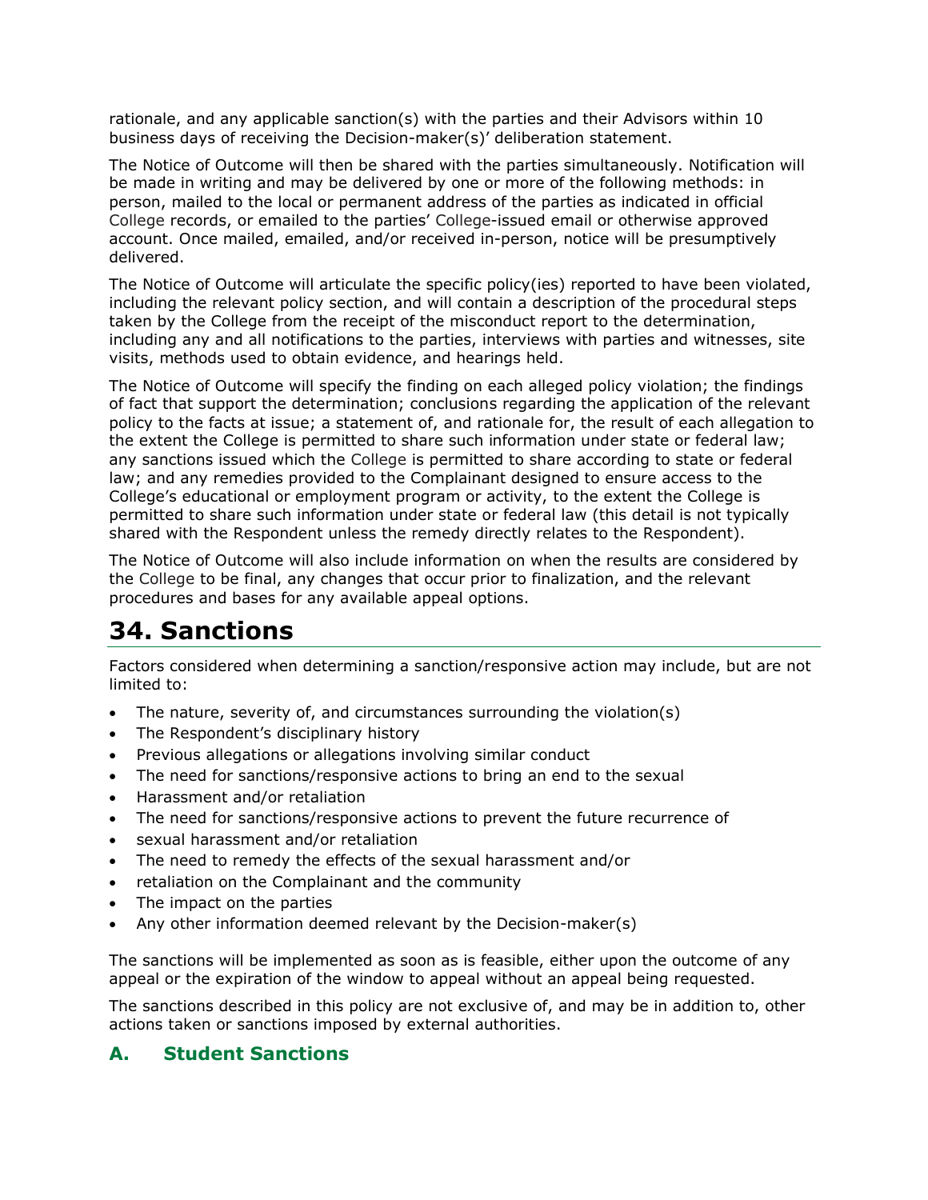rationale, and any applicable sanction(s) with the parties and their Advisors within 10 business days of receiving the Decision-maker(s)' deliberation statement.

The Notice of Outcome will then be shared with the parties simultaneously. Notification will be made in writing and may be delivered by one or more of the following methods: in person, mailed to the local or permanent address of the parties as indicated in official College records, or emailed to the parties' College-issued email or otherwise approved account. Once mailed, emailed, and/or received in-person, notice will be presumptively delivered.

The Notice of Outcome will articulate the specific policy(ies) reported to have been violated, including the relevant policy section, and will contain a description of the procedural steps taken by the College from the receipt of the misconduct report to the determination, including any and all notifications to the parties, interviews with parties and witnesses, site visits, methods used to obtain evidence, and hearings held.

The Notice of Outcome will specify the finding on each alleged policy violation; the findings of fact that support the determination; conclusions regarding the application of the relevant policy to the facts at issue; a statement of, and rationale for, the result of each allegation to the extent the College is permitted to share such information under state or federal law; any sanctions issued which the College is permitted to share according to state or federal law; and any remedies provided to the Complainant designed to ensure access to the College's educational or employment program or activity, to the extent the College is permitted to share such information under state or federal law (this detail is not typically shared with the Respondent unless the remedy directly relates to the Respondent).

The Notice of Outcome will also include information on when the results are considered by the College to be final, any changes that occur prior to finalization, and the relevant procedures and bases for any available appeal options.

# 34. Sanctions

Factors considered when determining a sanction/responsive action may include, but are not limited to:

- The nature, severity of, and circumstances surrounding the violation(s)
- The Respondent's disciplinary history
- Previous allegations or allegations involving similar conduct
- The need for sanctions/responsive actions to bring an end to the sexual
- Harassment and/or retaliation
- The need for sanctions/responsive actions to prevent the future recurrence of
- sexual harassment and/or retaliation
- The need to remedy the effects of the sexual harassment and/or
- retaliation on the Complainant and the community
- The impact on the parties
- Any other information deemed relevant by the Decision-maker(s)

The sanctions will be implemented as soon as is feasible, either upon the outcome of any appeal or the expiration of the window to appeal without an appeal being requested.

The sanctions described in this policy are not exclusive of, and may be in addition to, other actions taken or sanctions imposed by external authorities.

## A. Student Sanctions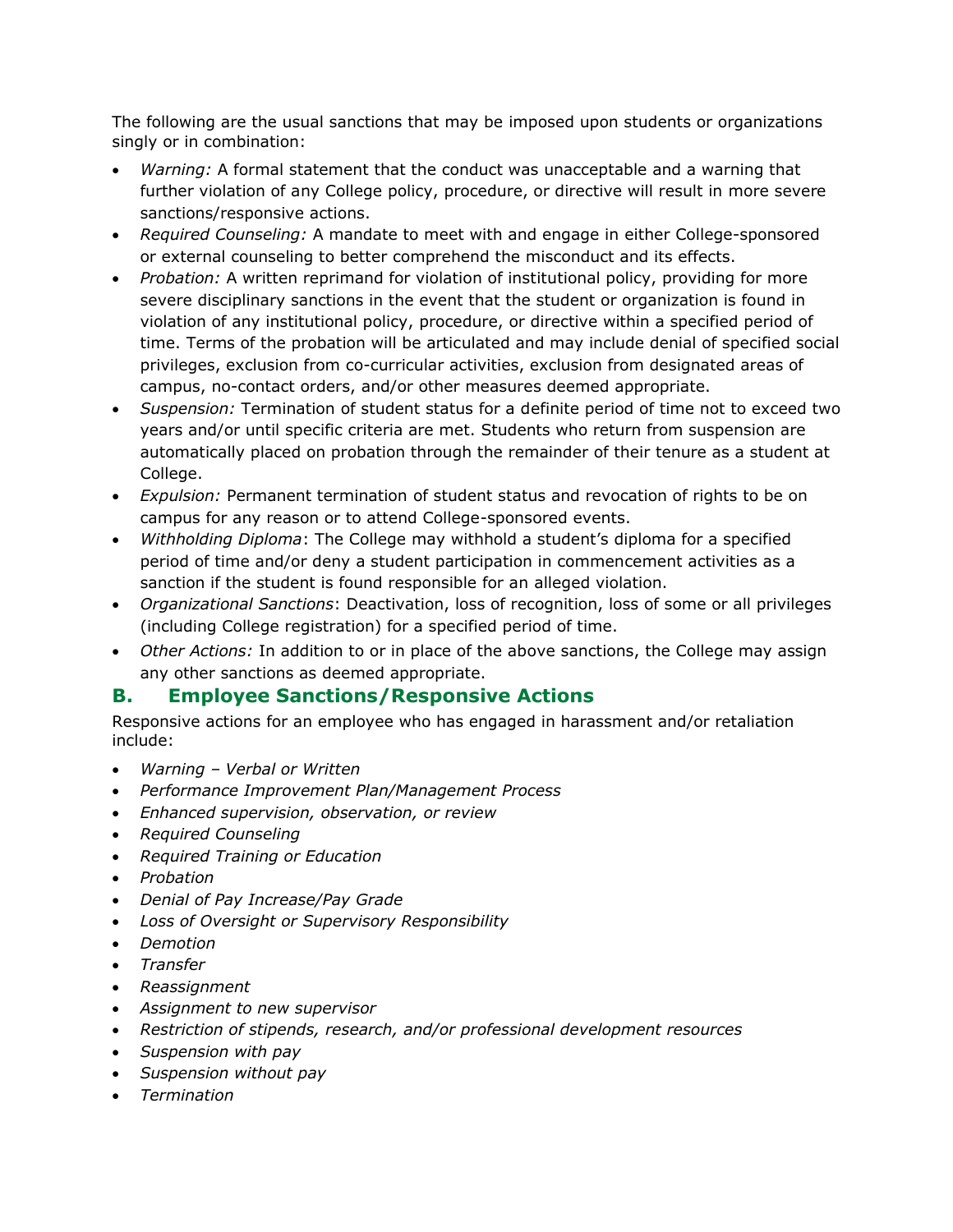The following are the usual sanctions that may be imposed upon students or organizations singly or in combination:

- *Warning:* A formal statement that the conduct was unacceptable and a warning that further violation of any College policy, procedure, or directive will result in more severe sanctions/responsive actions.
- *Required Counseling:* A mandate to meet with and engage in either College-sponsored or external counseling to better comprehend the misconduct and its effects.
- *Probation:* A written reprimand for violation of institutional policy, providing for more severe disciplinary sanctions in the event that the student or organization is found in violation of any institutional policy, procedure, or directive within a specified period of time. Terms of the probation will be articulated and may include denial of specified social privileges, exclusion from co-curricular activities, exclusion from designated areas of campus, no-contact orders, and/or other measures deemed appropriate.
- *Suspension:* Termination of student status for a definite period of time not to exceed two years and/or until specific criteria are met. Students who return from suspension are automatically placed on probation through the remainder of their tenure as a student at College.
- *Expulsion:* Permanent termination of student status and revocation of rights to be on campus for any reason or to attend College-sponsored events.
- *Withholding Diploma*: The College may withhold a student's diploma for a specified period of time and/or deny a student participation in commencement activities as a sanction if the student is found responsible for an alleged violation.
- *Organizational Sanctions*: Deactivation, loss of recognition, loss of some or all privileges (including College registration) for a specified period of time.
- *Other Actions:* In addition to or in place of the above sanctions, the College may assign any other sanctions as deemed appropriate.

## B. Employee Sanctions/Responsive Actions

Responsive actions for an employee who has engaged in harassment and/or retaliation include:

- *Warning – Verbal or Written*
- *Performance Improvement Plan/Management Process*
- *Enhanced supervision, observation, or review*
- *Required Counseling*
- *Required Training or Education*
- *Probation*
- *Denial of Pay Increase/Pay Grade*
- *Loss of Oversight or Supervisory Responsibility*
- *Demotion*
- *Transfer*
- *Reassignment*
- *Assignment to new supervisor*
- *Restriction of stipends, research, and/or professional development resources*
- *Suspension with pay*
- *Suspension without pay*
- *Termination*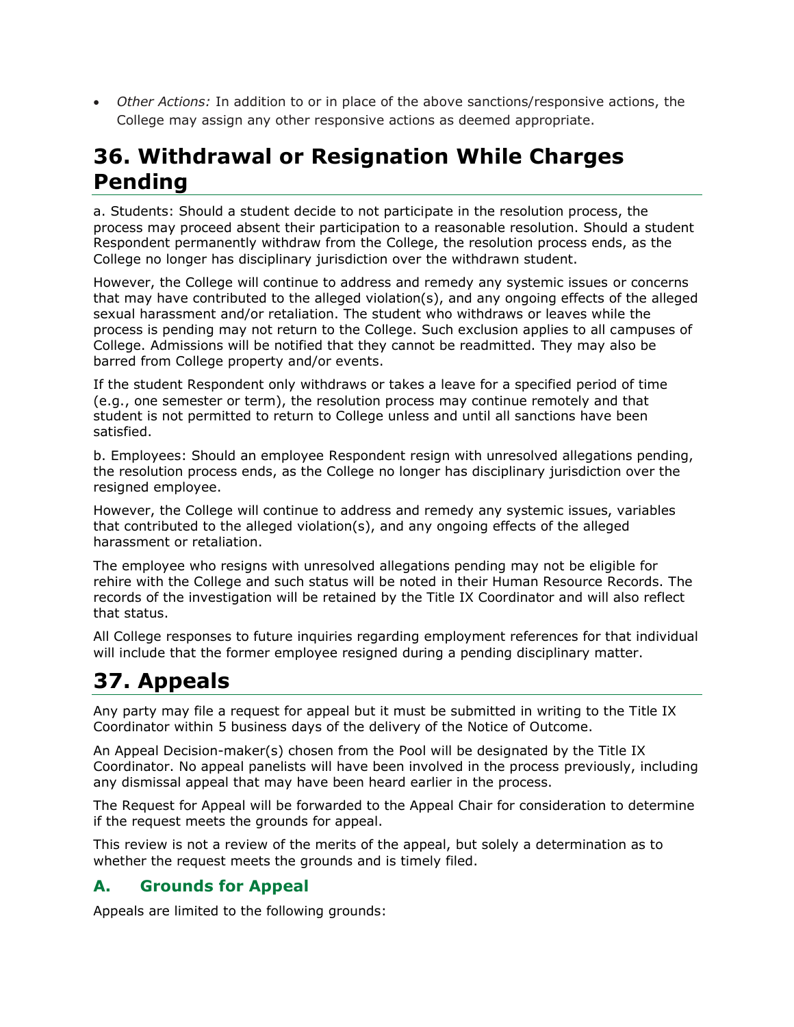- *Other Actions:* In addition to or in place of the above sanctions/responsive actions, the College may assign any other responsive actions as deemed appropriate.

# 36. Withdrawal or Resignation While Charges Pending

a. Students: Should a student decide to not participate in the resolution process, the process may proceed absent their participation to a reasonable resolution. Should a student Respondent permanently withdraw from the College, the resolution process ends, as the College no longer has disciplinary jurisdiction over the withdrawn student.

However, the College will continue to address and remedy any systemic issues or concerns that may have contributed to the alleged violation(s), and any ongoing effects of the alleged sexual harassment and/or retaliation. The student who withdraws or leaves while the process is pending may not return to the College. Such exclusion applies to all campuses of College. Admissions will be notified that they cannot be readmitted. They may also be barred from College property and/or events.

If the student Respondent only withdraws or takes a leave for a specified period of time (e.g., one semester or term), the resolution process may continue remotely and that student is not permitted to return to College unless and until all sanctions have been satisfied.

b. Employees: Should an employee Respondent resign with unresolved allegations pending, the resolution process ends, as the College no longer has disciplinary jurisdiction over the resigned employee.

However, the College will continue to address and remedy any systemic issues, variables that contributed to the alleged violation(s), and any ongoing effects of the alleged harassment or retaliation.

The employee who resigns with unresolved allegations pending may not be eligible for rehire with the College and such status will be noted in their Human Resource Records. The records of the investigation will be retained by the Title IX Coordinator and will also reflect that status.

All College responses to future inquiries regarding employment references for that individual will include that the former employee resigned during a pending disciplinary matter.

# 37. Appeals

Any party may file a request for appeal but it must be submitted in writing to the Title IX Coordinator within 5 business days of the delivery of the Notice of Outcome.

An Appeal Decision-maker(s) chosen from the Pool will be designated by the Title IX Coordinator. No appeal panelists will have been involved in the process previously, including any dismissal appeal that may have been heard earlier in the process.

The Request for Appeal will be forwarded to the Appeal Chair for consideration to determine if the request meets the grounds for appeal.

This review is not a review of the merits of the appeal, but solely a determination as to whether the request meets the grounds and is timely filed.

## A. Grounds for Appeal

Appeals are limited to the following grounds: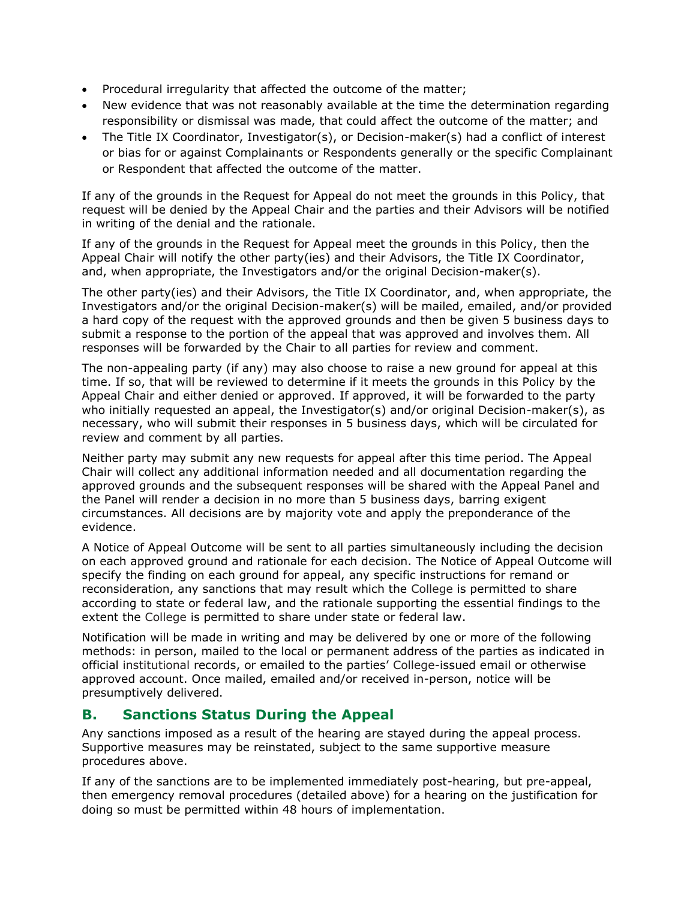- Procedural irregularity that affected the outcome of the matter;
- New evidence that was not reasonably available at the time the determination regarding responsibility or dismissal was made, that could affect the outcome of the matter; and
- The Title IX Coordinator, Investigator(s), or Decision-maker(s) had a conflict of interest or bias for or against Complainants or Respondents generally or the specific Complainant or Respondent that affected the outcome of the matter.

If any of the grounds in the Request for Appeal do not meet the grounds in this Policy, that request will be denied by the Appeal Chair and the parties and their Advisors will be notified in writing of the denial and the rationale.

If any of the grounds in the Request for Appeal meet the grounds in this Policy, then the Appeal Chair will notify the other party(ies) and their Advisors, the Title IX Coordinator, and, when appropriate, the Investigators and/or the original Decision-maker(s).

The other party(ies) and their Advisors, the Title IX Coordinator, and, when appropriate, the Investigators and/or the original Decision-maker(s) will be mailed, emailed, and/or provided a hard copy of the request with the approved grounds and then be given 5 business days to submit a response to the portion of the appeal that was approved and involves them. All responses will be forwarded by the Chair to all parties for review and comment.

The non-appealing party (if any) may also choose to raise a new ground for appeal at this time. If so, that will be reviewed to determine if it meets the grounds in this Policy by the Appeal Chair and either denied or approved. If approved, it will be forwarded to the party who initially requested an appeal, the Investigator(s) and/or original Decision-maker(s), as necessary, who will submit their responses in 5 business days, which will be circulated for review and comment by all parties.

Neither party may submit any new requests for appeal after this time period. The Appeal Chair will collect any additional information needed and all documentation regarding the approved grounds and the subsequent responses will be shared with the Appeal Panel and the Panel will render a decision in no more than 5 business days, barring exigent circumstances. All decisions are by majority vote and apply the preponderance of the evidence.

A Notice of Appeal Outcome will be sent to all parties simultaneously including the decision on each approved ground and rationale for each decision. The Notice of Appeal Outcome will specify the finding on each ground for appeal, any specific instructions for remand or reconsideration, any sanctions that may result which the College is permitted to share according to state or federal law, and the rationale supporting the essential findings to the extent the College is permitted to share under state or federal law.

Notification will be made in writing and may be delivered by one or more of the following methods: in person, mailed to the local or permanent address of the parties as indicated in official institutional records, or emailed to the parties' College-issued email or otherwise approved account. Once mailed, emailed and/or received in-person, notice will be presumptively delivered.

## B. Sanctions Status During the Appeal

Any sanctions imposed as a result of the hearing are stayed during the appeal process. Supportive measures may be reinstated, subject to the same supportive measure procedures above.

If any of the sanctions are to be implemented immediately post-hearing, but pre-appeal, then emergency removal procedures (detailed above) for a hearing on the justification for doing so must be permitted within 48 hours of implementation.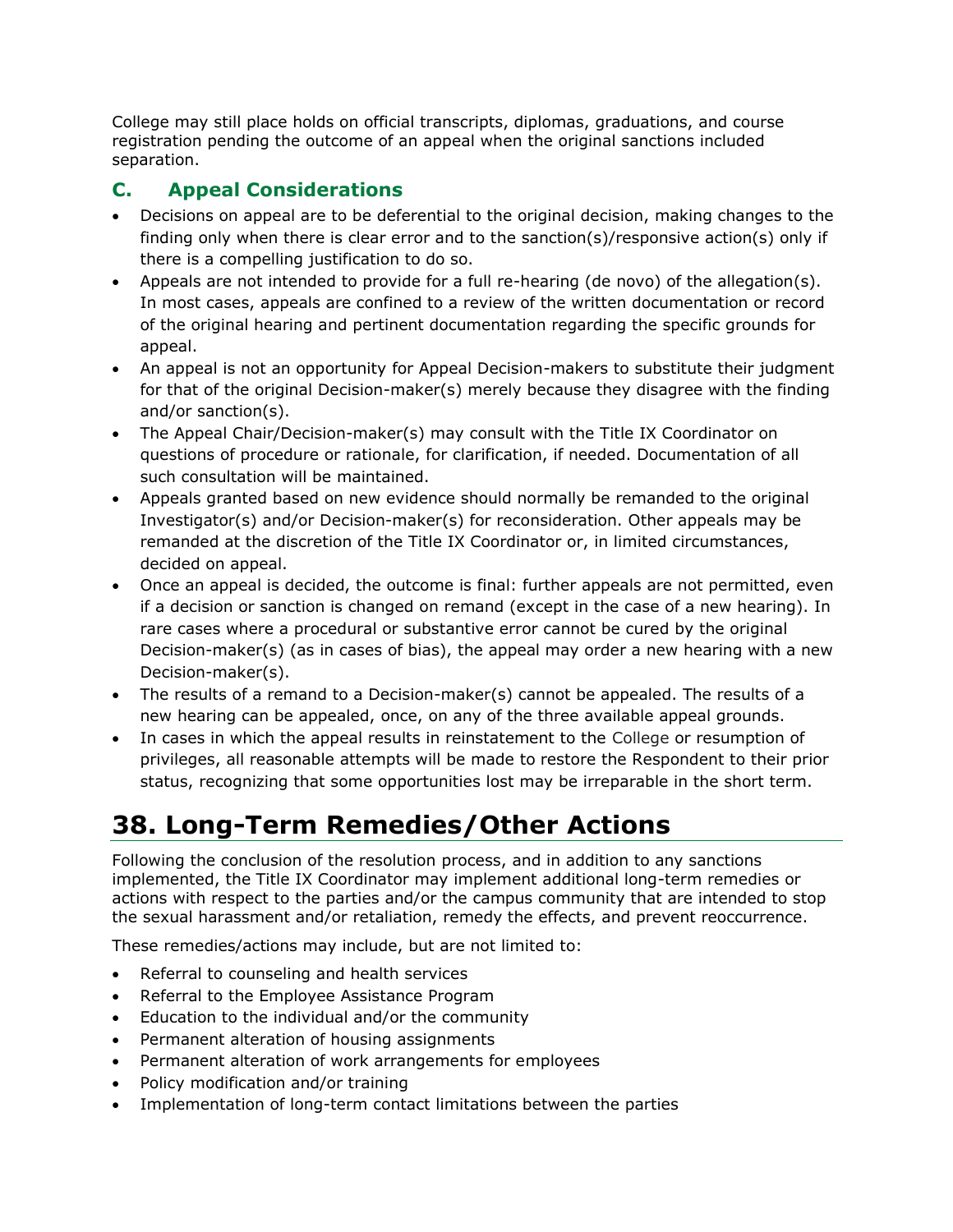College may still place holds on official transcripts, diplomas, graduations, and course registration pending the outcome of an appeal when the original sanctions included separation.

### C. Appeal Considerations

- Decisions on appeal are to be deferential to the original decision, making changes to the finding only when there is clear error and to the sanction(s)/responsive action(s) only if there is a compelling justification to do so.
- Appeals are not intended to provide for a full re-hearing (de novo) of the allegation(s). In most cases, appeals are confined to a review of the written documentation or record of the original hearing and pertinent documentation regarding the specific grounds for appeal.
- An appeal is not an opportunity for Appeal Decision-makers to substitute their judgment for that of the original Decision-maker(s) merely because they disagree with the finding and/or sanction(s).
- The Appeal Chair/Decision-maker(s) may consult with the Title IX Coordinator on questions of procedure or rationale, for clarification, if needed. Documentation of all such consultation will be maintained.
- Appeals granted based on new evidence should normally be remanded to the original Investigator(s) and/or Decision-maker(s) for reconsideration. Other appeals may be remanded at the discretion of the Title IX Coordinator or, in limited circumstances, decided on appeal.
- Once an appeal is decided, the outcome is final: further appeals are not permitted, even if a decision or sanction is changed on remand (except in the case of a new hearing). In rare cases where a procedural or substantive error cannot be cured by the original Decision-maker(s) (as in cases of bias), the appeal may order a new hearing with a new Decision-maker(s).
- The results of a remand to a Decision-maker(s) cannot be appealed. The results of a new hearing can be appealed, once, on any of the three available appeal grounds.
- In cases in which the appeal results in reinstatement to the College or resumption of privileges, all reasonable attempts will be made to restore the Respondent to their prior status, recognizing that some opportunities lost may be irreparable in the short term.

# 38. Long-Term Remedies/Other Actions

Following the conclusion of the resolution process, and in addition to any sanctions implemented, the Title IX Coordinator may implement additional long-term remedies or actions with respect to the parties and/or the campus community that are intended to stop the sexual harassment and/or retaliation, remedy the effects, and prevent reoccurrence.

These remedies/actions may include, but are not limited to:

- Referral to counseling and health services
- Referral to the Employee Assistance Program
- Education to the individual and/or the community
- Permanent alteration of housing assignments
- Permanent alteration of work arrangements for employees
- Policy modification and/or training
- Implementation of long-term contact limitations between the parties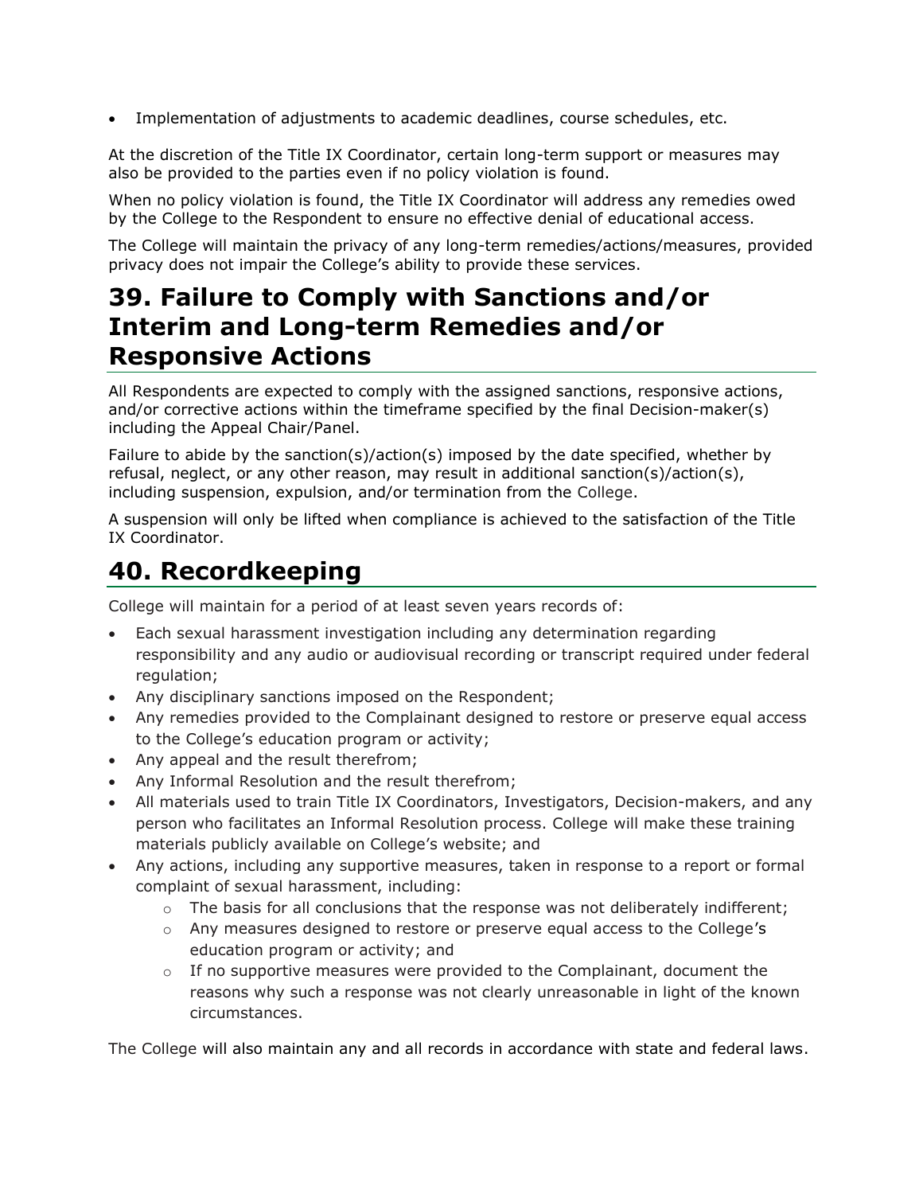- Implementation of adjustments to academic deadlines, course schedules, etc.

At the discretion of the Title IX Coordinator, certain long-term support or measures may also be provided to the parties even if no policy violation is found.

When no policy violation is found, the Title IX Coordinator will address any remedies owed by the College to the Respondent to ensure no effective denial of educational access.

The College will maintain the privacy of any long-term remedies/actions/measures, provided privacy does not impair the College's ability to provide these services.

# 39. Failure to Comply with Sanctions and/or Interim and Long-term Remedies and/or Responsive Actions

All Respondents are expected to comply with the assigned sanctions, responsive actions, and/or corrective actions within the timeframe specified by the final Decision-maker(s) including the Appeal Chair/Panel.

Failure to abide by the sanction(s)/action(s) imposed by the date specified, whether by refusal, neglect, or any other reason, may result in additional sanction(s)/action(s), including suspension, expulsion, and/or termination from the College.

A suspension will only be lifted when compliance is achieved to the satisfaction of the Title IX Coordinator.

# 40. Recordkeeping

College will maintain for a period of at least seven years records of:

- Each sexual harassment investigation including any determination regarding responsibility and any audio or audiovisual recording or transcript required under federal regulation;
- Any disciplinary sanctions imposed on the Respondent;
- Any remedies provided to the Complainant designed to restore or preserve equal access to the College's education program or activity;
- Any appeal and the result therefrom;
- Any Informal Resolution and the result therefrom;
- All materials used to train Title IX Coordinators, Investigators, Decision-makers, and any person who facilitates an Informal Resolution process. College will make these training materials publicly available on College's website; and
- Any actions, including any supportive measures, taken in response to a report or formal complaint of sexual harassment, including:
  - The basis for all conclusions that the response was not deliberately indifferent;
  - Any measures designed to restore or preserve equal access to the College's education program or activity; and
  - If no supportive measures were provided to the Complainant, document the reasons why such a response was not clearly unreasonable in light of the known circumstances.

The College will also maintain any and all records in accordance with state and federal laws.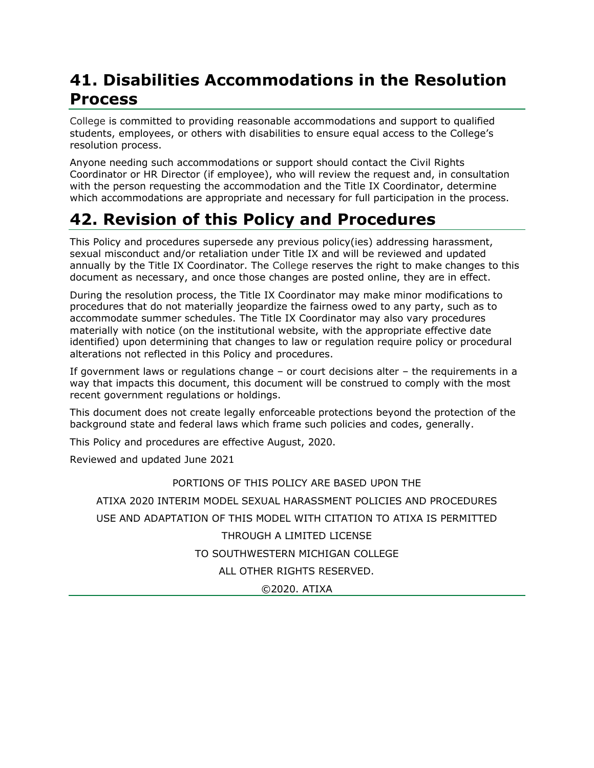## 41. Disabilities Accommodations in the Resolution Process

College is committed to providing reasonable accommodations and support to qualified students, employees, or others with disabilities to ensure equal access to the College's resolution process.

Anyone needing such accommodations or support should contact the Civil Rights Coordinator or HR Director (if employee), who will review the request and, in consultation with the person requesting the accommodation and the Title IX Coordinator, determine which accommodations are appropriate and necessary for full participation in the process.

## 42. Revision of this Policy and Procedures

This Policy and procedures supersede any previous policy(ies) addressing harassment, sexual misconduct and/or retaliation under Title IX and will be reviewed and updated annually by the Title IX Coordinator. The College reserves the right to make changes to this document as necessary, and once those changes are posted online, they are in effect.

During the resolution process, the Title IX Coordinator may make minor modifications to procedures that do not materially jeopardize the fairness owed to any party, such as to accommodate summer schedules. The Title IX Coordinator may also vary procedures materially with notice (on the institutional website, with the appropriate effective date identified) upon determining that changes to law or regulation require policy or procedural alterations not reflected in this Policy and procedures.

If government laws or regulations change – or court decisions alter – the requirements in a way that impacts this document, this document will be construed to comply with the most recent government regulations or holdings.

This document does not create legally enforceable protections beyond the protection of the background state and federal laws which frame such policies and codes, generally.

This Policy and procedures are effective August, 2020.

Reviewed and updated June 2021

PORTIONS OF THIS POLICY ARE BASED UPON THE

ATIXA 2020 INTERIM MODEL SEXUAL HARASSMENT POLICIES AND PROCEDURES

USE AND ADAPTATION OF THIS MODEL WITH CITATION TO ATIXA IS PERMITTED

THROUGH A LIMITED LICENSE

TO SOUTHWESTERN MICHIGAN COLLEGE

ALL OTHER RIGHTS RESERVED.

©2020. ATIXA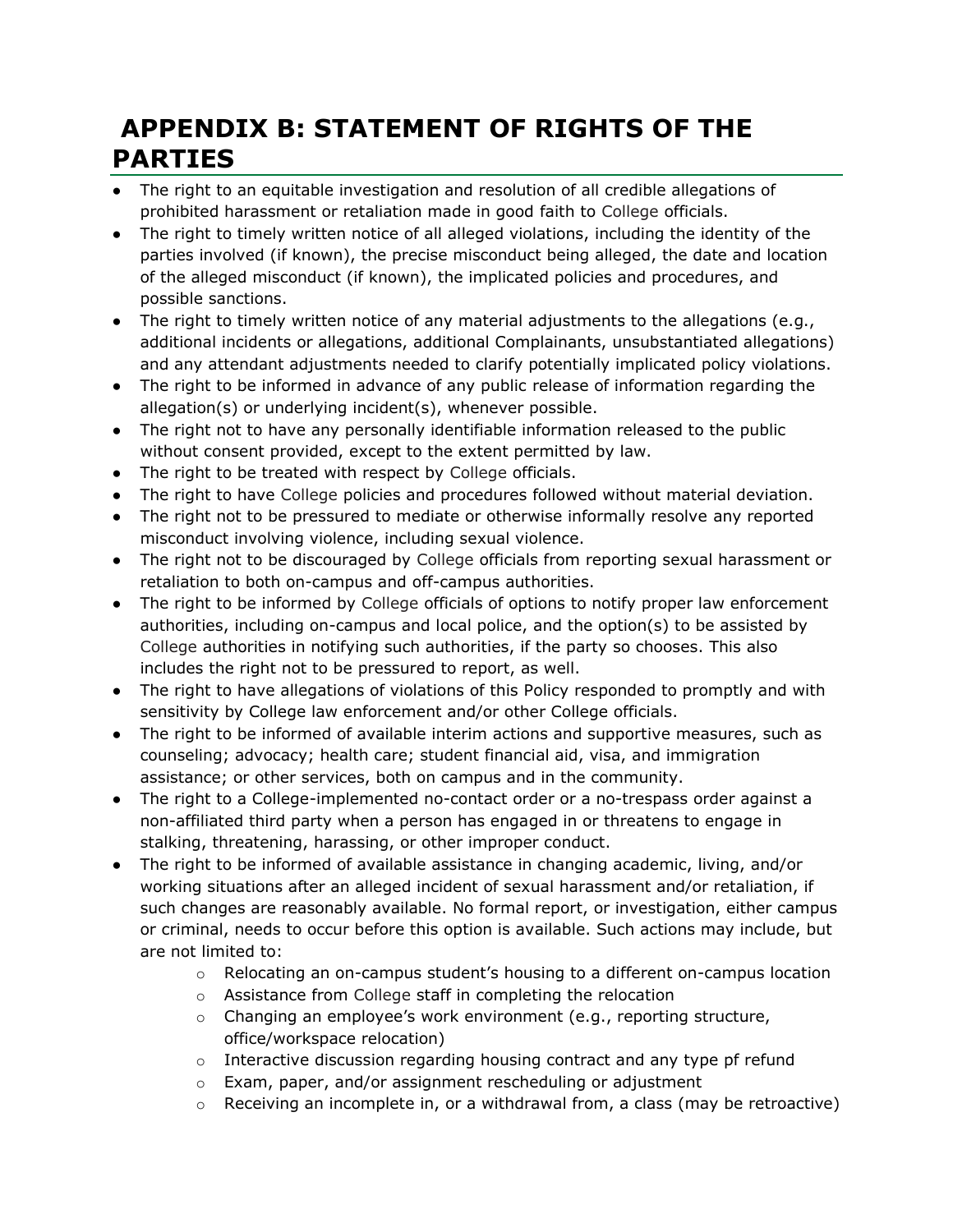# APPENDIX B: STATEMENT OF RIGHTS OF THE PARTIES

- The right to an equitable investigation and resolution of all credible allegations of prohibited harassment or retaliation made in good faith to College officials.
- The right to timely written notice of all alleged violations, including the identity of the parties involved (if known), the precise misconduct being alleged, the date and location of the alleged misconduct (if known), the implicated policies and procedures, and possible sanctions.
- The right to timely written notice of any material adjustments to the allegations (e.g., additional incidents or allegations, additional Complainants, unsubstantiated allegations) and any attendant adjustments needed to clarify potentially implicated policy violations.
- The right to be informed in advance of any public release of information regarding the allegation(s) or underlying incident(s), whenever possible.
- The right not to have any personally identifiable information released to the public without consent provided, except to the extent permitted by law.
- The right to be treated with respect by College officials.
- The right to have College policies and procedures followed without material deviation.
- The right not to be pressured to mediate or otherwise informally resolve any reported misconduct involving violence, including sexual violence.
- The right not to be discouraged by College officials from reporting sexual harassment or retaliation to both on-campus and off-campus authorities.
- The right to be informed by College officials of options to notify proper law enforcement authorities, including on-campus and local police, and the option(s) to be assisted by College authorities in notifying such authorities, if the party so chooses. This also includes the right not to be pressured to report, as well.
- The right to have allegations of violations of this Policy responded to promptly and with sensitivity by College law enforcement and/or other College officials.
- The right to be informed of available interim actions and supportive measures, such as counseling; advocacy; health care; student financial aid, visa, and immigration assistance; or other services, both on campus and in the community.
- The right to a College-implemented no-contact order or a no-trespass order against a non-affiliated third party when a person has engaged in or threatens to engage in stalking, threatening, harassing, or other improper conduct.
- The right to be informed of available assistance in changing academic, living, and/or working situations after an alleged incident of sexual harassment and/or retaliation, if such changes are reasonably available. No formal report, or investigation, either campus or criminal, needs to occur before this option is available. Such actions may include, but are not limited to:
  - Relocating an on-campus student's housing to a different on-campus location
  - Assistance from College staff in completing the relocation
  - Changing an employee's work environment (e.g., reporting structure, office/workspace relocation)
  - Interactive discussion regarding housing contract and any type pf refund
  - Exam, paper, and/or assignment rescheduling or adjustment
  - Receiving an incomplete in, or a withdrawal from, a class (may be retroactive)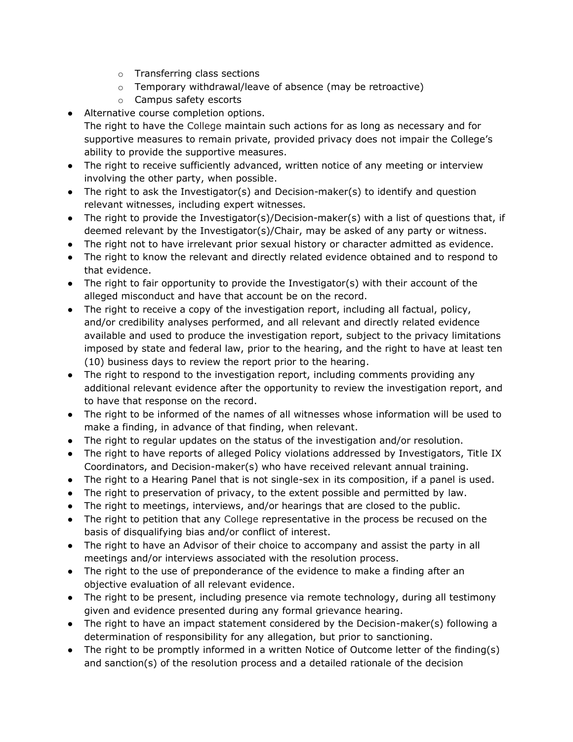- Transferring class sections
    - Temporary withdrawal/leave of absence (may be retroactive)
    - Campus safety escorts
- Alternative course completion options.
  The right to have the College maintain such actions for as long as necessary and for supportive measures to remain private, provided privacy does not impair the College's ability to provide the supportive measures.
- The right to receive sufficiently advanced, written notice of any meeting or interview involving the other party, when possible.
- The right to ask the Investigator(s) and Decision-maker(s) to identify and question relevant witnesses, including expert witnesses.
- The right to provide the Investigator(s)/Decision-maker(s) with a list of questions that, if deemed relevant by the Investigator(s)/Chair, may be asked of any party or witness.
- The right not to have irrelevant prior sexual history or character admitted as evidence.
- The right to know the relevant and directly related evidence obtained and to respond to that evidence.
- The right to fair opportunity to provide the Investigator(s) with their account of the alleged misconduct and have that account be on the record.
- The right to receive a copy of the investigation report, including all factual, policy, and/or credibility analyses performed, and all relevant and directly related evidence available and used to produce the investigation report, subject to the privacy limitations imposed by state and federal law, prior to the hearing, and the right to have at least ten (10) business days to review the report prior to the hearing.
- The right to respond to the investigation report, including comments providing any additional relevant evidence after the opportunity to review the investigation report, and to have that response on the record.
- The right to be informed of the names of all witnesses whose information will be used to make a finding, in advance of that finding, when relevant.
- The right to regular updates on the status of the investigation and/or resolution.
- The right to have reports of alleged Policy violations addressed by Investigators, Title IX Coordinators, and Decision-maker(s) who have received relevant annual training.
- The right to a Hearing Panel that is not single-sex in its composition, if a panel is used.
- The right to preservation of privacy, to the extent possible and permitted by law.
- The right to meetings, interviews, and/or hearings that are closed to the public.
- The right to petition that any College representative in the process be recused on the basis of disqualifying bias and/or conflict of interest.
- The right to have an Advisor of their choice to accompany and assist the party in all meetings and/or interviews associated with the resolution process.
- The right to the use of preponderance of the evidence to make a finding after an objective evaluation of all relevant evidence.
- The right to be present, including presence via remote technology, during all testimony given and evidence presented during any formal grievance hearing.
- The right to have an impact statement considered by the Decision-maker(s) following a determination of responsibility for any allegation, but prior to sanctioning.
- The right to be promptly informed in a written Notice of Outcome letter of the finding(s) and sanction(s) of the resolution process and a detailed rationale of the decision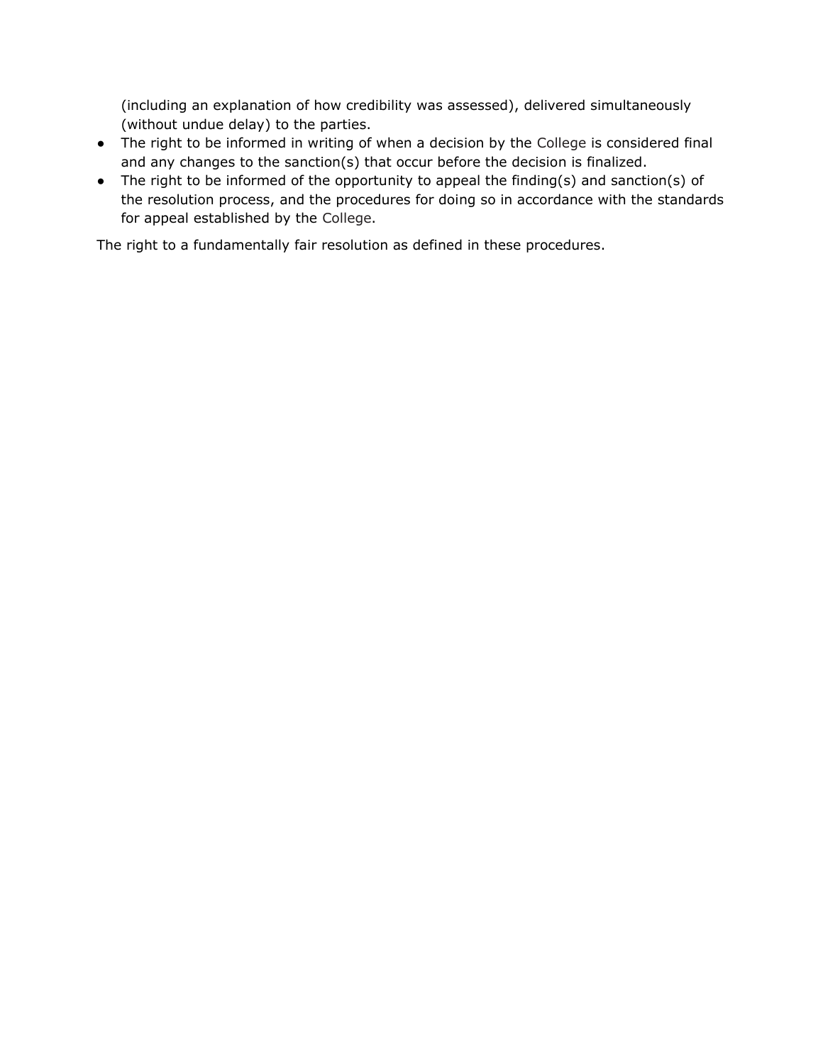(including an explanation of how credibility was assessed), delivered simultaneously (without undue delay) to the parties.

- The right to be informed in writing of when a decision by the College is considered final and any changes to the sanction(s) that occur before the decision is finalized.
- The right to be informed of the opportunity to appeal the finding(s) and sanction(s) of the resolution process, and the procedures for doing so in accordance with the standards for appeal established by the College.

The right to a fundamentally fair resolution as defined in these procedures.